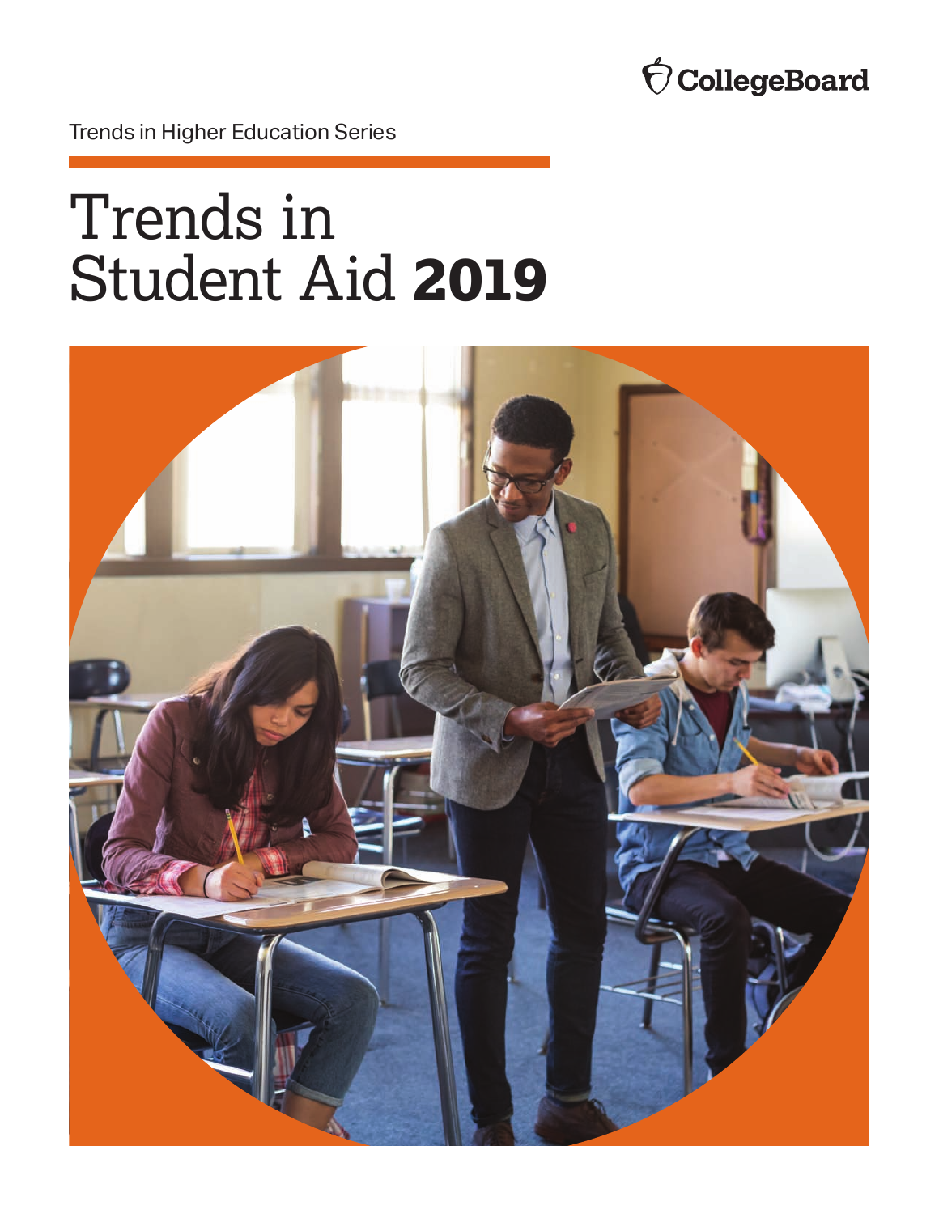CollegeBoard

Trends in Higher Education Series

# Trends in Student Aid **2019**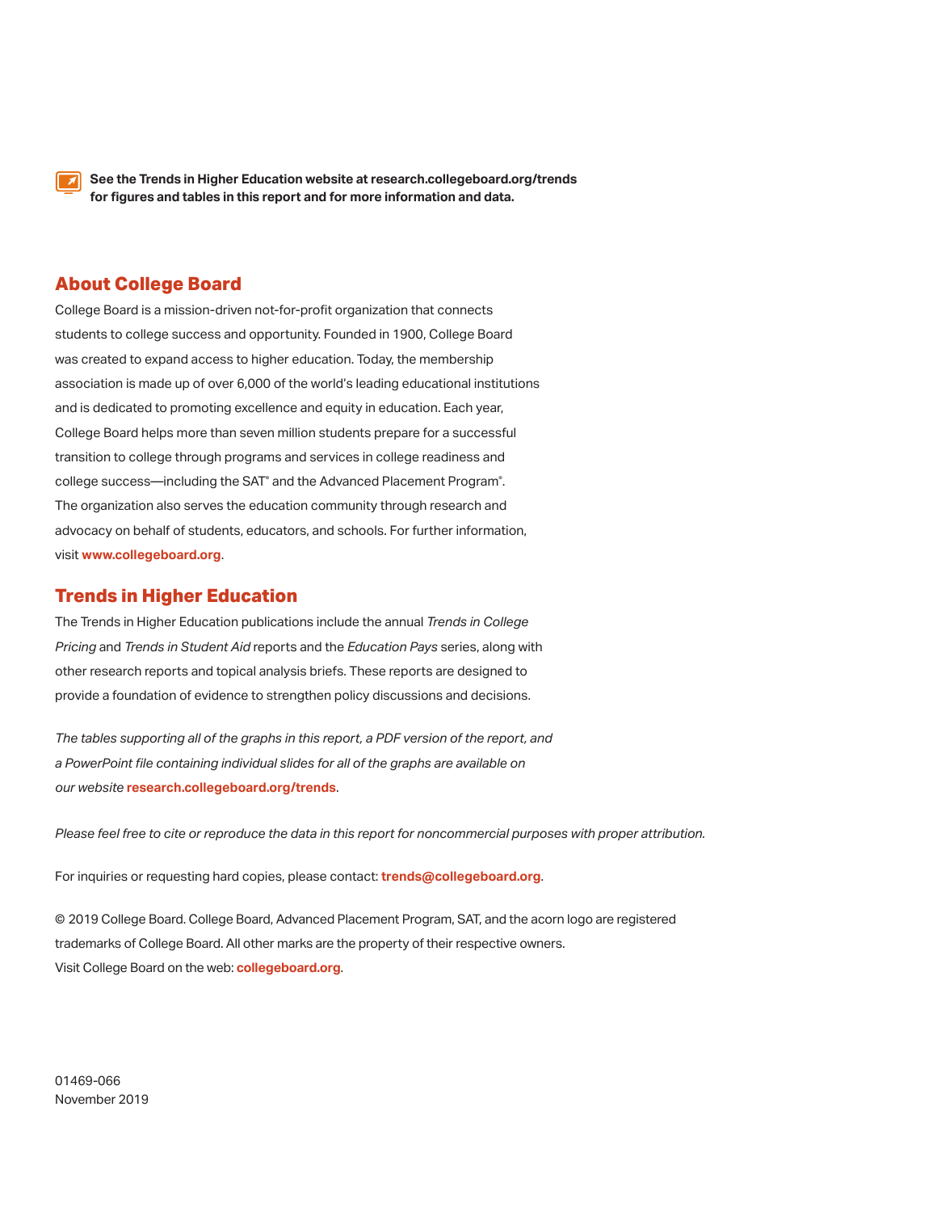**See the Trends in Higher Education website at research.collegeboard.org/trends for figures and tables in this report and for more information and data.**

## About College Board

College Board is a mission-driven not-for-profit organization that connects students to college success and opportunity. Founded in 1900, College Board was created to expand access to higher education. Today, the membership association is made up of over 6,000 of the world's leading educational institutions and is dedicated to promoting excellence and equity in education. Each year, College Board helps more than seven million students prepare for a successful transition to college through programs and services in college readiness and college success—including the SAT® and the Advanced Placement Program®. The organization also serves the education community through research and advocacy on behalf of students, educators, and schools. For further information, visit **www.collegeboard.org**.

## Trends in Higher Education

The Trends in Higher Education publications include the annual *Trends in College Pricing* and *Trends in Student Aid* reports and the *Education Pays* series, along with other research reports and topical analysis briefs. These reports are designed to provide a foundation of evidence to strengthen policy discussions and decisions.

*The tables supporting all of the graphs in this report, a PDF version of the report, and a PowerPoint file containing individual slides for all of the graphs are available on our website* **research.collegeboard.org/trends**.

*Please feel free to cite or reproduce the data in this report for noncommercial purposes with proper attribution.*

For inquiries or requesting hard copies, please contact: **trends@collegeboard.org**.

© 2019 College Board. College Board, Advanced Placement Program, SAT, and the acorn logo are registered trademarks of College Board. All other marks are the property of their respective owners.
Visit College Board on the web: **collegeboard.org**.

01469-066
November 2019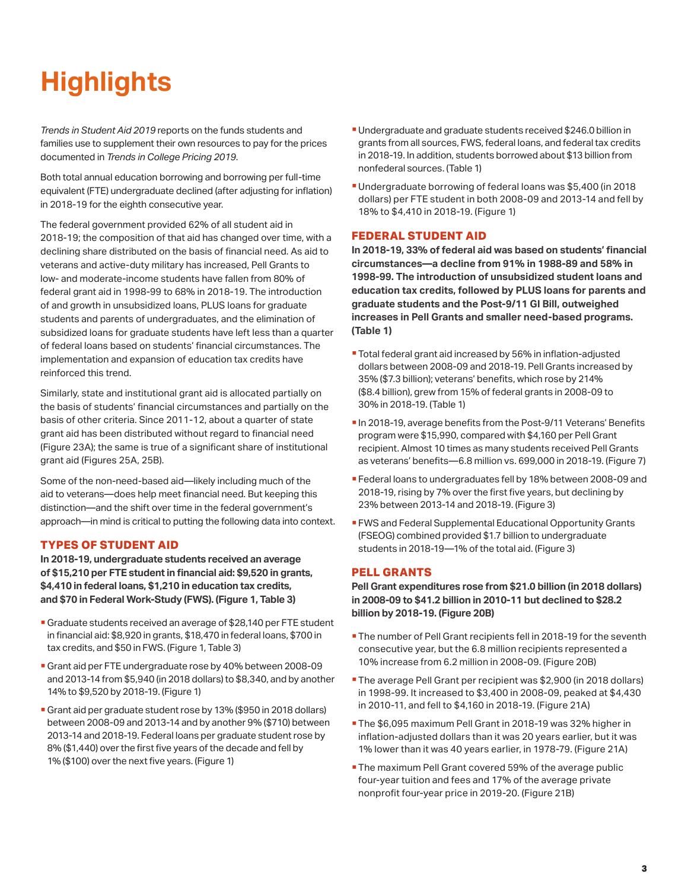# Highlights

*Trends in Student Aid 2019* reports on the funds students and families use to supplement their own resources to pay for the prices documented in *Trends in College Pricing 2019*.

Both total annual education borrowing and borrowing per full-time equivalent (FTE) undergraduate declined (after adjusting for inflation) in 2018-19 for the eighth consecutive year.

The federal government provided 62% of all student aid in 2018-19; the composition of that aid has changed over time, with a declining share distributed on the basis of financial need. As aid to veterans and active-duty military has increased, Pell Grants to low- and moderate-income students have fallen from 80% of federal grant aid in 1998-99 to 68% in 2018-19. The introduction of and growth in unsubsidized loans, PLUS loans for graduate students and parents of undergraduates, and the elimination of subsidized loans for graduate students have left less than a quarter of federal loans based on students' financial circumstances. The implementation and expansion of education tax credits have reinforced this trend.

Similarly, state and institutional grant aid is allocated partially on the basis of students' financial circumstances and partially on the basis of other criteria. Since 2011-12, about a quarter of state grant aid has been distributed without regard to financial need (Figure 23A); the same is true of a significant share of institutional grant aid (Figures 25A, 25B).

Some of the non-need-based aid—likely including much of the aid to veterans—does help meet financial need. But keeping this distinction—and the shift over time in the federal government's approach—in mind is critical to putting the following data into context.

## TYPES OF STUDENT AID

**In 2018-19, undergraduate students received an average of $15,210 per FTE student in financial aid: $9,520 in grants, $4,410 in federal loans, $1,210 in education tax credits, and $70 in Federal Work-Study (FWS). (Figure 1, Table 3)**

- Graduate students received an average of $28,140 per FTE student in financial aid: $8,920 in grants, $18,470 in federal loans, $700 in tax credits, and $50 in FWS. (Figure 1, Table 3)
- Grant aid per FTE undergraduate rose by 40% between 2008-09 and 2013-14 from $5,940 (in 2018 dollars) to $8,340, and by another 14% to $9,520 by 2018-19. (Figure 1)
- Grant aid per graduate student rose by 13% ($950 in 2018 dollars) between 2008-09 and 2013-14 and by another 9% ($710) between 2013-14 and 2018-19. Federal loans per graduate student rose by 8% ($1,440) over the first five years of the decade and fell by 1% ($100) over the next five years. (Figure 1)
- Undergraduate and graduate students received $246.0 billion in grants from all sources, FWS, federal loans, and federal tax credits in 2018-19. In addition, students borrowed about $13 billion from nonfederal sources. (Table 1)
- Undergraduate borrowing of federal loans was $5,400 (in 2018 dollars) per FTE student in both 2008-09 and 2013-14 and fell by 18% to $4,410 in 2018-19. (Figure 1)

## FEDERAL STUDENT AID

**In 2018-19, 33% of federal aid was based on students' financial circumstances—a decline from 91% in 1988-89 and 58% in 1998-99. The introduction of unsubsidized student loans and education tax credits, followed by PLUS loans for parents and graduate students and the Post-9/11 GI Bill, outweighed increases in Pell Grants and smaller need-based programs. (Table 1)**

- Total federal grant aid increased by 56% in inflation-adjusted dollars between 2008-09 and 2018-19. Pell Grants increased by 35% ($7.3 billion); veterans' benefits, which rose by 214% ($8.4 billion), grew from 15% of federal grants in 2008-09 to 30% in 2018-19. (Table 1)
- In 2018-19, average benefits from the Post-9/11 Veterans' Benefits program were $15,990, compared with $4,160 per Pell Grant recipient. Almost 10 times as many students received Pell Grants as veterans' benefits—6.8 million vs. 699,000 in 2018-19. (Figure 7)
- Federal loans to undergraduates fell by 18% between 2008-09 and 2018-19, rising by 7% over the first five years, but declining by 23% between 2013-14 and 2018-19. (Figure 3)
- FWS and Federal Supplemental Educational Opportunity Grants (FSEOG) combined provided $1.7 billion to undergraduate students in 2018-19—1% of the total aid. (Figure 3)

## PELL GRANTS

**Pell Grant expenditures rose from $21.0 billion (in 2018 dollars) in 2008-09 to $41.2 billion in 2010-11 but declined to $28.2 billion by 2018-19. (Figure 20B)**

- The number of Pell Grant recipients fell in 2018-19 for the seventh consecutive year, but the 6.8 million recipients represented a 10% increase from 6.2 million in 2008-09. (Figure 20B)
- The average Pell Grant per recipient was $2,900 (in 2018 dollars) in 1998-99. It increased to $3,400 in 2008-09, peaked at $4,430 in 2010-11, and fell to $4,160 in 2018-19. (Figure 21A)
- The $6,095 maximum Pell Grant in 2018-19 was 32% higher in inflation-adjusted dollars than it was 20 years earlier, but it was 1% lower than it was 40 years earlier, in 1978-79. (Figure 21A)
- The maximum Pell Grant covered 59% of the average public four-year tuition and fees and 17% of the average private nonprofit four-year price in 2019-20. (Figure 21B)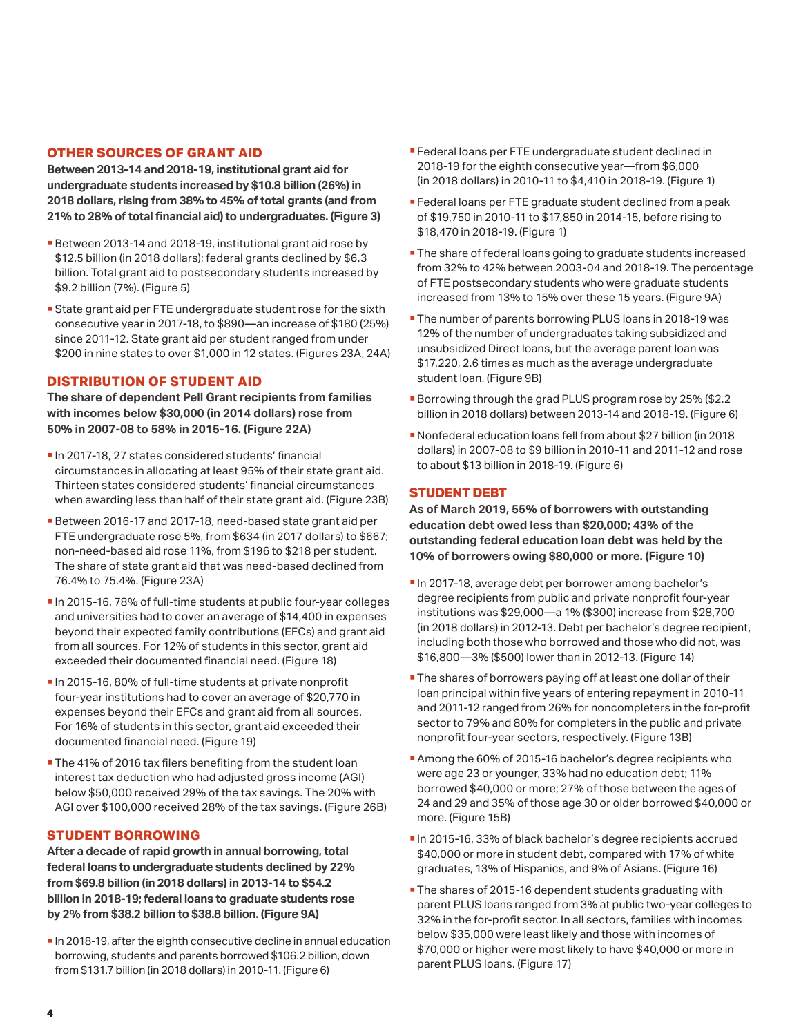## OTHER SOURCES OF GRANT AID

**Between 2013-14 and 2018-19, institutional grant aid for undergraduate students increased by $10.8 billion (26%) in 2018 dollars, rising from 38% to 45% of total grants (and from 21% to 28% of total financial aid) to undergraduates. (Figure 3)**

- Between 2013-14 and 2018-19, institutional grant aid rose by $12.5 billion (in 2018 dollars); federal grants declined by $6.3 billion. Total grant aid to postsecondary students increased by $9.2 billion (7%). (Figure 5)
- State grant aid per FTE undergraduate student rose for the sixth consecutive year in 2017-18, to $890—an increase of $180 (25%) since 2011-12. State grant aid per student ranged from under $200 in nine states to over $1,000 in 12 states. (Figures 23A, 24A)

## DISTRIBUTION OF STUDENT AID

**The share of dependent Pell Grant recipients from families with incomes below $30,000 (in 2014 dollars) rose from 50% in 2007-08 to 58% in 2015-16. (Figure 22A)**

- In 2017-18, 27 states considered students' financial circumstances in allocating at least 95% of their state grant aid. Thirteen states considered students' financial circumstances when awarding less than half of their state grant aid. (Figure 23B)
- Between 2016-17 and 2017-18, need-based state grant aid per FTE undergraduate rose 5%, from $634 (in 2017 dollars) to $667; non-need-based aid rose 11%, from $196 to $218 per student. The share of state grant aid that was need-based declined from 76.4% to 75.4%. (Figure 23A)
- In 2015-16, 78% of full-time students at public four-year colleges and universities had to cover an average of $14,400 in expenses beyond their expected family contributions (EFCs) and grant aid from all sources. For 12% of students in this sector, grant aid exceeded their documented financial need. (Figure 18)
- In 2015-16, 80% of full-time students at private nonprofit four-year institutions had to cover an average of $20,770 in expenses beyond their EFCs and grant aid from all sources. For 16% of students in this sector, grant aid exceeded their documented financial need. (Figure 19)
- The 41% of 2016 tax filers benefiting from the student loan interest tax deduction who had adjusted gross income (AGI) below $50,000 received 29% of the tax savings. The 20% with AGI over $100,000 received 28% of the tax savings. (Figure 26B)

## STUDENT BORROWING

**After a decade of rapid growth in annual borrowing, total federal loans to undergraduate students declined by 22% from $69.8 billion (in 2018 dollars) in 2013-14 to $54.2 billion in 2018-19; federal loans to graduate students rose by 2% from $38.2 billion to $38.8 billion. (Figure 9A)**

- In 2018-19, after the eighth consecutive decline in annual education borrowing, students and parents borrowed $106.2 billion, down from $131.7 billion (in 2018 dollars) in 2010-11. (Figure 6)
- Federal loans per FTE undergraduate student declined in 2018-19 for the eighth consecutive year—from $6,000 (in 2018 dollars) in 2010-11 to $4,410 in 2018-19. (Figure 1)
- Federal loans per FTE graduate student declined from a peak of $19,750 in 2010-11 to $17,850 in 2014-15, before rising to $18,470 in 2018-19. (Figure 1)
- The share of federal loans going to graduate students increased from 32% to 42% between 2003-04 and 2018-19. The percentage of FTE postsecondary students who were graduate students increased from 13% to 15% over these 15 years. (Figure 9A)
- The number of parents borrowing PLUS loans in 2018-19 was 12% of the number of undergraduates taking subsidized and unsubsidized Direct loans, but the average parent loan was $17,220, 2.6 times as much as the average undergraduate student loan. (Figure 9B)
- Borrowing through the grad PLUS program rose by 25% ($2.2 billion in 2018 dollars) between 2013-14 and 2018-19. (Figure 6)
- Nonfederal education loans fell from about $27 billion (in 2018 dollars) in 2007-08 to $9 billion in 2010-11 and 2011-12 and rose to about $13 billion in 2018-19. (Figure 6)

## STUDENT DEBT

**As of March 2019, 55% of borrowers with outstanding education debt owed less than $20,000; 43% of the outstanding federal education loan debt was held by the 10% of borrowers owing $80,000 or more. (Figure 10)**

- In 2017-18, average debt per borrower among bachelor's degree recipients from public and private nonprofit four-year institutions was $29,000—a 1% ($300) increase from $28,700 (in 2018 dollars) in 2012-13. Debt per bachelor's degree recipient, including both those who borrowed and those who did not, was $16,800—3% ($500) lower than in 2012-13. (Figure 14)
- The shares of borrowers paying off at least one dollar of their loan principal within five years of entering repayment in 2010-11 and 2011-12 ranged from 26% for noncompleters in the for-profit sector to 79% and 80% for completers in the public and private nonprofit four-year sectors, respectively. (Figure 13B)
- Among the 60% of 2015-16 bachelor's degree recipients who were age 23 or younger, 33% had no education debt; 11% borrowed $40,000 or more; 27% of those between the ages of 24 and 29 and 35% of those age 30 or older borrowed $40,000 or more. (Figure 15B)
- In 2015-16, 33% of black bachelor's degree recipients accrued $40,000 or more in student debt, compared with 17% of white graduates, 13% of Hispanics, and 9% of Asians. (Figure 16)
- The shares of 2015-16 dependent students graduating with parent PLUS loans ranged from 3% at public two-year colleges to 32% in the for-profit sector. In all sectors, families with incomes below $35,000 were least likely and those with incomes of $70,000 or higher were most likely to have $40,000 or more in parent PLUS loans. (Figure 17)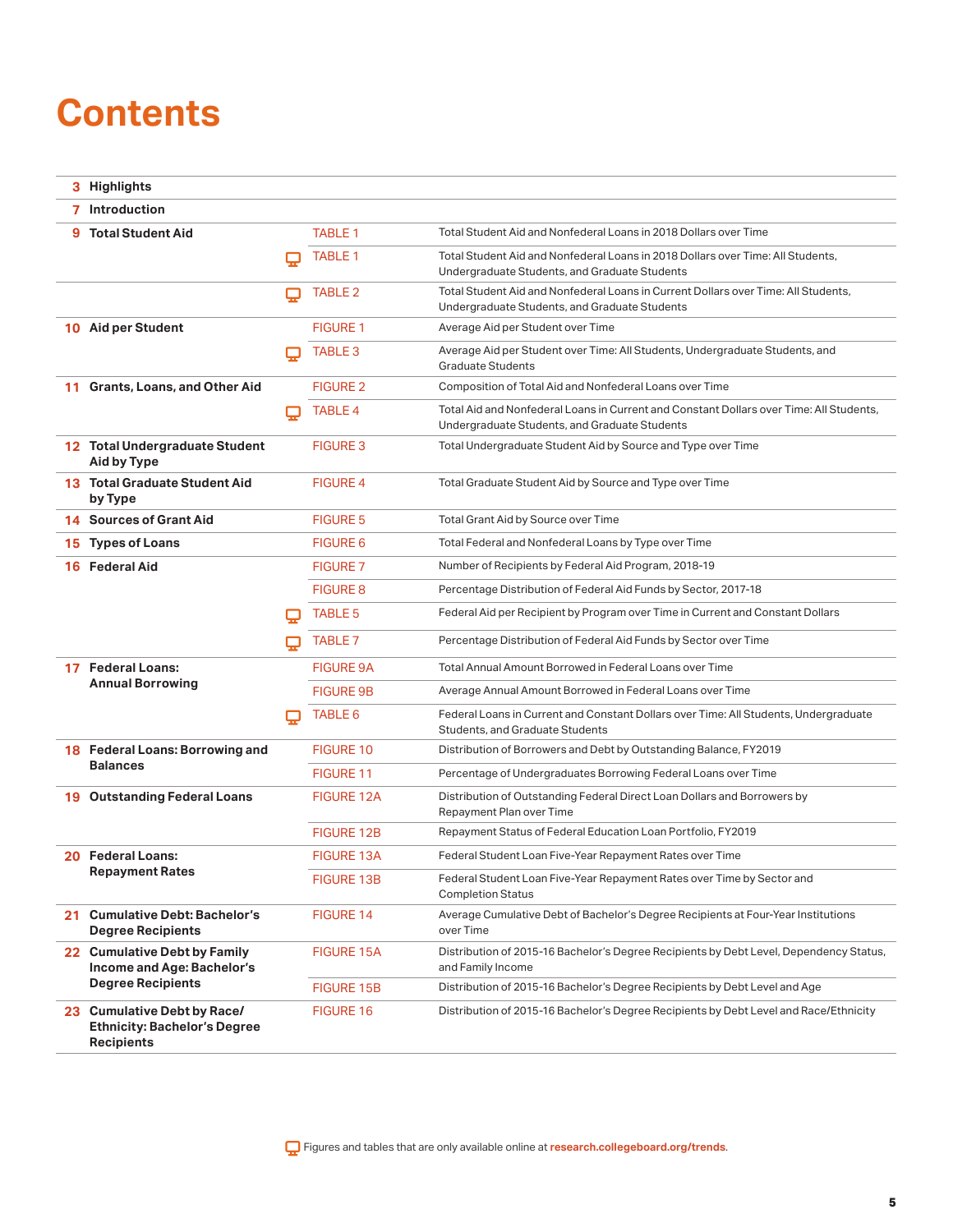# Contents

| Page | Section | | Item | Description |
|---|---|---|---|---|
| 3 | Highlights | | | |
| 7 | Introduction | | | |
| 9 | Total Student Aid | | TABLE 1 | Total Student Aid and Nonfederal Loans in 2018 Dollars over Time |
| | | 🖥 | TABLE 1 | Total Student Aid and Nonfederal Loans in 2018 Dollars over Time: All Students, Undergraduate Students, and Graduate Students |
| | | 🖥 | TABLE 2 | Total Student Aid and Nonfederal Loans in Current Dollars over Time: All Students, Undergraduate Students, and Graduate Students |
| 10 | Aid per Student | | FIGURE 1 | Average Aid per Student over Time |
| | | 🖥 | TABLE 3 | Average Aid per Student over Time: All Students, Undergraduate Students, and Graduate Students |
| 11 | Grants, Loans, and Other Aid | | FIGURE 2 | Composition of Total Aid and Nonfederal Loans over Time |
| | | 🖥 | TABLE 4 | Total Aid and Nonfederal Loans in Current and Constant Dollars over Time: All Students, Undergraduate Students, and Graduate Students |
| 12 | Total Undergraduate Student Aid by Type | | FIGURE 3 | Total Undergraduate Student Aid by Source and Type over Time |
| 13 | Total Graduate Student Aid by Type | | FIGURE 4 | Total Graduate Student Aid by Source and Type over Time |
| 14 | Sources of Grant Aid | | FIGURE 5 | Total Grant Aid by Source over Time |
| 15 | Types of Loans | | FIGURE 6 | Total Federal and Nonfederal Loans by Type over Time |
| 16 | Federal Aid | | FIGURE 7 | Number of Recipients by Federal Aid Program, 2018-19 |
| | | | FIGURE 8 | Percentage Distribution of Federal Aid Funds by Sector, 2017-18 |
| | | 🖥 | TABLE 5 | Federal Aid per Recipient by Program over Time in Current and Constant Dollars |
| | | 🖥 | TABLE 7 | Percentage Distribution of Federal Aid Funds by Sector over Time |
| 17 | Federal Loans: Annual Borrowing | | FIGURE 9A | Total Annual Amount Borrowed in Federal Loans over Time |
| | | | FIGURE 9B | Average Annual Amount Borrowed in Federal Loans over Time |
| | | 🖥 | TABLE 6 | Federal Loans in Current and Constant Dollars over Time: All Students, Undergraduate Students, and Graduate Students |
| 18 | Federal Loans: Borrowing and Balances | | FIGURE 10 | Distribution of Borrowers and Debt by Outstanding Balance, FY2019 |
| | | | FIGURE 11 | Percentage of Undergraduates Borrowing Federal Loans over Time |
| 19 | Outstanding Federal Loans | | FIGURE 12A | Distribution of Outstanding Federal Direct Loan Dollars and Borrowers by Repayment Plan over Time |
| | | | FIGURE 12B | Repayment Status of Federal Education Loan Portfolio, FY2019 |
| 20 | Federal Loans: Repayment Rates | | FIGURE 13A | Federal Student Loan Five-Year Repayment Rates over Time |
| | | | FIGURE 13B | Federal Student Loan Five-Year Repayment Rates over Time by Sector and Completion Status |
| 21 | Cumulative Debt: Bachelor's Degree Recipients | | FIGURE 14 | Average Cumulative Debt of Bachelor's Degree Recipients at Four-Year Institutions over Time |
| 22 | Cumulative Debt by Family Income and Age: Bachelor's Degree Recipients | | FIGURE 15A | Distribution of 2015-16 Bachelor's Degree Recipients by Debt Level, Dependency Status, and Family Income |
| | | | FIGURE 15B | Distribution of 2015-16 Bachelor's Degree Recipients by Debt Level and Age |
| 23 | Cumulative Debt by Race/Ethnicity: Bachelor's Degree Recipients | | FIGURE 16 | Distribution of 2015-16 Bachelor's Degree Recipients by Debt Level and Race/Ethnicity |

🖥 Figures and tables that are only available online at **research.collegeboard.org/trends**.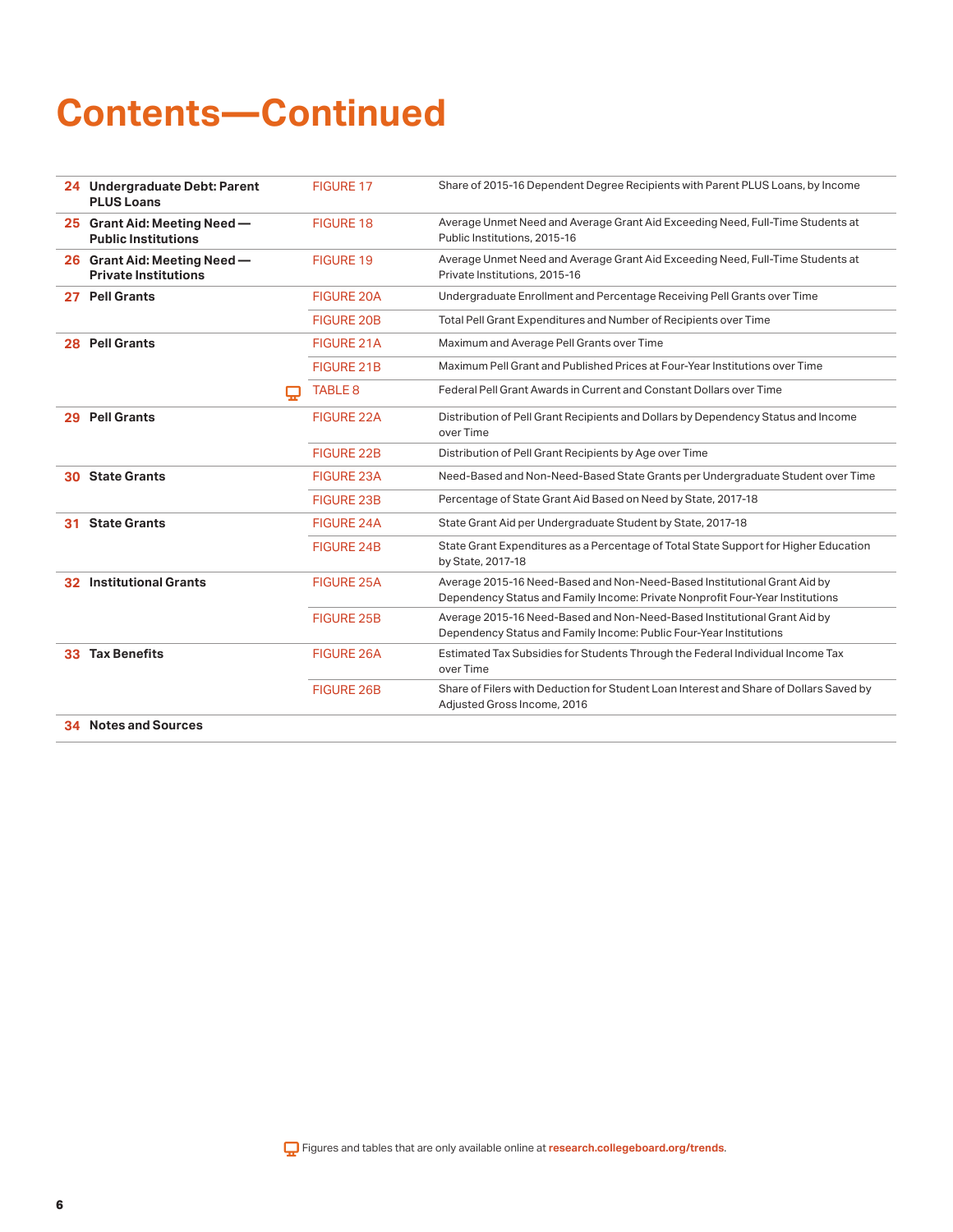# Contents—Continued

| Page | Section | Item | Description |
|---|---|---|---|
| 24 | **Undergraduate Debt: Parent PLUS Loans** | FIGURE 17 | Share of 2015-16 Dependent Degree Recipients with Parent PLUS Loans, by Income |
| 25 | **Grant Aid: Meeting Need — Public Institutions** | FIGURE 18 | Average Unmet Need and Average Grant Aid Exceeding Need, Full-Time Students at Public Institutions, 2015-16 |
| 26 | **Grant Aid: Meeting Need — Private Institutions** | FIGURE 19 | Average Unmet Need and Average Grant Aid Exceeding Need, Full-Time Students at Private Institutions, 2015-16 |
| 27 | **Pell Grants** | FIGURE 20A | Undergraduate Enrollment and Percentage Receiving Pell Grants over Time |
| | | FIGURE 20B | Total Pell Grant Expenditures and Number of Recipients over Time |
| 28 | **Pell Grants** | FIGURE 21A | Maximum and Average Pell Grants over Time |
| | | FIGURE 21B | Maximum Pell Grant and Published Prices at Four-Year Institutions over Time |
| | | TABLE 8 (online only) | Federal Pell Grant Awards in Current and Constant Dollars over Time |
| 29 | **Pell Grants** | FIGURE 22A | Distribution of Pell Grant Recipients and Dollars by Dependency Status and Income over Time |
| | | FIGURE 22B | Distribution of Pell Grant Recipients by Age over Time |
| 30 | **State Grants** | FIGURE 23A | Need-Based and Non-Need-Based State Grants per Undergraduate Student over Time |
| | | FIGURE 23B | Percentage of State Grant Aid Based on Need by State, 2017-18 |
| 31 | **State Grants** | FIGURE 24A | State Grant Aid per Undergraduate Student by State, 2017-18 |
| | | FIGURE 24B | State Grant Expenditures as a Percentage of Total State Support for Higher Education by State, 2017-18 |
| 32 | **Institutional Grants** | FIGURE 25A | Average 2015-16 Need-Based and Non-Need-Based Institutional Grant Aid by Dependency Status and Family Income: Private Nonprofit Four-Year Institutions |
| | | FIGURE 25B | Average 2015-16 Need-Based and Non-Need-Based Institutional Grant Aid by Dependency Status and Family Income: Public Four-Year Institutions |
| 33 | **Tax Benefits** | FIGURE 26A | Estimated Tax Subsidies for Students Through the Federal Individual Income Tax over Time |
| | | FIGURE 26B | Share of Filers with Deduction for Student Loan Interest and Share of Dollars Saved by Adjusted Gross Income, 2016 |
| 34 | **Notes and Sources** | | |

Figures and tables that are only available online at **research.collegeboard.org/trends**.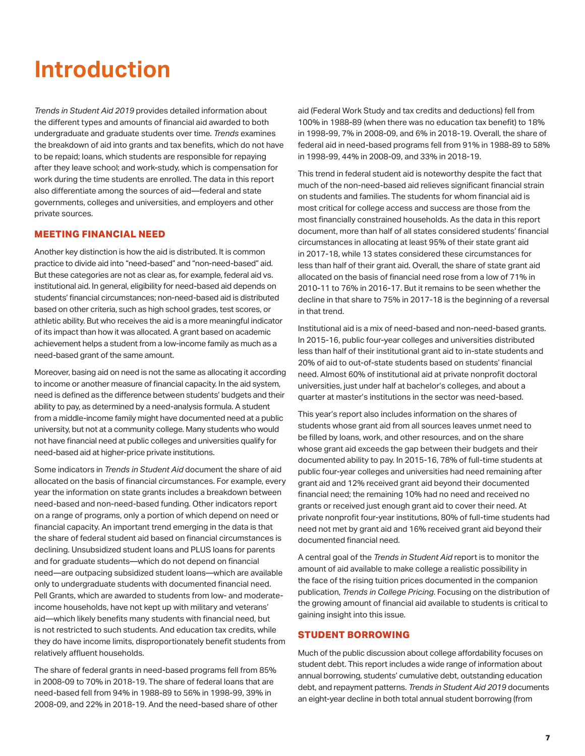# Introduction

*Trends in Student Aid 2019* provides detailed information about the different types and amounts of financial aid awarded to both undergraduate and graduate students over time. *Trends* examines the breakdown of aid into grants and tax benefits, which do not have to be repaid; loans, which students are responsible for repaying after they leave school; and work-study, which is compensation for work during the time students are enrolled. The data in this report also differentiate among the sources of aid—federal and state governments, colleges and universities, and employers and other private sources.

## MEETING FINANCIAL NEED

Another key distinction is how the aid is distributed. It is common practice to divide aid into "need-based" and "non-need-based" aid. But these categories are not as clear as, for example, federal aid vs. institutional aid. In general, eligibility for need-based aid depends on students' financial circumstances; non-need-based aid is distributed based on other criteria, such as high school grades, test scores, or athletic ability. But who receives the aid is a more meaningful indicator of its impact than how it was allocated. A grant based on academic achievement helps a student from a low-income family as much as a need-based grant of the same amount.

Moreover, basing aid on need is not the same as allocating it according to income or another measure of financial capacity. In the aid system, need is defined as the difference between students' budgets and their ability to pay, as determined by a need-analysis formula. A student from a middle-income family might have documented need at a public university, but not at a community college. Many students who would not have financial need at public colleges and universities qualify for need-based aid at higher-price private institutions.

Some indicators in *Trends in Student Aid* document the share of aid allocated on the basis of financial circumstances. For example, every year the information on state grants includes a breakdown between need-based and non-need-based funding. Other indicators report on a range of programs, only a portion of which depend on need or financial capacity. An important trend emerging in the data is that the share of federal student aid based on financial circumstances is declining. Unsubsidized student loans and PLUS loans for parents and for graduate students—which do not depend on financial need—are outpacing subsidized student loans—which are available only to undergraduate students with documented financial need. Pell Grants, which are awarded to students from low- and moderate-income households, have not kept up with military and veterans' aid—which likely benefits many students with financial need, but is not restricted to such students. And education tax credits, while they do have income limits, disproportionately benefit students from relatively affluent households.

The share of federal grants in need-based programs fell from 85% in 2008-09 to 70% in 2018-19. The share of federal loans that are need-based fell from 94% in 1988-89 to 56% in 1998-99, 39% in 2008-09, and 22% in 2018-19. And the need-based share of other aid (Federal Work Study and tax credits and deductions) fell from 100% in 1988-89 (when there was no education tax benefit) to 18% in 1998-99, 7% in 2008-09, and 6% in 2018-19. Overall, the share of federal aid in need-based programs fell from 91% in 1988-89 to 58% in 1998-99, 44% in 2008-09, and 33% in 2018-19.

This trend in federal student aid is noteworthy despite the fact that much of the non-need-based aid relieves significant financial strain on students and families. The students for whom financial aid is most critical for college access and success are those from the most financially constrained households. As the data in this report document, more than half of all states considered students' financial circumstances in allocating at least 95% of their state grant aid in 2017-18, while 13 states considered these circumstances for less than half of their grant aid. Overall, the share of state grant aid allocated on the basis of financial need rose from a low of 71% in 2010-11 to 76% in 2016-17. But it remains to be seen whether the decline in that share to 75% in 2017-18 is the beginning of a reversal in that trend.

Institutional aid is a mix of need-based and non-need-based grants. In 2015-16, public four-year colleges and universities distributed less than half of their institutional grant aid to in-state students and 20% of aid to out-of-state students based on students' financial need. Almost 60% of institutional aid at private nonprofit doctoral universities, just under half at bachelor's colleges, and about a quarter at master's institutions in the sector was need-based.

This year's report also includes information on the shares of students whose grant aid from all sources leaves unmet need to be filled by loans, work, and other resources, and on the share whose grant aid exceeds the gap between their budgets and their documented ability to pay. In 2015-16, 78% of full-time students at public four-year colleges and universities had need remaining after grant aid and 12% received grant aid beyond their documented financial need; the remaining 10% had no need and received no grants or received just enough grant aid to cover their need. At private nonprofit four-year institutions, 80% of full-time students had need not met by grant aid and 16% received grant aid beyond their documented financial need.

A central goal of the *Trends in Student Aid* report is to monitor the amount of aid available to make college a realistic possibility in the face of the rising tuition prices documented in the companion publication, *Trends in College Pricing*. Focusing on the distribution of the growing amount of financial aid available to students is critical to gaining insight into this issue.

## STUDENT BORROWING

Much of the public discussion about college affordability focuses on student debt. This report includes a wide range of information about annual borrowing, students' cumulative debt, outstanding education debt, and repayment patterns. *Trends in Student Aid 2019* documents an eight-year decline in both total annual student borrowing (from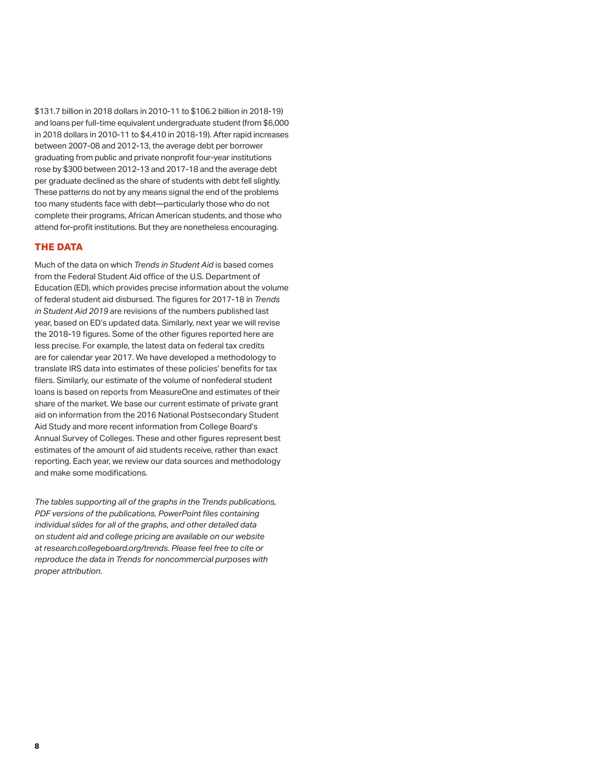$131.7 billion in 2018 dollars in 2010-11 to $106.2 billion in 2018-19) and loans per full-time equivalent undergraduate student (from $6,000 in 2018 dollars in 2010-11 to $4,410 in 2018-19). After rapid increases between 2007-08 and 2012-13, the average debt per borrower graduating from public and private nonprofit four-year institutions rose by $300 between 2012-13 and 2017-18 and the average debt per graduate declined as the share of students with debt fell slightly. These patterns do not by any means signal the end of the problems too many students face with debt—particularly those who do not complete their programs, African American students, and those who attend for-profit institutions. But they are nonetheless encouraging.

## THE DATA

Much of the data on which *Trends in Student Aid* is based comes from the Federal Student Aid office of the U.S. Department of Education (ED), which provides precise information about the volume of federal student aid disbursed. The figures for 2017-18 in *Trends in Student Aid 2019* are revisions of the numbers published last year, based on ED's updated data. Similarly, next year we will revise the 2018-19 figures. Some of the other figures reported here are less precise. For example, the latest data on federal tax credits are for calendar year 2017. We have developed a methodology to translate IRS data into estimates of these policies' benefits for tax filers. Similarly, our estimate of the volume of nonfederal student loans is based on reports from MeasureOne and estimates of their share of the market. We base our current estimate of private grant aid on information from the 2016 National Postsecondary Student Aid Study and more recent information from College Board's Annual Survey of Colleges. These and other figures represent best estimates of the amount of aid students receive, rather than exact reporting. Each year, we review our data sources and methodology and make some modifications.

*The tables supporting all of the graphs in the Trends publications, PDF versions of the publications, PowerPoint files containing individual slides for all of the graphs, and other detailed data on student aid and college pricing are available on our website at research.collegeboard.org/trends. Please feel free to cite or reproduce the data in Trends for noncommercial purposes with proper attribution.*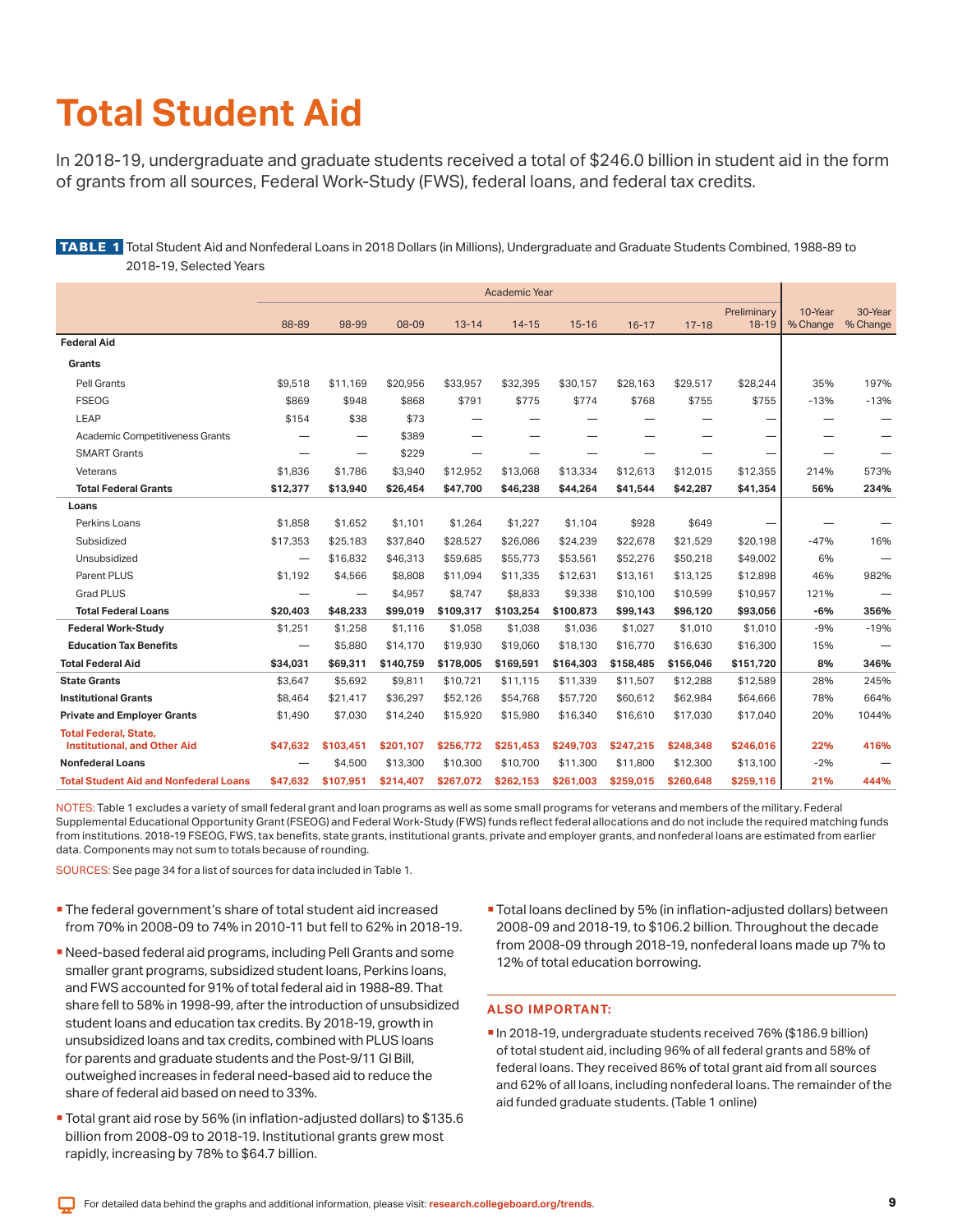# Total Student Aid

In 2018-19, undergraduate and graduate students received a total of $246.0 billion in student aid in the form of grants from all sources, Federal Work-Study (FWS), federal loans, and federal tax credits.

**TABLE 1** Total Student Aid and Nonfederal Loans in 2018 Dollars (in Millions), Undergraduate and Graduate Students Combined, 1988-89 to 2018-19, Selected Years

| | Academic Year | | | | | | | | | | |
|---|---|---|---|---|---|---|---|---|---|---|---|
| | 88-89 | 98-99 | 08-09 | 13-14 | 14-15 | 15-16 | 16-17 | 17-18 | Preliminary 18-19 | 10-Year % Change | 30-Year % Change |
| **Federal Aid** | | | | | | | | | | | |
| **Grants** | | | | | | | | | | | |
| Pell Grants | $9,518 | $11,169 | $20,956 | $33,957 | $32,395 | $30,157 | $28,163 | $29,517 | $28,244 | 35% | 197% |
| FSEOG | $869 | $948 | $868 | $791 | $775 | $774 | $768 | $755 | $755 | -13% | -13% |
| LEAP | $154 | $38 | $73 | — | — | — | — | — | — | — | — |
| Academic Competitiveness Grants | — | — | $389 | — | — | — | — | — | — | — | — |
| SMART Grants | — | — | $229 | — | — | — | — | — | — | — | — |
| Veterans | $1,836 | $1,786 | $3,940 | $12,952 | $13,068 | $13,334 | $12,613 | $12,015 | $12,355 | 214% | 573% |
| **Total Federal Grants** | **$12,377** | **$13,940** | **$26,454** | **$47,700** | **$46,238** | **$44,264** | **$41,544** | **$42,287** | **$41,354** | **56%** | **234%** |
| **Loans** | | | | | | | | | | | |
| Perkins Loans | $1,858 | $1,652 | $1,101 | $1,264 | $1,227 | $1,104 | $928 | $649 | — | — | — |
| Subsidized | $17,353 | $25,183 | $37,840 | $28,527 | $26,086 | $24,239 | $22,678 | $21,529 | $20,198 | -47% | 16% |
| Unsubsidized | — | $16,832 | $46,313 | $59,685 | $55,773 | $53,561 | $52,276 | $50,218 | $49,002 | 6% | — |
| Parent PLUS | $1,192 | $4,566 | $8,808 | $11,094 | $11,335 | $12,631 | $13,161 | $13,125 | $12,898 | 46% | 982% |
| Grad PLUS | — | — | $4,957 | $8,747 | $8,833 | $9,338 | $10,100 | $10,599 | $10,957 | 121% | — |
| **Total Federal Loans** | **$20,403** | **$48,233** | **$99,019** | **$109,317** | **$103,254** | **$100,873** | **$99,143** | **$96,120** | **$93,056** | **-6%** | **356%** |
| **Federal Work-Study** | $1,251 | $1,258 | $1,116 | $1,058 | $1,038 | $1,036 | $1,027 | $1,010 | $1,010 | -9% | -19% |
| **Education Tax Benefits** | — | $5,880 | $14,170 | $19,930 | $19,060 | $18,130 | $16,770 | $16,630 | $16,300 | 15% | — |
| **Total Federal Aid** | **$34,031** | **$69,311** | **$140,759** | **$178,005** | **$169,591** | **$164,303** | **$158,485** | **$156,046** | **$151,720** | **8%** | **346%** |
| **State Grants** | $3,647 | $5,692 | $9,811 | $10,721 | $11,115 | $11,339 | $11,507 | $12,288 | $12,589 | 28% | 245% |
| **Institutional Grants** | $8,464 | $21,417 | $36,297 | $52,126 | $54,768 | $57,720 | $60,612 | $62,984 | $64,666 | 78% | 664% |
| **Private and Employer Grants** | $1,490 | $7,030 | $14,240 | $15,920 | $15,980 | $16,340 | $16,610 | $17,030 | $17,040 | 20% | 1044% |
| **Total Federal, State, Institutional, and Other Aid** | **$47,632** | **$103,451** | **$201,107** | **$256,772** | **$251,453** | **$249,703** | **$247,215** | **$248,348** | **$246,016** | **22%** | **416%** |
| **Nonfederal Loans** | — | $4,500 | $13,300 | $10,300 | $10,700 | $11,300 | $11,800 | $12,300 | $13,100 | -2% | — |
| **Total Student Aid and Nonfederal Loans** | **$47,632** | **$107,951** | **$214,407** | **$267,072** | **$262,153** | **$261,003** | **$259,015** | **$260,648** | **$259,116** | **21%** | **444%** |

NOTES: Table 1 excludes a variety of small federal grant and loan programs as well as some small programs for veterans and members of the military. Federal Supplemental Educational Opportunity Grant (FSEOG) and Federal Work-Study (FWS) funds reflect federal allocations and do not include the required matching funds from institutions. 2018-19 FSEOG, FWS, tax benefits, state grants, institutional grants, private and employer grants, and nonfederal loans are estimated from earlier data. Components may not sum to totals because of rounding.

SOURCES: See page 34 for a list of sources for data included in Table 1.

- The federal government's share of total student aid increased from 70% in 2008-09 to 74% in 2010-11 but fell to 62% in 2018-19.
- Need-based federal aid programs, including Pell Grants and some smaller grant programs, subsidized student loans, Perkins loans, and FWS accounted for 91% of total federal aid in 1988-89. That share fell to 58% in 1998-99, after the introduction of unsubsidized student loans and education tax credits. By 2018-19, growth in unsubsidized loans and tax credits, combined with PLUS loans for parents and graduate students and the Post-9/11 GI Bill, outweighed increases in federal need-based aid to reduce the share of federal aid based on need to 33%.
- Total grant aid rose by 56% (in inflation-adjusted dollars) to $135.6 billion from 2008-09 to 2018-19. Institutional grants grew most rapidly, increasing by 78% to $64.7 billion.
- Total loans declined by 5% (in inflation-adjusted dollars) between 2008-09 and 2018-19, to $106.2 billion. Throughout the decade from 2008-09 through 2018-19, nonfederal loans made up 7% to 12% of total education borrowing.

### ALSO IMPORTANT:

- In 2018-19, undergraduate students received 76% ($186.9 billion) of total student aid, including 96% of all federal grants and 58% of federal loans. They received 86% of total grant aid from all sources and 62% of all loans, including nonfederal loans. The remainder of the aid funded graduate students. (Table 1 online)

For detailed data behind the graphs and additional information, please visit: research.collegeboard.org/trends.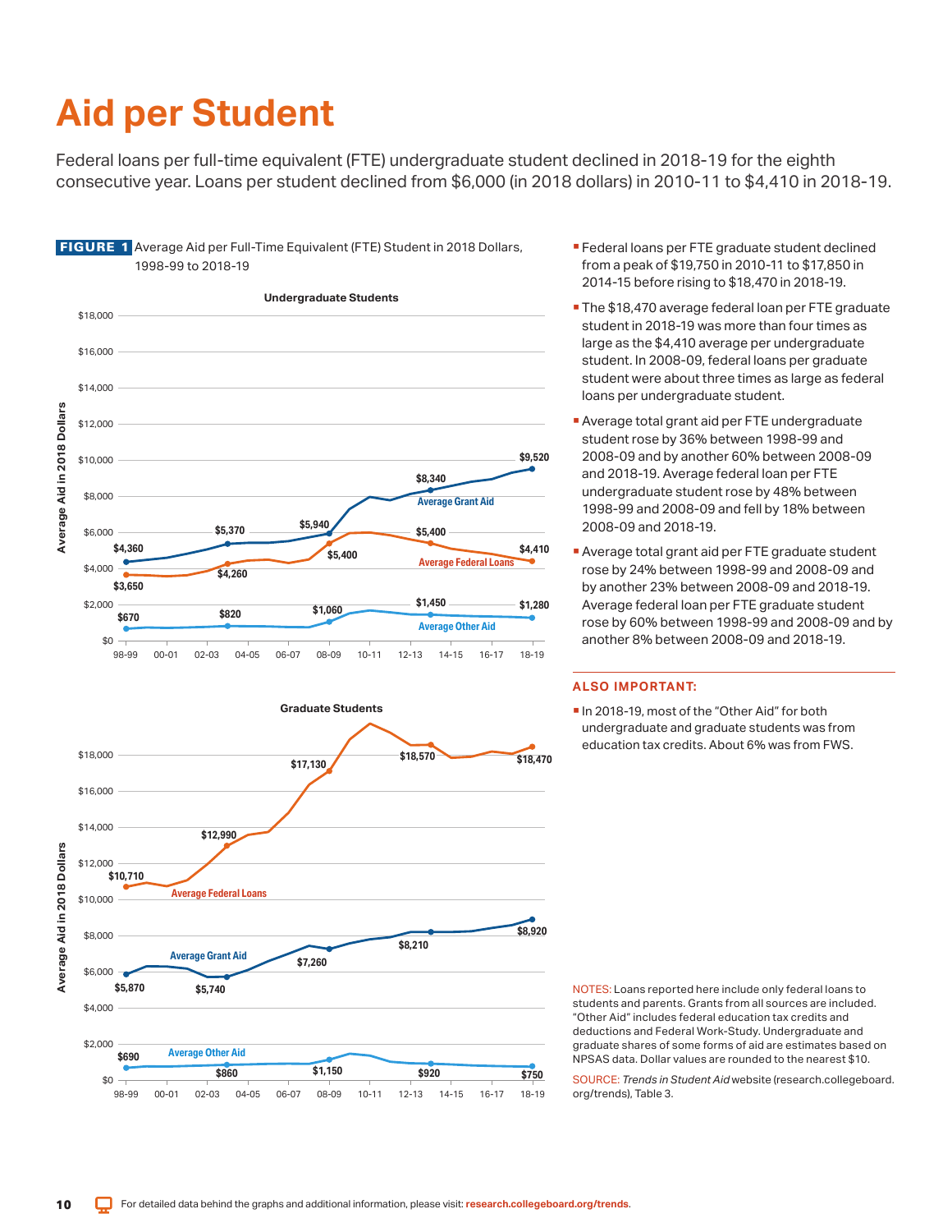# Aid per Student

Federal loans per full-time equivalent (FTE) undergraduate student declined in 2018-19 for the eighth consecutive year. Loans per student declined from $6,000 (in 2018 dollars) in 2010-11 to $4,410 in 2018-19.

**FIGURE 1** Average Aid per Full-Time Equivalent (FTE) Student in 2018 Dollars, 1998-99 to 2018-19

**Undergraduate Students**

| | 98-99 | 03-04 | 08-09 | 13-14 | 18-19 |
|---|---|---|---|---|---|
| Average Grant Aid | $4,360 | $5,370 | $5,940 | $8,340 | $9,520 |
| Average Federal Loans | $3,650 | $4,260 | $5,400 | $5,400 | $4,410 |
| Average Other Aid | $670 | $820 | $1,060 | $1,450 | $1,280 |

**Graduate Students**

| | 98-99 | 03-04 | 08-09 | 13-14 | 18-19 |
|---|---|---|---|---|---|
| Average Federal Loans | $10,710 | $12,990 | $17,130 | $18,570 | $18,470 |
| Average Grant Aid | $5,870 | $5,740 | $7,260 | $8,210 | $8,920 |
| Average Other Aid | $690 | $860 | $1,150 | $920 | $750 |

- Federal loans per FTE graduate student declined from a peak of $19,750 in 2010-11 to $17,850 in 2014-15 before rising to $18,470 in 2018-19.
- The $18,470 average federal loan per FTE graduate student in 2018-19 was more than four times as large as the $4,410 average per undergraduate student. In 2008-09, federal loans per graduate student were about three times as large as federal loans per undergraduate student.
- Average total grant aid per FTE undergraduate student rose by 36% between 1998-99 and 2008-09 and by another 60% between 2008-09 and 2018-19. Average federal loan per FTE undergraduate student rose by 48% between 1998-99 and 2008-09 and fell by 18% between 2008-09 and 2018-19.
- Average total grant aid per FTE graduate student rose by 24% between 1998-99 and 2008-09 and by another 23% between 2008-09 and 2018-19. Average federal loan per FTE graduate student rose by 60% between 1998-99 and 2008-09 and by another 8% between 2008-09 and 2018-19.

**ALSO IMPORTANT:**

- In 2018-19, most of the "Other Aid" for both undergraduate and graduate students was from education tax credits. About 6% was from FWS.

NOTES: Loans reported here include only federal loans to students and parents. Grants from all sources are included. "Other Aid" includes federal education tax credits and deductions and Federal Work-Study. Undergraduate and graduate shares of some forms of aid are estimates based on NPSAS data. Dollar values are rounded to the nearest $10.

SOURCE: *Trends in Student Aid* website (research.collegeboard.org/trends), Table 3.

For detailed data behind the graphs and additional information, please visit: research.collegeboard.org/trends.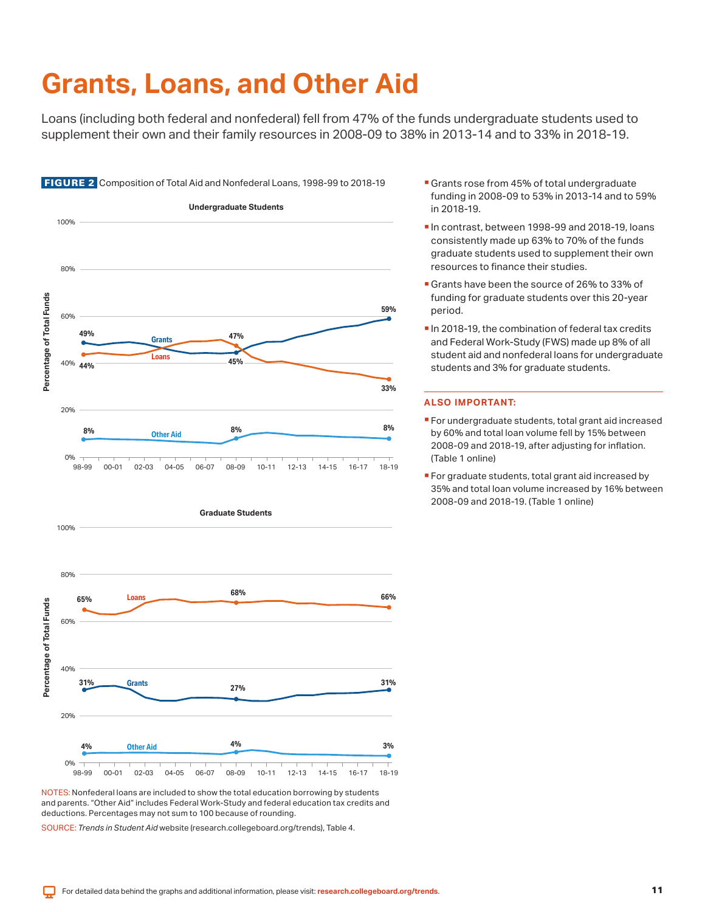# Grants, Loans, and Other Aid

Loans (including both federal and nonfederal) fell from 47% of the funds undergraduate students used to supplement their own and their family resources in 2008-09 to 38% in 2013-14 and to 33% in 2018-19.

**FIGURE 2** Composition of Total Aid and Nonfederal Loans, 1998-99 to 2018-19

**Undergraduate Students**

| | 98-99 | 08-09 | 18-19 |
|---|---|---|---|
| Grants | 49% | 45% | 59% |
| Loans | 44% | 47% | 33% |
| Other Aid | 8% | 8% | 8% |

**Graduate Students**

| | 98-99 | 08-09 | 18-19 |
|---|---|---|---|
| Loans | 65% | 68% | 66% |
| Grants | 31% | 27% | 31% |
| Other Aid | 4% | 4% | 3% |

NOTES: Nonfederal loans are included to show the total education borrowing by students and parents. "Other Aid" includes Federal Work-Study and federal education tax credits and deductions. Percentages may not sum to 100 because of rounding.

SOURCE: *Trends in Student Aid* website (research.collegeboard.org/trends), Table 4.

- Grants rose from 45% of total undergraduate funding in 2008-09 to 53% in 2013-14 and to 59% in 2018-19.
- In contrast, between 1998-99 and 2018-19, loans consistently made up 63% to 70% of the funds graduate students used to supplement their own resources to finance their studies.
- Grants have been the source of 26% to 33% of funding for graduate students over this 20-year period.
- In 2018-19, the combination of federal tax credits and Federal Work-Study (FWS) made up 8% of all student aid and nonfederal loans for undergraduate students and 3% for graduate students.

**ALSO IMPORTANT:**

- For undergraduate students, total grant aid increased by 60% and total loan volume fell by 15% between 2008-09 and 2018-19, after adjusting for inflation. (Table 1 online)
- For graduate students, total grant aid increased by 35% and total loan volume increased by 16% between 2008-09 and 2018-19. (Table 1 online)

For detailed data behind the graphs and additional information, please visit: research.collegeboard.org/trends.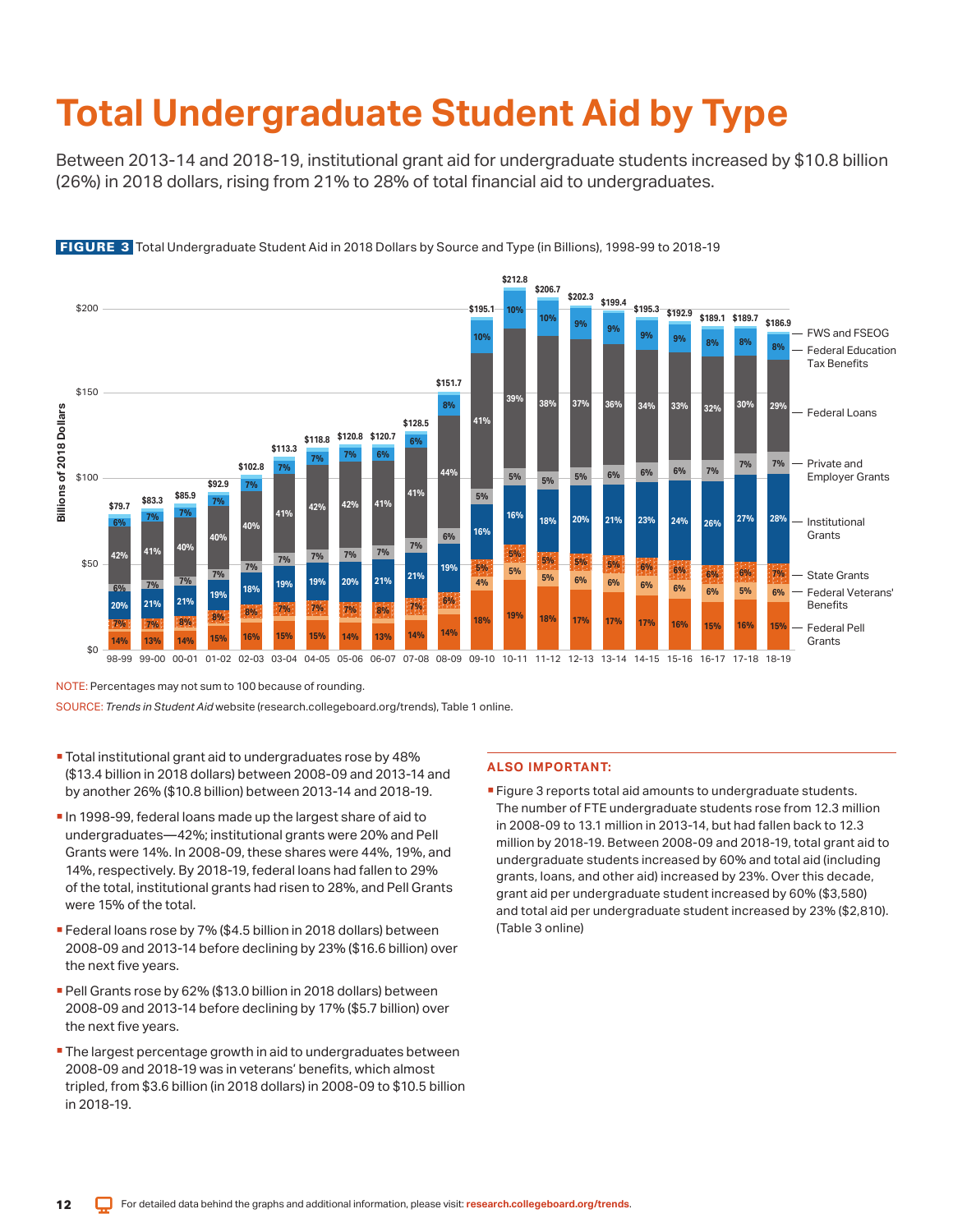# Total Undergraduate Student Aid by Type

Between 2013-14 and 2018-19, institutional grant aid for undergraduate students increased by $10.8 billion (26%) in 2018 dollars, rising from 21% to 28% of total financial aid to undergraduates.

**FIGURE 3** Total Undergraduate Student Aid in 2018 Dollars by Source and Type (in Billions), 1998-99 to 2018-19

| Year | Total | Federal Pell Grants | Federal Veterans' Benefits | State Grants | Institutional Grants | Private and Employer Grants | Federal Loans | Federal Education Tax Benefits |
|---|---|---|---|---|---|---|---|---|
| 98-99 | $79.7 | 14% | | 7% | 20% | 6% | 42% | 6% |
| 99-00 | $83.3 | 13% | | 7% | 21% | 7% | 41% | 7% |
| 00-01 | $85.9 | 14% | | 8% | 21% | 7% | 40% | 7% |
| 01-02 | $92.9 | 15% | | 8% | 19% | 7% | 40% | 7% |
| 02-03 | $102.8 | 16% | | 8% | 18% | 7% | 40% | 7% |
| 03-04 | $113.3 | 15% | | 7% | 19% | 7% | 41% | 7% |
| 04-05 | $118.8 | 15% | | 7% | 19% | 7% | 42% | 7% |
| 05-06 | $120.8 | 14% | | 7% | 20% | 7% | 42% | 7% |
| 06-07 | $120.7 | 13% | | 8% | 21% | 7% | 41% | 6% |
| 07-08 | $128.5 | 14% | | 7% | 21% | 7% | 41% | 6% |
| 08-09 | $151.7 | 14% | | 6% | 19% | 6% | 44% | 8% |
| 09-10 | $195.1 | 18% | 4% | 5% | 16% | 5% | 41% | 10% |
| 10-11 | $212.8 | 19% | 5% | 5% | 16% | 5% | 39% | 10% |
| 11-12 | $206.7 | 18% | 5% | 5% | 18% | 5% | 38% | 10% |
| 12-13 | $202.3 | 17% | 6% | 5% | 20% | 5% | 37% | 9% |
| 13-14 | $199.4 | 17% | 6% | 5% | 21% | 6% | 36% | 9% |
| 14-15 | $195.3 | 17% | 6% | 6% | 23% | 6% | 34% | 9% |
| 15-16 | $192.9 | 16% | 6% | 6% | 24% | 6% | 33% | 9% |
| 16-17 | $189.1 | 15% | 6% | 6% | 26% | 7% | 32% | 8% |
| 17-18 | $189.7 | 16% | 5% | 6% | 27% | 7% | 30% | 8% |
| 18-19 | $186.9 | 15% | 6% | 7% | 28% | 7% | 29% | 8% |

Legend: FWS and FSEOG; Federal Education Tax Benefits; Federal Loans; Private and Employer Grants; Institutional Grants; State Grants; Federal Veterans' Benefits; Federal Pell Grants. Y-axis: Billions of 2018 Dollars ($0–$200).

NOTE: Percentages may not sum to 100 because of rounding.

SOURCE: *Trends in Student Aid* website (research.collegeboard.org/trends), Table 1 online.

- Total institutional grant aid to undergraduates rose by 48% ($13.4 billion in 2018 dollars) between 2008-09 and 2013-14 and by another 26% ($10.8 billion) between 2013-14 and 2018-19.
- In 1998-99, federal loans made up the largest share of aid to undergraduates—42%; institutional grants were 20% and Pell Grants were 14%. In 2008-09, these shares were 44%, 19%, and 14%, respectively. By 2018-19, federal loans had fallen to 29% of the total, institutional grants had risen to 28%, and Pell Grants were 15% of the total.
- Federal loans rose by 7% ($4.5 billion in 2018 dollars) between 2008-09 and 2013-14 before declining by 23% ($16.6 billion) over the next five years.
- Pell Grants rose by 62% ($13.0 billion in 2018 dollars) between 2008-09 and 2013-14 before declining by 17% ($5.7 billion) over the next five years.
- The largest percentage growth in aid to undergraduates between 2008-09 and 2018-19 was in veterans' benefits, which almost tripled, from $3.6 billion (in 2018 dollars) in 2008-09 to $10.5 billion in 2018-19.

**ALSO IMPORTANT:**

- Figure 3 reports total aid amounts to undergraduate students. The number of FTE undergraduate students rose from 12.3 million in 2008-09 to 13.1 million in 2013-14, but had fallen back to 12.3 million by 2018-19. Between 2008-09 and 2018-19, total grant aid to undergraduate students increased by 60% and total aid (including grants, loans, and other aid) increased by 23%. Over this decade, grant aid per undergraduate student increased by 60% ($3,580) and total aid per undergraduate student increased by 23% ($2,810). (Table 3 online)

For detailed data behind the graphs and additional information, please visit: research.collegeboard.org/trends.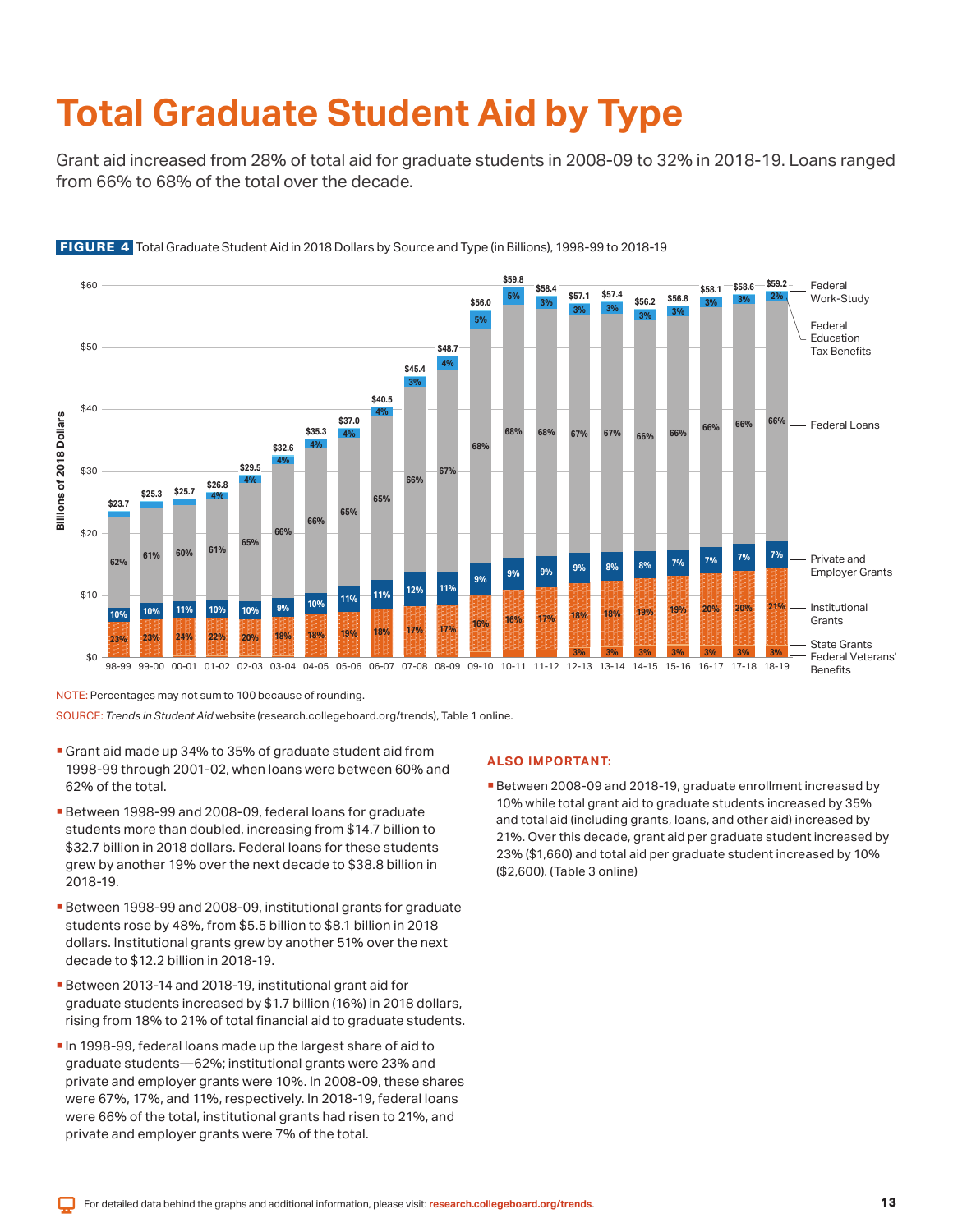# Total Graduate Student Aid by Type

Grant aid increased from 28% of total aid for graduate students in 2008-09 to 32% in 2018-19. Loans ranged from 66% to 68% of the total over the decade.

**FIGURE 4** Total Graduate Student Aid in 2018 Dollars by Source and Type (in Billions), 1998-99 to 2018-19

| Year | Total (Billions of 2018 Dollars) | Federal Education Tax Benefits | Federal Loans | Private and Employer Grants | Institutional Grants | Federal Veterans' Benefits |
|---|---|---|---|---|---|---|
| 98-99 | $23.7 | | 62% | 10% | 23% | |
| 99-00 | $25.3 | | 61% | 10% | 23% | |
| 00-01 | $25.7 | | 60% | 11% | 24% | |
| 01-02 | $26.8 | 4% | 61% | 10% | 22% | |
| 02-03 | $29.5 | 4% | 65% | 10% | 20% | |
| 03-04 | $32.6 | 4% | 66% | 9% | 18% | |
| 04-05 | $35.3 | 4% | 66% | 10% | 18% | |
| 05-06 | $37.0 | 4% | 65% | 11% | 19% | |
| 06-07 | $40.5 | 4% | 65% | 11% | 18% | |
| 07-08 | $45.4 | 3% | 66% | 12% | 17% | |
| 08-09 | $48.7 | 4% | 67% | 11% | 17% | |
| 09-10 | $56.0 | 5% | 68% | 9% | 16% | |
| 10-11 | $59.8 | 5% | 68% | 9% | 16% | |
| 11-12 | $58.4 | 3% | 68% | 9% | 17% | |
| 12-13 | $57.1 | 3% | 67% | 9% | 18% | 3% |
| 13-14 | $57.4 | 3% | 67% | 8% | 18% | 3% |
| 14-15 | $56.2 | 3% | 66% | 8% | 19% | 3% |
| 15-16 | $56.8 | 3% | 66% | 7% | 19% | 3% |
| 16-17 | $58.1 | 3% | 66% | 7% | 20% | 3% |
| 17-18 | $58.6 | 3% | 66% | 7% | 20% | 3% |
| 18-19 | $59.2 | 2% | 66% | 7% | 21% | 3% |

Legend: Federal Work-Study; Federal Education Tax Benefits; Federal Loans; Private and Employer Grants; Institutional Grants; State Grants; Federal Veterans' Benefits

NOTE: Percentages may not sum to 100 because of rounding.

SOURCE: *Trends in Student Aid* website (research.collegeboard.org/trends), Table 1 online.

- Grant aid made up 34% to 35% of graduate student aid from 1998-99 through 2001-02, when loans were between 60% and 62% of the total.
- Between 1998-99 and 2008-09, federal loans for graduate students more than doubled, increasing from $14.7 billion to $32.7 billion in 2018 dollars. Federal loans for these students grew by another 19% over the next decade to $38.8 billion in 2018-19.
- Between 1998-99 and 2008-09, institutional grants for graduate students rose by 48%, from $5.5 billion to $8.1 billion in 2018 dollars. Institutional grants grew by another 51% over the next decade to $12.2 billion in 2018-19.
- Between 2013-14 and 2018-19, institutional grant aid for graduate students increased by $1.7 billion (16%) in 2018 dollars, rising from 18% to 21% of total financial aid to graduate students.
- In 1998-99, federal loans made up the largest share of aid to graduate students—62%; institutional grants were 23% and private and employer grants were 10%. In 2008-09, these shares were 67%, 17%, and 11%, respectively. In 2018-19, federal loans were 66% of the total, institutional grants had risen to 21%, and private and employer grants were 7% of the total.

### ALSO IMPORTANT:

- Between 2008-09 and 2018-19, graduate enrollment increased by 10% while total grant aid to graduate students increased by 35% and total aid (including grants, loans, and other aid) increased by 21%. Over this decade, grant aid per graduate student increased by 23% ($1,660) and total aid per graduate student increased by 10% ($2,600). (Table 3 online)

For detailed data behind the graphs and additional information, please visit: research.collegeboard.org/trends.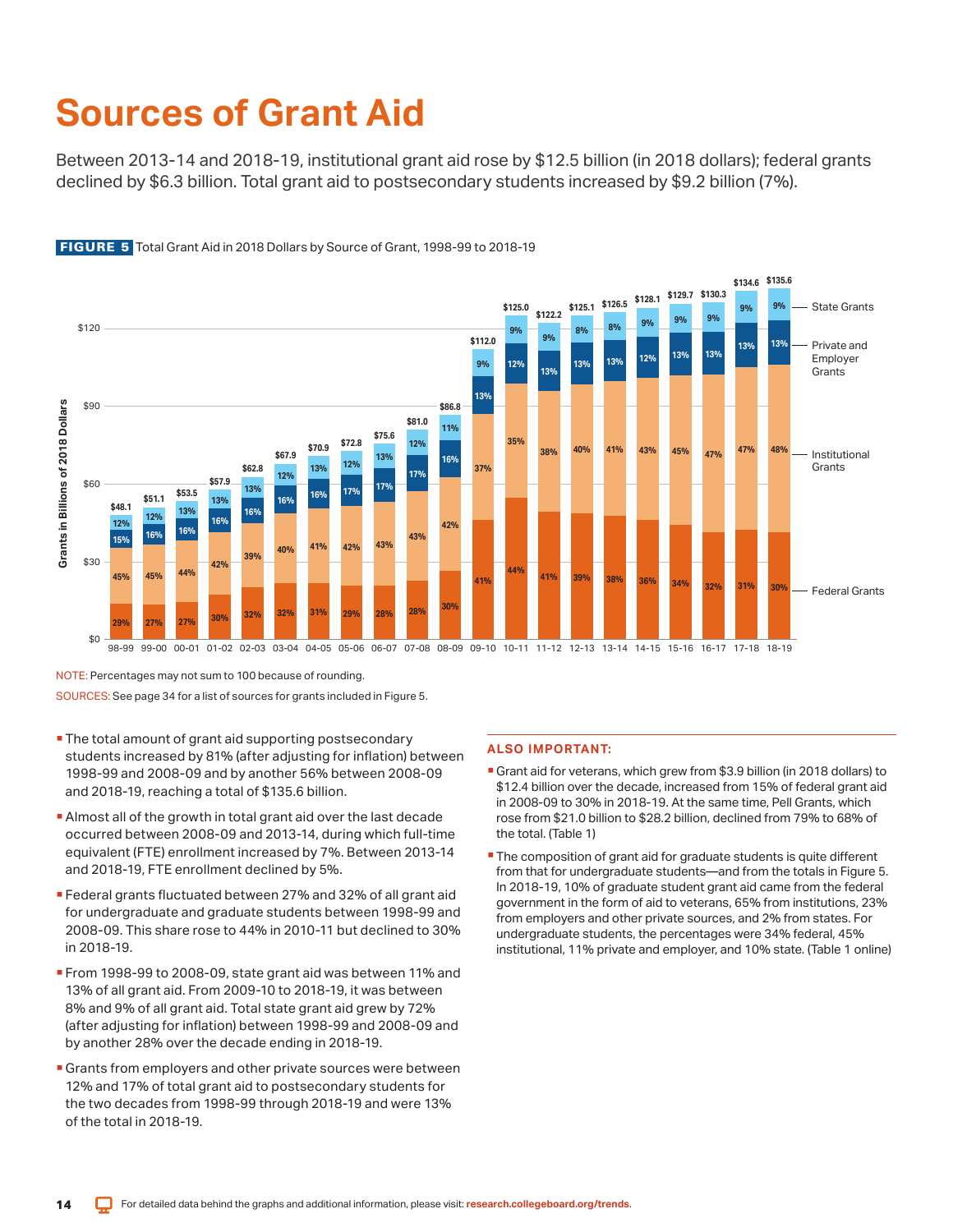# Sources of Grant Aid

Between 2013-14 and 2018-19, institutional grant aid rose by $12.5 billion (in 2018 dollars); federal grants declined by $6.3 billion. Total grant aid to postsecondary students increased by $9.2 billion (7%).

**FIGURE 5** Total Grant Aid in 2018 Dollars by Source of Grant, 1998-99 to 2018-19

| Year | Total (Grants in Billions of 2018 Dollars) | Federal Grants | Institutional Grants | Private and Employer Grants | State Grants |
|---|---|---|---|---|---|
| 98-99 | $48.1 | 29% | 45% | 15% | 12% |
| 99-00 | $51.1 | 27% | 45% | 16% | 12% |
| 00-01 | $53.5 | 27% | 44% | 16% | 13% |
| 01-02 | $57.9 | 30% | 42% | 16% | 13% |
| 02-03 | $62.8 | 32% | 39% | 16% | 13% |
| 03-04 | $67.9 | 32% | 40% | 16% | 12% |
| 04-05 | $70.9 | 31% | 41% | 16% | 13% |
| 05-06 | $72.8 | 29% | 42% | 17% | 12% |
| 06-07 | $75.6 | 28% | 43% | 17% | 13% |
| 07-08 | $81.0 | 28% | 43% | 17% | 12% |
| 08-09 | $86.8 | 30% | 42% | 16% | 11% |
| 09-10 | $112.0 | 41% | 37% | 13% | 9% |
| 10-11 | $125.0 | 44% | 35% | 12% | 9% |
| 11-12 | $122.2 | 41% | 38% | 13% | 9% |
| 12-13 | $125.1 | 39% | 40% | 13% | 8% |
| 13-14 | $126.5 | 38% | 41% | 13% | 8% |
| 14-15 | $128.1 | 36% | 43% | 12% | 9% |
| 15-16 | $129.7 | 34% | 45% | 13% | 9% |
| 16-17 | $130.3 | 32% | 47% | 13% | 9% |
| 17-18 | $134.6 | 31% | 47% | 13% | 9% |
| 18-19 | $135.6 | 30% | 48% | 13% | 9% |

NOTE: Percentages may not sum to 100 because of rounding.

SOURCES: See page 34 for a list of sources for grants included in Figure 5.

- The total amount of grant aid supporting postsecondary students increased by 81% (after adjusting for inflation) between 1998-99 and 2008-09 and by another 56% between 2008-09 and 2018-19, reaching a total of $135.6 billion.
- Almost all of the growth in total grant aid over the last decade occurred between 2008-09 and 2013-14, during which full-time equivalent (FTE) enrollment increased by 7%. Between 2013-14 and 2018-19, FTE enrollment declined by 5%.
- Federal grants fluctuated between 27% and 32% of all grant aid for undergraduate and graduate students between 1998-99 and 2008-09. This share rose to 44% in 2010-11 but declined to 30% in 2018-19.
- From 1998-99 to 2008-09, state grant aid was between 11% and 13% of all grant aid. From 2009-10 to 2018-19, it was between 8% and 9% of all grant aid. Total state grant aid grew by 72% (after adjusting for inflation) between 1998-99 and 2008-09 and by another 28% over the decade ending in 2018-19.
- Grants from employers and other private sources were between 12% and 17% of total grant aid to postsecondary students for the two decades from 1998-99 through 2018-19 and were 13% of the total in 2018-19.

### ALSO IMPORTANT:

- Grant aid for veterans, which grew from $3.9 billion (in 2018 dollars) to $12.4 billion over the decade, increased from 15% of federal grant aid in 2008-09 to 30% in 2018-19. At the same time, Pell Grants, which rose from $21.0 billion to $28.2 billion, declined from 79% to 68% of the total. (Table 1)
- The composition of grant aid for graduate students is quite different from that for undergraduate students—and from the totals in Figure 5. In 2018-19, 10% of graduate student grant aid came from the federal government in the form of aid to veterans, 65% from institutions, 23% from employers and other private sources, and 2% from states. For undergraduate students, the percentages were 34% federal, 45% institutional, 11% private and employer, and 10% state. (Table 1 online)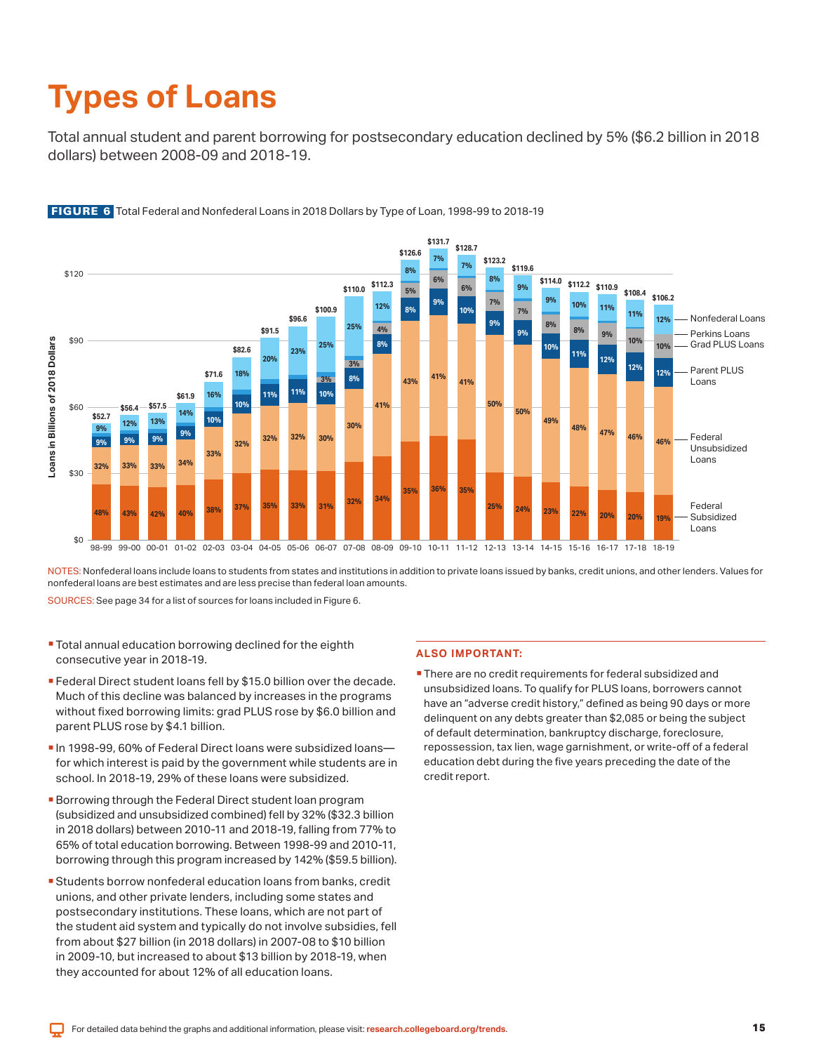# Types of Loans

Total annual student and parent borrowing for postsecondary education declined by 5% ($6.2 billion in 2018 dollars) between 2008-09 and 2018-19.

**FIGURE 6** Total Federal and Nonfederal Loans in 2018 Dollars by Type of Loan, 1998-99 to 2018-19

| Year | Total | Federal Subsidized Loans | Federal Unsubsidized Loans | Parent PLUS Loans | Grad PLUS Loans | Perkins Loans | Nonfederal Loans |
|---|---|---|---|---|---|---|---|
| 98-99 | $52.7 | 48% | 32% | 9% | | | 9% |
| 99-00 | $56.4 | 43% | 33% | 9% | | | 12% |
| 00-01 | $57.5 | 42% | 33% | 9% | | | 13% |
| 01-02 | $61.9 | 40% | 34% | 9% | | | 14% |
| 02-03 | $71.6 | 38% | 33% | 10% | | | 16% |
| 03-04 | $82.6 | 37% | 32% | 10% | | | 18% |
| 04-05 | $91.5 | 35% | 32% | 11% | | | 20% |
| 05-06 | $96.6 | 33% | 32% | 11% | | | 23% |
| 06-07 | $100.9 | 31% | 30% | 10% | 3% | | 25% |
| 07-08 | $110.0 | 32% | 30% | 8% | 3% | | 25% |
| 08-09 | $112.3 | 34% | 41% | 8% | 4% | | 12% |
| 09-10 | $126.6 | 35% | 43% | 8% | 5% | | 8% |
| 10-11 | $131.7 | 36% | 41% | 9% | 6% | | 7% |
| 11-12 | $128.7 | 35% | 41% | 10% | 6% | | 7% |
| 12-13 | $123.2 | 25% | 50% | 9% | 7% | | 8% |
| 13-14 | $119.6 | 24% | 50% | 9% | 7% | | 9% |
| 14-15 | $114.0 | 23% | 49% | 10% | 8% | | 9% |
| 15-16 | $112.2 | 22% | 48% | 11% | 8% | | 10% |
| 16-17 | $110.9 | 20% | 47% | 12% | 9% | | 11% |
| 17-18 | $108.4 | 20% | 46% | 12% | 10% | | 11% |
| 18-19 | $106.2 | 19% | 46% | 12% | 10% | | 12% |

Loans in Billions of 2018 Dollars

NOTES: Nonfederal loans include loans to students from states and institutions in addition to private loans issued by banks, credit unions, and other lenders. Values for nonfederal loans are best estimates and are less precise than federal loan amounts.

SOURCES: See page 34 for a list of sources for loans included in Figure 6.

- Total annual education borrowing declined for the eighth consecutive year in 2018-19.
- Federal Direct student loans fell by $15.0 billion over the decade. Much of this decline was balanced by increases in the programs without fixed borrowing limits: grad PLUS rose by $6.0 billion and parent PLUS rose by $4.1 billion.
- In 1998-99, 60% of Federal Direct loans were subsidized loans—for which interest is paid by the government while students are in school. In 2018-19, 29% of these loans were subsidized.
- Borrowing through the Federal Direct student loan program (subsidized and unsubsidized combined) fell by 32% ($32.3 billion in 2018 dollars) between 2010-11 and 2018-19, falling from 77% to 65% of total education borrowing. Between 1998-99 and 2010-11, borrowing through this program increased by 142% ($59.5 billion).
- Students borrow nonfederal education loans from banks, credit unions, and other private lenders, including some states and postsecondary institutions. These loans, which are not part of the student aid system and typically do not involve subsidies, fell from about $27 billion (in 2018 dollars) in 2007-08 to $10 billion in 2009-10, but increased to about $13 billion by 2018-19, when they accounted for about 12% of all education loans.

### ALSO IMPORTANT:

- There are no credit requirements for federal subsidized and unsubsidized loans. To qualify for PLUS loans, borrowers cannot have an "adverse credit history," defined as being 90 days or more delinquent on any debts greater than $2,085 or being the subject of default determination, bankruptcy discharge, foreclosure, repossession, tax lien, wage garnishment, or write-off of a federal education debt during the five years preceding the date of the credit report.

For detailed data behind the graphs and additional information, please visit: research.collegeboard.org/trends.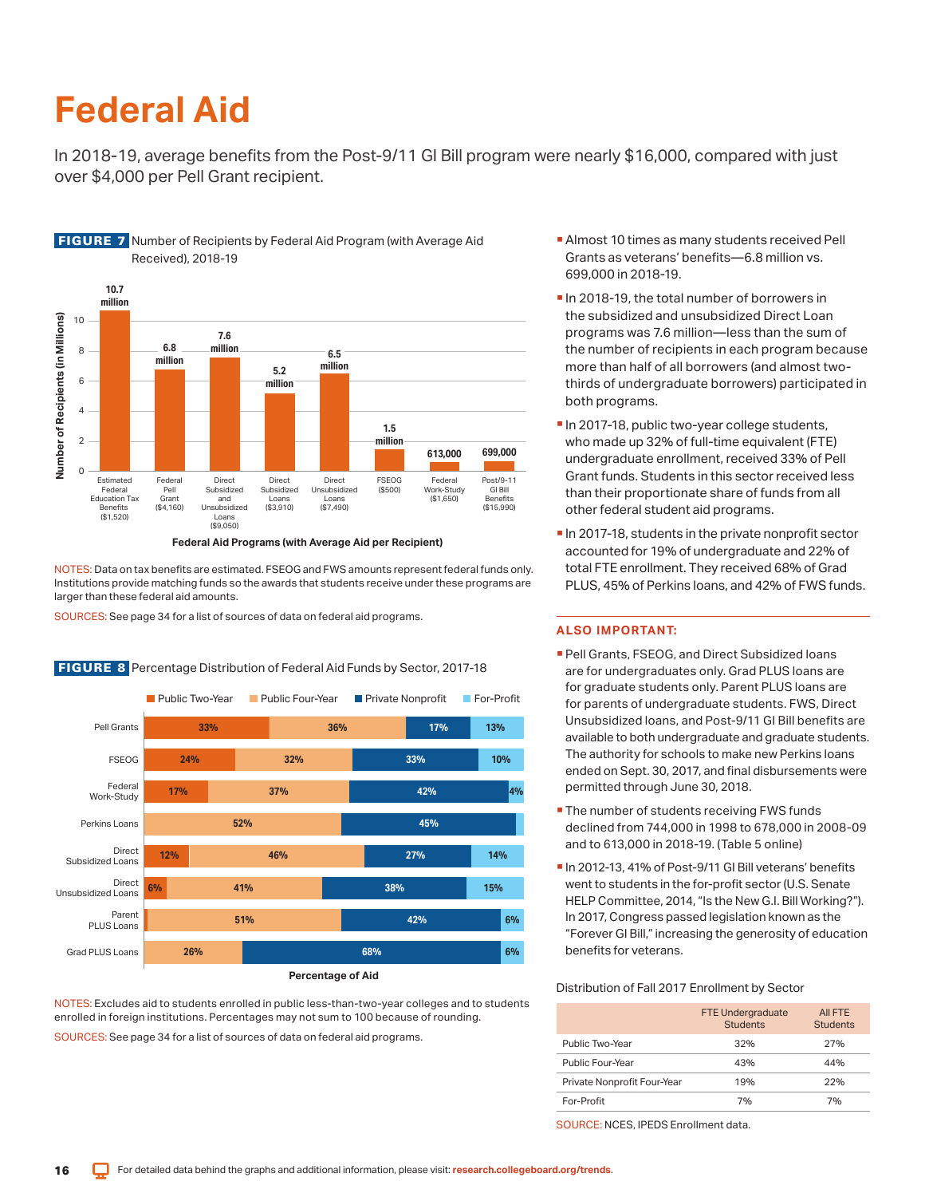# Federal Aid

In 2018-19, average benefits from the Post-9/11 GI Bill program were nearly $16,000, compared with just over $4,000 per Pell Grant recipient.

**FIGURE 7** Number of Recipients by Federal Aid Program (with Average Aid Received), 2018-19

| Federal Aid Programs (with Average Aid per Recipient) | Number of Recipients |
|---|---|
| Estimated Federal Education Tax Benefits ($1,520) | 10.7 million |
| Federal Pell Grant ($4,160) | 6.8 million |
| Direct Subsidized and Unsubsidized Loans ($9,050) | 7.6 million |
| Direct Subsidized Loans ($3,910) | 5.2 million |
| Direct Unsubsidized Loans ($7,490) | 6.5 million |
| FSEOG ($500) | 1.5 million |
| Federal Work-Study ($1,650) | 613,000 |
| Post/9-11 GI Bill Benefits ($15,990) | 699,000 |

NOTES: Data on tax benefits are estimated. FSEOG and FWS amounts represent federal funds only. Institutions provide matching funds so the awards that students receive under these programs are larger than these federal aid amounts.

SOURCES: See page 34 for a list of sources of data on federal aid programs.

**FIGURE 8** Percentage Distribution of Federal Aid Funds by Sector, 2017-18

| | Public Two-Year | Public Four-Year | Private Nonprofit | For-Profit |
|---|---|---|---|---|
| Pell Grants | 33% | 36% | 17% | 13% |
| FSEOG | 24% | 32% | 33% | 10% |
| Federal Work-Study | 17% | 37% | 42% | 4% |
| Perkins Loans | | 52% | 45% | |
| Direct Subsidized Loans | 12% | 46% | 27% | 14% |
| Direct Unsubsidized Loans | 6% | 41% | 38% | 15% |
| Parent PLUS Loans | | 51% | 42% | 6% |
| Grad PLUS Loans | | 26% | 68% | 6% |

NOTES: Excludes aid to students enrolled in public less-than-two-year colleges and to students enrolled in foreign institutions. Percentages may not sum to 100 because of rounding.

SOURCES: See page 34 for a list of sources of data on federal aid programs.

- Almost 10 times as many students received Pell Grants as veterans' benefits—6.8 million vs. 699,000 in 2018-19.
- In 2018-19, the total number of borrowers in the subsidized and unsubsidized Direct Loan programs was 7.6 million—less than the sum of the number of recipients in each program because more than half of all borrowers (and almost two-thirds of undergraduate borrowers) participated in both programs.
- In 2017-18, public two-year college students, who made up 32% of full-time equivalent (FTE) undergraduate enrollment, received 33% of Pell Grant funds. Students in this sector received less than their proportionate share of funds from all other federal student aid programs.
- In 2017-18, students in the private nonprofit sector accounted for 19% of undergraduate and 22% of total FTE enrollment. They received 68% of Grad PLUS, 45% of Perkins loans, and 42% of FWS funds.

### ALSO IMPORTANT:

- Pell Grants, FSEOG, and Direct Subsidized loans are for undergraduates only. Grad PLUS loans are for graduate students only. Parent PLUS loans are for parents of undergraduate students. FWS, Direct Unsubsidized loans, and Post-9/11 GI Bill benefits are available to both undergraduate and graduate students. The authority for schools to make new Perkins loans ended on Sept. 30, 2017, and final disbursements were permitted through June 30, 2018.
- The number of students receiving FWS funds declined from 744,000 in 1998 to 678,000 in 2008-09 and to 613,000 in 2018-19. (Table 5 online)
- In 2012-13, 41% of Post-9/11 GI Bill veterans' benefits went to students in the for-profit sector (U.S. Senate HELP Committee, 2014, "Is the New G.I. Bill Working?"). In 2017, Congress passed legislation known as the "Forever GI Bill," increasing the generosity of education benefits for veterans.

Distribution of Fall 2017 Enrollment by Sector

| | FTE Undergraduate Students | All FTE Students |
|---|---|---|
| Public Two-Year | 32% | 27% |
| Public Four-Year | 43% | 44% |
| Private Nonprofit Four-Year | 19% | 22% |
| For-Profit | 7% | 7% |

SOURCE: NCES, IPEDS Enrollment data.

For detailed data behind the graphs and additional information, please visit: research.collegeboard.org/trends.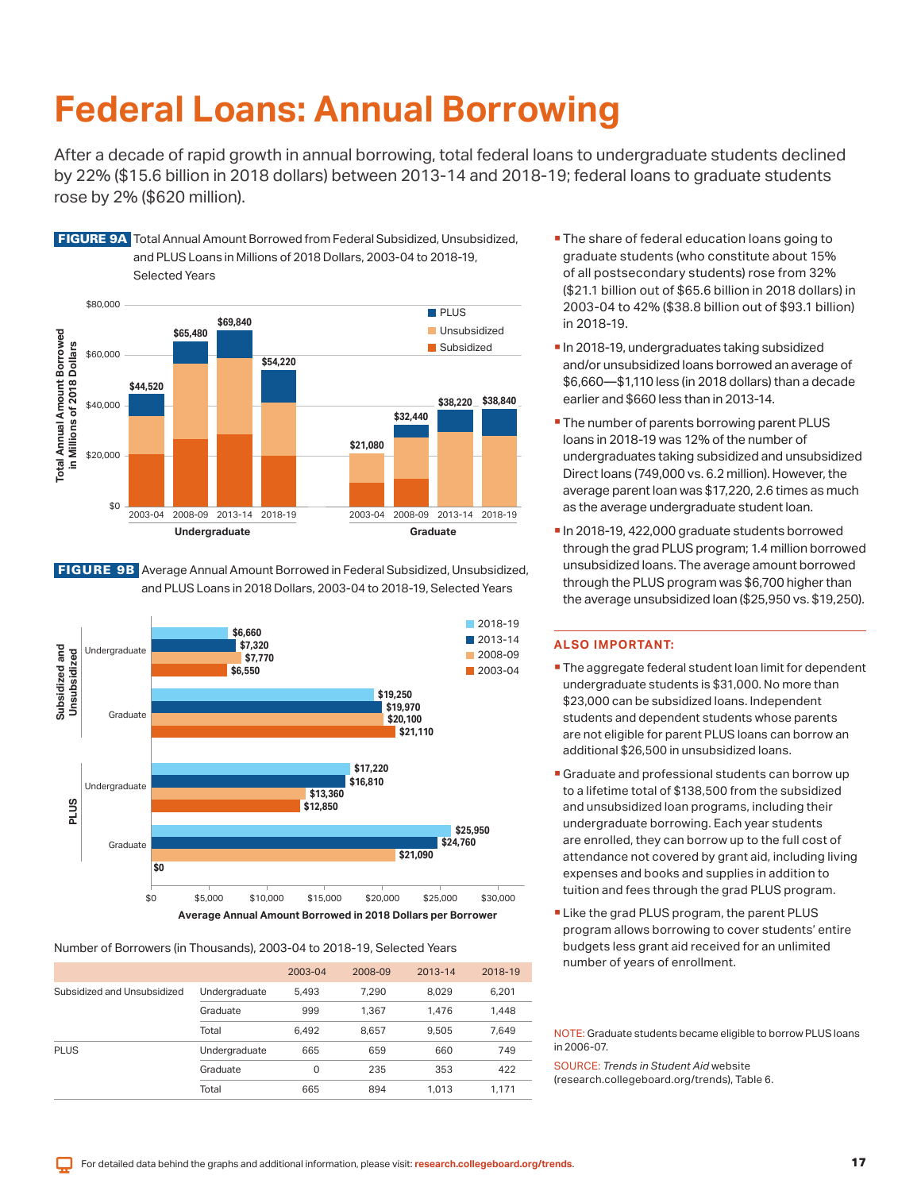# Federal Loans: Annual Borrowing

After a decade of rapid growth in annual borrowing, total federal loans to undergraduate students declined by 22% ($15.6 billion in 2018 dollars) between 2013-14 and 2018-19; federal loans to graduate students rose by 2% ($620 million).

**FIGURE 9A** Total Annual Amount Borrowed from Federal Subsidized, Unsubsidized, and PLUS Loans in Millions of 2018 Dollars, 2003-04 to 2018-19, Selected Years

| | 2003-04 | 2008-09 | 2013-14 | 2018-19 |
|---|---|---|---|---|
| Undergraduate | $44,520 | $65,480 | $69,840 | $54,220 |
| Graduate | $21,080 | $32,440 | $38,220 | $38,840 |

**FIGURE 9B** Average Annual Amount Borrowed in Federal Subsidized, Unsubsidized, and PLUS Loans in 2018 Dollars, 2003-04 to 2018-19, Selected Years

| | | 2003-04 | 2008-09 | 2013-14 | 2018-19 |
|---|---|---|---|---|---|
| Subsidized and Unsubsidized | Undergraduate | $6,550 | $7,770 | $7,320 | $6,660 |
| | Graduate | $21,110 | $20,100 | $19,970 | $19,250 |
| PLUS | Undergraduate | $12,850 | $13,360 | $16,810 | $17,220 |
| | Graduate | $0 | $21,090 | $24,760 | $25,950 |

Average Annual Amount Borrowed in 2018 Dollars per Borrower

Number of Borrowers (in Thousands), 2003-04 to 2018-19, Selected Years

| | | 2003-04 | 2008-09 | 2013-14 | 2018-19 |
|---|---|---|---|---|---|
| Subsidized and Unsubsidized | Undergraduate | 5,493 | 7,290 | 8,029 | 6,201 |
| | Graduate | 999 | 1,367 | 1,476 | 1,448 |
| | Total | 6,492 | 8,657 | 9,505 | 7,649 |
| PLUS | Undergraduate | 665 | 659 | 660 | 749 |
| | Graduate | 0 | 235 | 353 | 422 |
| | Total | 665 | 894 | 1,013 | 1,171 |

- The share of federal education loans going to graduate students (who constitute about 15% of all postsecondary students) rose from 32% ($21.1 billion out of $65.6 billion in 2018 dollars) in 2003-04 to 42% ($38.8 billion out of $93.1 billion) in 2018-19.
- In 2018-19, undergraduates taking subsidized and/or unsubsidized loans borrowed an average of $6,660—$1,110 less (in 2018 dollars) than a decade earlier and $660 less than in 2013-14.
- The number of parents borrowing parent PLUS loans in 2018-19 was 12% of the number of undergraduates taking subsidized and unsubsidized Direct loans (749,000 vs. 6.2 million). However, the average parent loan was $17,220, 2.6 times as much as the average undergraduate student loan.
- In 2018-19, 422,000 graduate students borrowed through the grad PLUS program; 1.4 million borrowed unsubsidized loans. The average amount borrowed through the PLUS program was $6,700 higher than the average unsubsidized loan ($25,950 vs. $19,250).

## ALSO IMPORTANT:

- The aggregate federal student loan limit for dependent undergraduate students is $31,000. No more than $23,000 can be subsidized loans. Independent students and dependent students whose parents are not eligible for parent PLUS loans can borrow an additional $26,500 in unsubsidized loans.
- Graduate and professional students can borrow up to a lifetime total of $138,500 from the subsidized and unsubsidized loan programs, including their undergraduate borrowing. Each year students are enrolled, they can borrow up to the full cost of attendance not covered by grant aid, including living expenses and books and supplies in addition to tuition and fees through the grad PLUS program.
- Like the grad PLUS program, the parent PLUS program allows borrowing to cover students' entire budgets less grant aid received for an unlimited number of years of enrollment.

NOTE: Graduate students became eligible to borrow PLUS loans in 2006-07.

SOURCE: *Trends in Student Aid* website (research.collegeboard.org/trends), Table 6.

For detailed data behind the graphs and additional information, please visit: research.collegeboard.org/trends.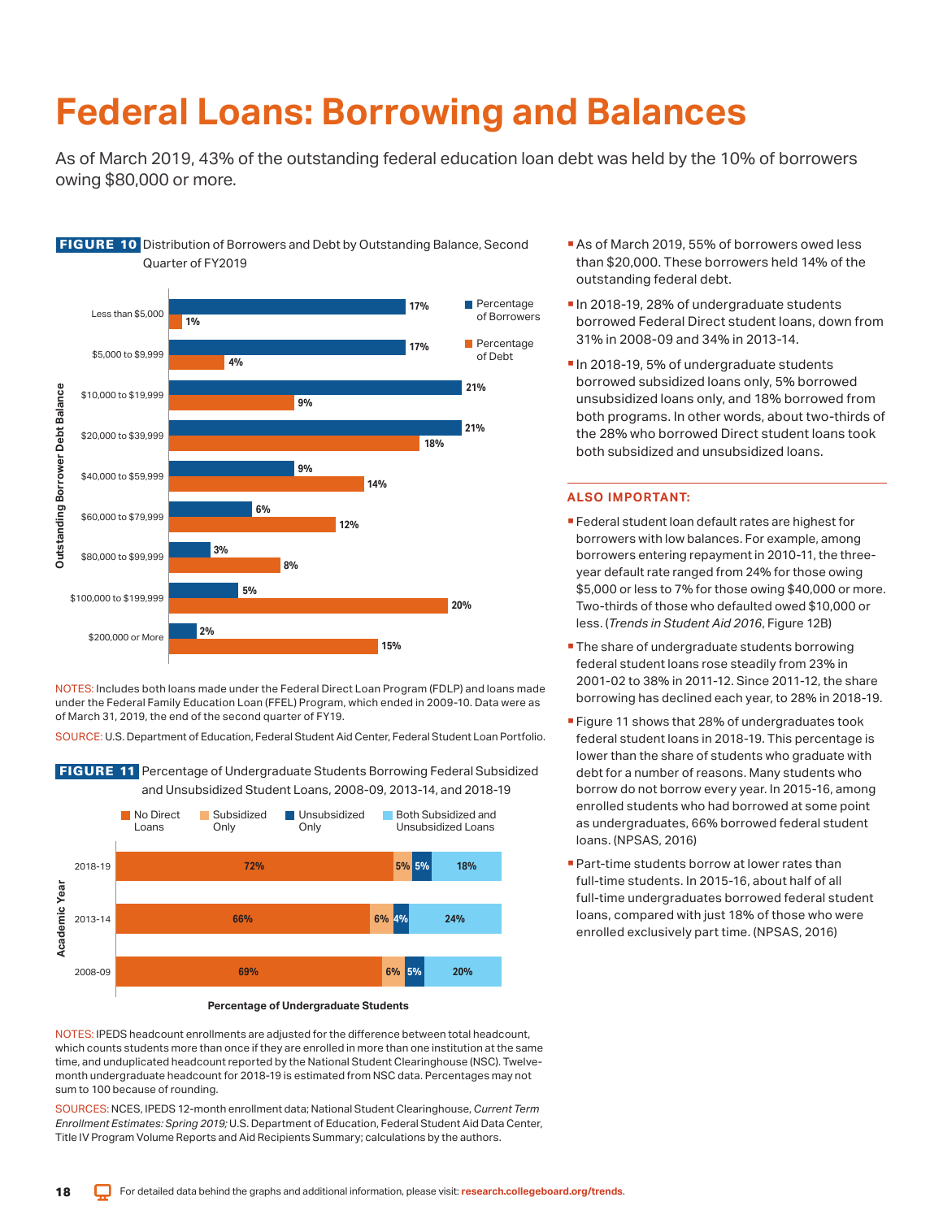# Federal Loans: Borrowing and Balances

As of March 2019, 43% of the outstanding federal education loan debt was held by the 10% of borrowers owing $80,000 or more.

**FIGURE 10** Distribution of Borrowers and Debt by Outstanding Balance, Second Quarter of FY2019

| Outstanding Borrower Debt Balance | Percentage of Borrowers | Percentage of Debt |
|---|---|---|
| Less than $5,000 | 17% | 1% |
| $5,000 to $9,999 | 17% | 4% |
| $10,000 to $19,999 | 21% | 9% |
| $20,000 to $39,999 | 21% | 18% |
| $40,000 to $59,999 | 9% | 14% |
| $60,000 to $79,999 | 6% | 12% |
| $80,000 to $99,999 | 3% | 8% |
| $100,000 to $199,999 | 5% | 20% |
| $200,000 or More | 2% | 15% |

NOTES: Includes both loans made under the Federal Direct Loan Program (FDLP) and loans made under the Federal Family Education Loan (FFEL) Program, which ended in 2009-10. Data were as of March 31, 2019, the end of the second quarter of FY19.

SOURCE: U.S. Department of Education, Federal Student Aid Center, Federal Student Loan Portfolio.

**FIGURE 11** Percentage of Undergraduate Students Borrowing Federal Subsidized and Unsubsidized Student Loans, 2008-09, 2013-14, and 2018-19

| Academic Year | No Direct Loans | Subsidized Only | Unsubsidized Only | Both Subsidized and Unsubsidized Loans |
|---|---|---|---|---|
| 2018-19 | 72% | 5% | 5% | 18% |
| 2013-14 | 66% | 6% | 4% | 24% |
| 2008-09 | 69% | 6% | 5% | 20% |

Percentage of Undergraduate Students

NOTES: IPEDS headcount enrollments are adjusted for the difference between total headcount, which counts students more than once if they are enrolled in more than one institution at the same time, and unduplicated headcount reported by the National Student Clearinghouse (NSC). Twelve-month undergraduate headcount for 2018-19 is estimated from NSC data. Percentages may not sum to 100 because of rounding.

SOURCES: NCES, IPEDS 12-month enrollment data; National Student Clearinghouse, *Current Term Enrollment Estimates: Spring 2019;* U.S. Department of Education, Federal Student Aid Data Center, Title IV Program Volume Reports and Aid Recipients Summary; calculations by the authors.

- As of March 2019, 55% of borrowers owed less than $20,000. These borrowers held 14% of the outstanding federal debt.
- In 2018-19, 28% of undergraduate students borrowed Federal Direct student loans, down from 31% in 2008-09 and 34% in 2013-14.
- In 2018-19, 5% of undergraduate students borrowed subsidized loans only, 5% borrowed unsubsidized loans only, and 18% borrowed from both programs. In other words, about two-thirds of the 28% who borrowed Direct student loans took both subsidized and unsubsidized loans.

### ALSO IMPORTANT:

- Federal student loan default rates are highest for borrowers with low balances. For example, among borrowers entering repayment in 2010-11, the three-year default rate ranged from 24% for those owing $5,000 or less to 7% for those owing $40,000 or more. Two-thirds of those who defaulted owed $10,000 or less. (*Trends in Student Aid 2016*, Figure 12B)
- The share of undergraduate students borrowing federal student loans rose steadily from 23% in 2001-02 to 38% in 2011-12. Since 2011-12, the share borrowing has declined each year, to 28% in 2018-19.
- Figure 11 shows that 28% of undergraduates took federal student loans in 2018-19. This percentage is lower than the share of students who graduate with debt for a number of reasons. Many students who borrow do not borrow every year. In 2015-16, among enrolled students who had borrowed at some point as undergraduates, 66% borrowed federal student loans. (NPSAS, 2016)
- Part-time students borrow at lower rates than full-time students. In 2015-16, about half of all full-time undergraduates borrowed federal student loans, compared with just 18% of those who were enrolled exclusively part time. (NPSAS, 2016)

For detailed data behind the graphs and additional information, please visit: research.collegeboard.org/trends.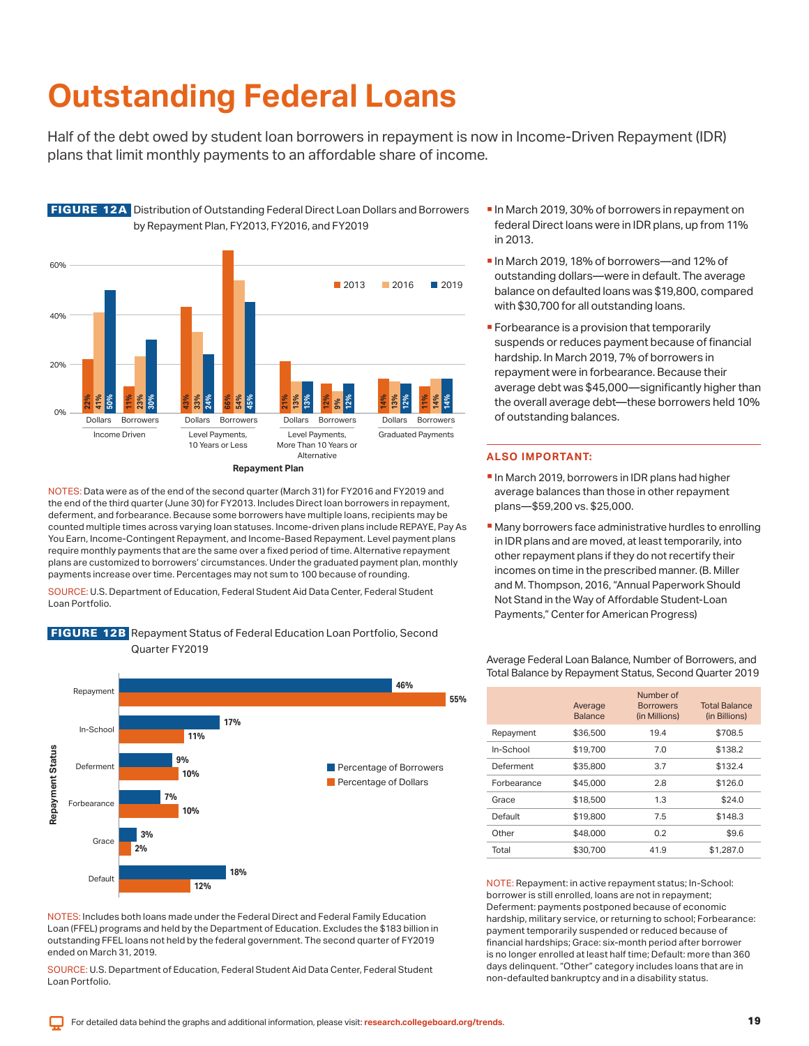# Outstanding Federal Loans

Half of the debt owed by student loan borrowers in repayment is now in Income-Driven Repayment (IDR) plans that limit monthly payments to an affordable share of income.

**FIGURE 12A** Distribution of Outstanding Federal Direct Loan Dollars and Borrowers by Repayment Plan, FY2013, FY2016, and FY2019

| Repayment Plan | | 2013 | 2016 | 2019 |
|---|---|---|---|---|
| Income Driven | Dollars | 22% | 41% | 50% |
| Income Driven | Borrowers | 11% | 23% | 30% |
| Level Payments, 10 Years or Less | Dollars | 43% | 33% | 24% |
| Level Payments, 10 Years or Less | Borrowers | 66% | 54% | 45% |
| Level Payments, More Than 10 Years or Alternative | Dollars | 21% | 13% | 13% |
| Level Payments, More Than 10 Years or Alternative | Borrowers | 12% | 9% | 12% |
| Graduated Payments | Dollars | 14% | 13% | 12% |
| Graduated Payments | Borrowers | 11% | 14% | 14% |

NOTES: Data were as of the end of the second quarter (March 31) for FY2016 and FY2019 and the end of the third quarter (June 30) for FY2013. Includes Direct loan borrowers in repayment, deferment, and forbearance. Because some borrowers have multiple loans, recipients may be counted multiple times across varying loan statuses. Income-driven plans include REPAYE, Pay As You Earn, Income-Contingent Repayment, and Income-Based Repayment. Level payment plans require monthly payments that are the same over a fixed period of time. Alternative repayment plans are customized to borrowers' circumstances. Under the graduated payment plan, monthly payments increase over time. Percentages may not sum to 100 because of rounding.

SOURCE: U.S. Department of Education, Federal Student Aid Data Center, Federal Student Loan Portfolio.

**FIGURE 12B** Repayment Status of Federal Education Loan Portfolio, Second Quarter FY2019

| Repayment Status | Percentage of Borrowers | Percentage of Dollars |
|---|---|---|
| Repayment | 46% | 55% |
| In-School | 17% | 11% |
| Deferment | 9% | 10% |
| Forbearance | 7% | 10% |
| Grace | 3% | 2% |
| Default | 18% | 12% |

NOTES: Includes both loans made under the Federal Direct and Federal Family Education Loan (FFEL) programs and held by the Department of Education. Excludes the $183 billion in outstanding FFEL loans not held by the federal government. The second quarter of FY2019 ended on March 31, 2019.

SOURCE: U.S. Department of Education, Federal Student Aid Data Center, Federal Student Loan Portfolio.

- In March 2019, 30% of borrowers in repayment on federal Direct loans were in IDR plans, up from 11% in 2013.
- In March 2019, 18% of borrowers—and 12% of outstanding dollars—were in default. The average balance on defaulted loans was $19,800, compared with $30,700 for all outstanding loans.
- Forbearance is a provision that temporarily suspends or reduces payment because of financial hardship. In March 2019, 7% of borrowers in repayment were in forbearance. Because their average debt was $45,000—significantly higher than the overall average debt—these borrowers held 10% of outstanding balances.

### ALSO IMPORTANT:

- In March 2019, borrowers in IDR plans had higher average balances than those in other repayment plans—$59,200 vs. $25,000.
- Many borrowers face administrative hurdles to enrolling in IDR plans and are moved, at least temporarily, into other repayment plans if they do not recertify their incomes on time in the prescribed manner. (B. Miller and M. Thompson, 2016, "Annual Paperwork Should Not Stand in the Way of Affordable Student-Loan Payments," Center for American Progress)

Average Federal Loan Balance, Number of Borrowers, and Total Balance by Repayment Status, Second Quarter 2019

| | Average Balance | Number of Borrowers (in Millions) | Total Balance (in Billions) |
|---|---|---|---|
| Repayment | $36,500 | 19.4 | $708.5 |
| In-School | $19,700 | 7.0 | $138.2 |
| Deferment | $35,800 | 3.7 | $132.4 |
| Forbearance | $45,000 | 2.8 | $126.0 |
| Grace | $18,500 | 1.3 | $24.0 |
| Default | $19,800 | 7.5 | $148.3 |
| Other | $48,000 | 0.2 | $9.6 |
| Total | $30,700 | 41.9 | $1,287.0 |

NOTE: Repayment: in active repayment status; In-School: borrower is still enrolled, loans are not in repayment; Deferment: payments postponed because of economic hardship, military service, or returning to school; Forbearance: payment temporarily suspended or reduced because of financial hardships; Grace: six-month period after borrower is no longer enrolled at least half time; Default: more than 360 days delinquent. "Other" category includes loans that are in non-defaulted bankruptcy and in a disability status.

For detailed data behind the graphs and additional information, please visit: research.collegeboard.org/trends.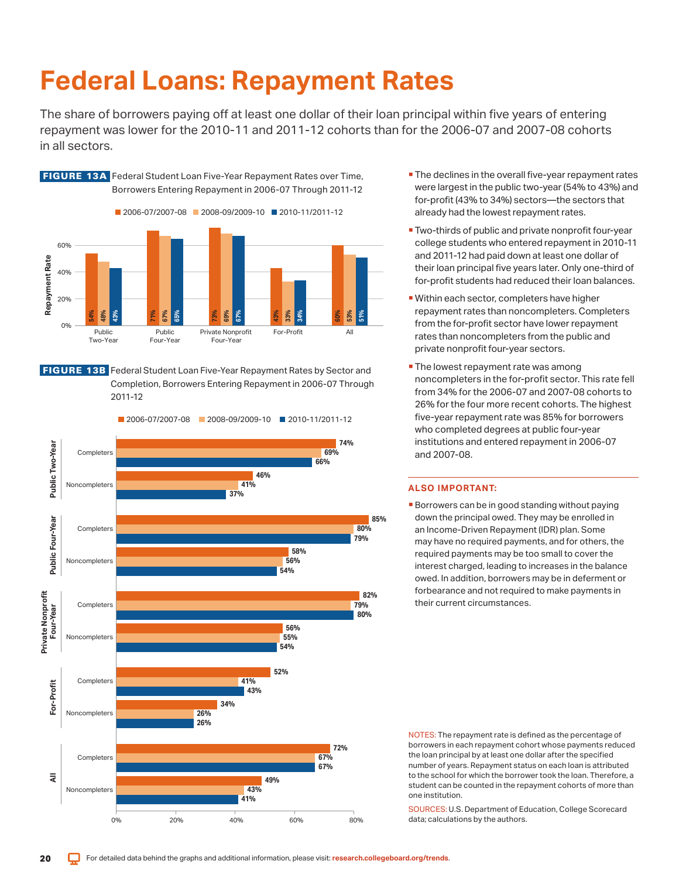# Federal Loans: Repayment Rates

The share of borrowers paying off at least one dollar of their loan principal within five years of entering repayment was lower for the 2010-11 and 2011-12 cohorts than for the 2006-07 and 2007-08 cohorts in all sectors.

**FIGURE 13A** Federal Student Loan Five-Year Repayment Rates over Time, Borrowers Entering Repayment in 2006-07 Through 2011-12

| Sector | 2006-07/2007-08 | 2008-09/2009-10 | 2010-11/2011-12 |
|---|---|---|---|
| Public Two-Year | 54% | 48% | 43% |
| Public Four-Year | 71% | 67% | 65% |
| Private Nonprofit Four-Year | 73% | 69% | 67% |
| For-Profit | 43% | 33% | 34% |
| All | 60% | 53% | 51% |

**FIGURE 13B** Federal Student Loan Five-Year Repayment Rates by Sector and Completion, Borrowers Entering Repayment in 2006-07 Through 2011-12

| Sector | Status | 2006-07/2007-08 | 2008-09/2009-10 | 2010-11/2011-12 |
|---|---|---|---|---|
| Public Two-Year | Completers | 74% | 69% | 66% |
| | Noncompleters | 46% | 41% | 37% |
| Public Four-Year | Completers | 85% | 80% | 79% |
| | Noncompleters | 58% | 56% | 54% |
| Private Nonprofit Four-Year | Completers | 82% | 79% | 80% |
| | Noncompleters | 56% | 55% | 54% |
| For-Profit | Completers | 52% | 41% | 43% |
| | Noncompleters | 34% | 26% | 26% |
| All | Completers | 72% | 67% | 67% |
| | Noncompleters | 49% | 43% | 41% |

- The declines in the overall five-year repayment rates were largest in the public two-year (54% to 43%) and for-profit (43% to 34%) sectors—the sectors that already had the lowest repayment rates.
- Two-thirds of public and private nonprofit four-year college students who entered repayment in 2010-11 and 2011-12 had paid down at least one dollar of their loan principal five years later. Only one-third of for-profit students had reduced their loan balances.
- Within each sector, completers have higher repayment rates than noncompleters. Completers from the for-profit sector have lower repayment rates than noncompleters from the public and private nonprofit four-year sectors.
- The lowest repayment rate was among noncompleters in the for-profit sector. This rate fell from 34% for the 2006-07 and 2007-08 cohorts to 26% for the four more recent cohorts. The highest five-year repayment rate was 85% for borrowers who completed degrees at public four-year institutions and entered repayment in 2006-07 and 2007-08.

### ALSO IMPORTANT:

- Borrowers can be in good standing without paying down the principal owed. They may be enrolled in an Income-Driven Repayment (IDR) plan. Some may have no required payments, and for others, the required payments may be too small to cover the interest charged, leading to increases in the balance owed. In addition, borrowers may be in deferment or forbearance and not required to make payments in their current circumstances.

NOTES: The repayment rate is defined as the percentage of borrowers in each repayment cohort whose payments reduced the loan principal by at least one dollar after the specified number of years. Repayment status on each loan is attributed to the school for which the borrower took the loan. Therefore, a student can be counted in the repayment cohorts of more than one institution.

SOURCES: U.S. Department of Education, College Scorecard data; calculations by the authors.

For detailed data behind the graphs and additional information, please visit: research.collegeboard.org/trends.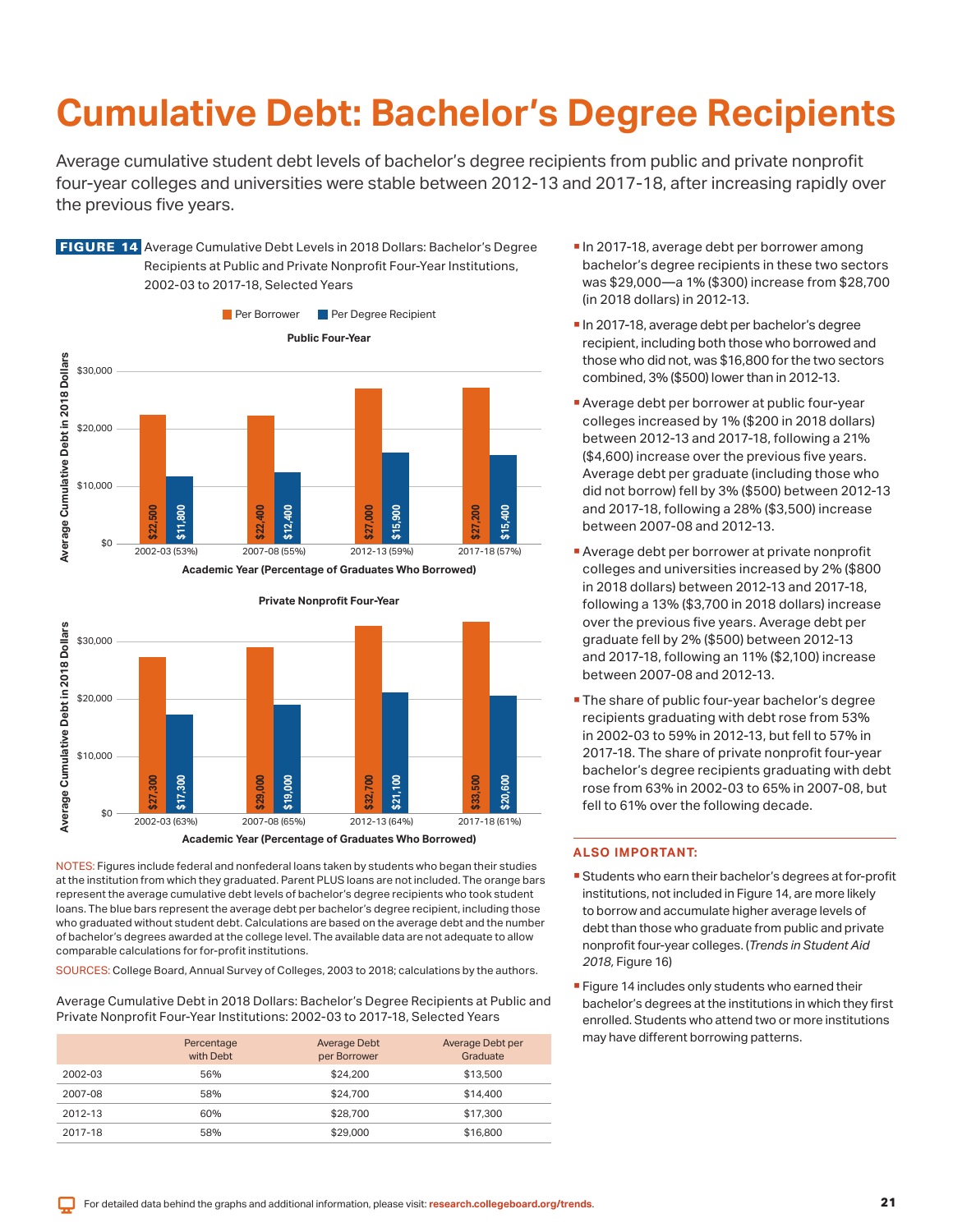# Cumulative Debt: Bachelor's Degree Recipients

Average cumulative student debt levels of bachelor's degree recipients from public and private nonprofit four-year colleges and universities were stable between 2012-13 and 2017-18, after increasing rapidly over the previous five years.

**FIGURE 14** Average Cumulative Debt Levels in 2018 Dollars: Bachelor's Degree Recipients at Public and Private Nonprofit Four-Year Institutions, 2002-03 to 2017-18, Selected Years

**Public Four-Year**

| Academic Year (Percentage of Graduates Who Borrowed) | Per Borrower | Per Degree Recipient |
|---|---|---|
| 2002-03 (53%) | $22,500 | $11,800 |
| 2007-08 (55%) | $22,400 | $12,400 |
| 2012-13 (59%) | $27,000 | $15,900 |
| 2017-18 (57%) | $27,200 | $15,400 |

**Private Nonprofit Four-Year**

| Academic Year (Percentage of Graduates Who Borrowed) | Per Borrower | Per Degree Recipient |
|---|---|---|
| 2002-03 (63%) | $27,300 | $17,300 |
| 2007-08 (65%) | $29,000 | $19,000 |
| 2012-13 (64%) | $32,700 | $21,100 |
| 2017-18 (61%) | $33,500 | $20,600 |

NOTES: Figures include federal and nonfederal loans taken by students who began their studies at the institution from which they graduated. Parent PLUS loans are not included. The orange bars represent the average cumulative debt levels of bachelor's degree recipients who took student loans. The blue bars represent the average debt per bachelor's degree recipient, including those who graduated without student debt. Calculations are based on the average debt and the number of bachelor's degrees awarded at the college level. The available data are not adequate to allow comparable calculations for for-profit institutions.

SOURCES: College Board, Annual Survey of Colleges, 2003 to 2018; calculations by the authors.

Average Cumulative Debt in 2018 Dollars: Bachelor's Degree Recipients at Public and Private Nonprofit Four-Year Institutions: 2002-03 to 2017-18, Selected Years

| | Percentage with Debt | Average Debt per Borrower | Average Debt per Graduate |
|---|---|---|---|
| 2002-03 | 56% | $24,200 | $13,500 |
| 2007-08 | 58% | $24,700 | $14,400 |
| 2012-13 | 60% | $28,700 | $17,300 |
| 2017-18 | 58% | $29,000 | $16,800 |

- In 2017-18, average debt per borrower among bachelor's degree recipients in these two sectors was $29,000—a 1% ($300) increase from $28,700 (in 2018 dollars) in 2012-13.
- In 2017-18, average debt per bachelor's degree recipient, including both those who borrowed and those who did not, was $16,800 for the two sectors combined, 3% ($500) lower than in 2012-13.
- Average debt per borrower at public four-year colleges increased by 1% ($200 in 2018 dollars) between 2012-13 and 2017-18, following a 21% ($4,600) increase over the previous five years. Average debt per graduate (including those who did not borrow) fell by 3% ($500) between 2012-13 and 2017-18, following a 28% ($3,500) increase between 2007-08 and 2012-13.
- Average debt per borrower at private nonprofit colleges and universities increased by 2% ($800 in 2018 dollars) between 2012-13 and 2017-18, following a 13% ($3,700 in 2018 dollars) increase over the previous five years. Average debt per graduate fell by 2% ($500) between 2012-13 and 2017-18, following an 11% ($2,100) increase between 2007-08 and 2012-13.
- The share of public four-year bachelor's degree recipients graduating with debt rose from 53% in 2002-03 to 59% in 2012-13, but fell to 57% in 2017-18. The share of private nonprofit four-year bachelor's degree recipients graduating with debt rose from 63% in 2002-03 to 65% in 2007-08, but fell to 61% over the following decade.

### ALSO IMPORTANT:

- Students who earn their bachelor's degrees at for-profit institutions, not included in Figure 14, are more likely to borrow and accumulate higher average levels of debt than those who graduate from public and private nonprofit four-year colleges. (*Trends in Student Aid 2018,* Figure 16)
- Figure 14 includes only students who earned their bachelor's degrees at the institutions in which they first enrolled. Students who attend two or more institutions may have different borrowing patterns.

For detailed data behind the graphs and additional information, please visit: research.collegeboard.org/trends.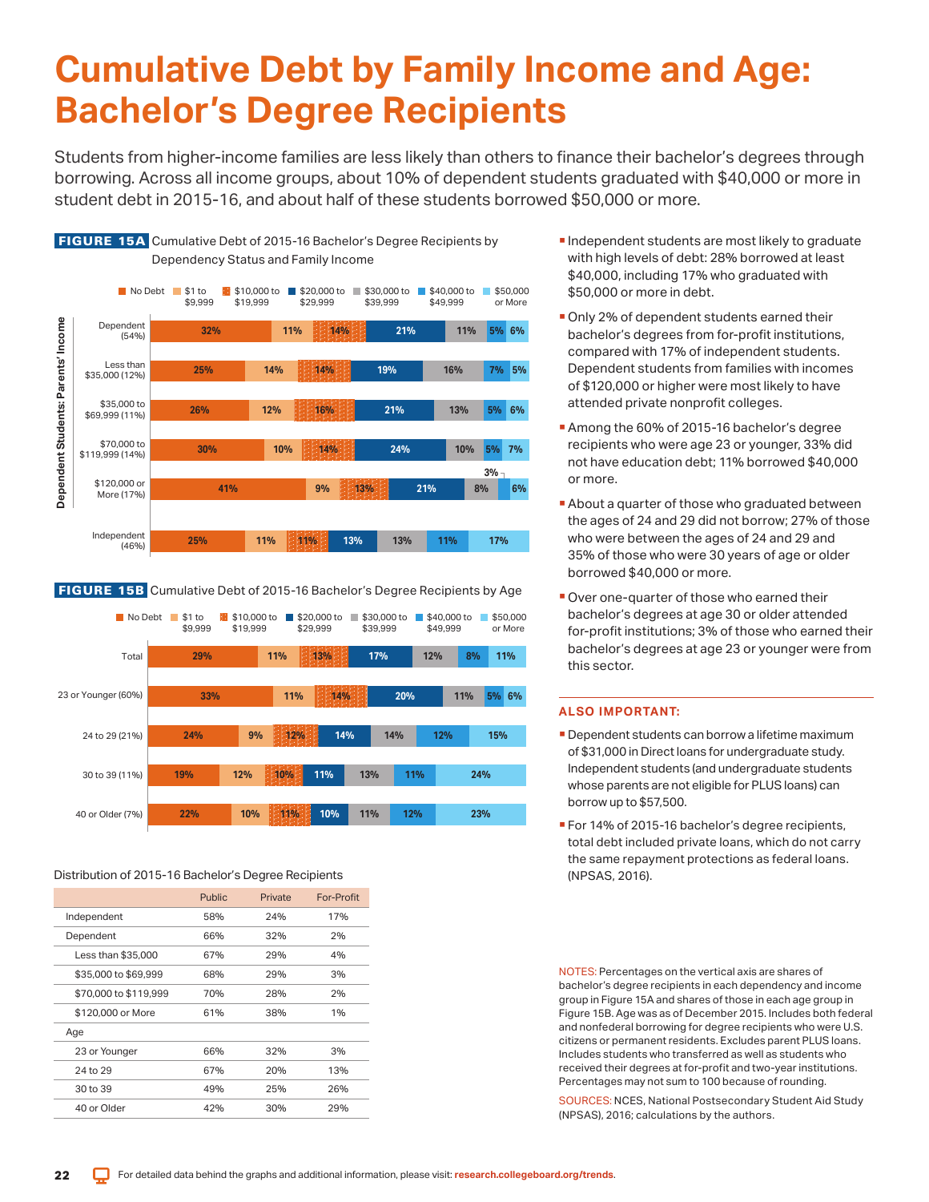# Cumulative Debt by Family Income and Age: Bachelor's Degree Recipients

Students from higher-income families are less likely than others to finance their bachelor's degrees through borrowing. Across all income groups, about 10% of dependent students graduated with $40,000 or more in student debt in 2015-16, and about half of these students borrowed $50,000 or more.

**FIGURE 15A** Cumulative Debt of 2015-16 Bachelor's Degree Recipients by Dependency Status and Family Income

| Dependent Students: Parents' Income | No Debt | $1 to $9,999 | $10,000 to $19,999 | $20,000 to $29,999 | $30,000 to $39,999 | $40,000 to $49,999 | $50,000 or More |
|---|---|---|---|---|---|---|---|
| Dependent (54%) | 32% | 11% | 14% | 21% | 11% | 5% | 6% |
| Less than $35,000 (12%) | 25% | 14% | 14% | 19% | 16% | 7% | 5% |
| $35,000 to $69,999 (11%) | 26% | 12% | 16% | 21% | 13% | 5% | 6% |
| $70,000 to $119,999 (14%) | 30% | 10% | 14% | 24% | 10% | 5% | 7% |
| $120,000 or More (17%) | 41% | 9% | 13% | 21% | 8% | 3% | 6% |
| Independent (46%) | 25% | 11% | 11% | 13% | 13% | 11% | 17% |

**FIGURE 15B** Cumulative Debt of 2015-16 Bachelor's Degree Recipients by Age

| | No Debt | $1 to $9,999 | $10,000 to $19,999 | $20,000 to $29,999 | $30,000 to $39,999 | $40,000 to $49,999 | $50,000 or More |
|---|---|---|---|---|---|---|---|
| Total | 29% | 11% | 13% | 17% | 12% | 8% | 11% |
| 23 or Younger (60%) | 33% | 11% | 14% | 20% | 11% | 5% | 6% |
| 24 to 29 (21%) | 24% | 9% | 12% | 14% | 14% | 12% | 15% |
| 30 to 39 (11%) | 19% | 12% | 10% | 11% | 13% | 11% | 24% |
| 40 or Older (7%) | 22% | 10% | 11% | 10% | 11% | 12% | 23% |

Distribution of 2015-16 Bachelor's Degree Recipients

| | Public | Private | For-Profit |
|---|---|---|---|
| Independent | 58% | 24% | 17% |
| Dependent | 66% | 32% | 2% |
| Less than $35,000 | 67% | 29% | 4% |
| $35,000 to $69,999 | 68% | 29% | 3% |
| $70,000 to $119,999 | 70% | 28% | 2% |
| $120,000 or More | 61% | 38% | 1% |
| Age | | | |
| 23 or Younger | 66% | 32% | 3% |
| 24 to 29 | 67% | 20% | 13% |
| 30 to 39 | 49% | 25% | 26% |
| 40 or Older | 42% | 30% | 29% |

- Independent students are most likely to graduate with high levels of debt: 28% borrowed at least $40,000, including 17% who graduated with $50,000 or more in debt.
- Only 2% of dependent students earned their bachelor's degrees from for-profit institutions, compared with 17% of independent students. Dependent students from families with incomes of $120,000 or higher were most likely to have attended private nonprofit colleges.
- Among the 60% of 2015-16 bachelor's degree recipients who were age 23 or younger, 33% did not have education debt; 11% borrowed $40,000 or more.
- About a quarter of those who graduated between the ages of 24 and 29 did not borrow; 27% of those who were between the ages of 24 and 29 and 35% of those who were 30 years of age or older borrowed $40,000 or more.
- Over one-quarter of those who earned their bachelor's degrees at age 30 or older attended for-profit institutions; 3% of those who earned their bachelor's degrees at age 23 or younger were from this sector.

### ALSO IMPORTANT:

- Dependent students can borrow a lifetime maximum of $31,000 in Direct loans for undergraduate study. Independent students (and undergraduate students whose parents are not eligible for PLUS loans) can borrow up to $57,500.
- For 14% of 2015-16 bachelor's degree recipients, total debt included private loans, which do not carry the same repayment protections as federal loans. (NPSAS, 2016).

NOTES: Percentages on the vertical axis are shares of bachelor's degree recipients in each dependency and income group in Figure 15A and shares of those in each age group in Figure 15B. Age was as of December 2015. Includes both federal and nonfederal borrowing for degree recipients who were U.S. citizens or permanent residents. Excludes parent PLUS loans. Includes students who transferred as well as students who received their degrees at for-profit and two-year institutions. Percentages may not sum to 100 because of rounding.

SOURCES: NCES, National Postsecondary Student Aid Study (NPSAS), 2016; calculations by the authors.

For detailed data behind the graphs and additional information, please visit: research.collegeboard.org/trends.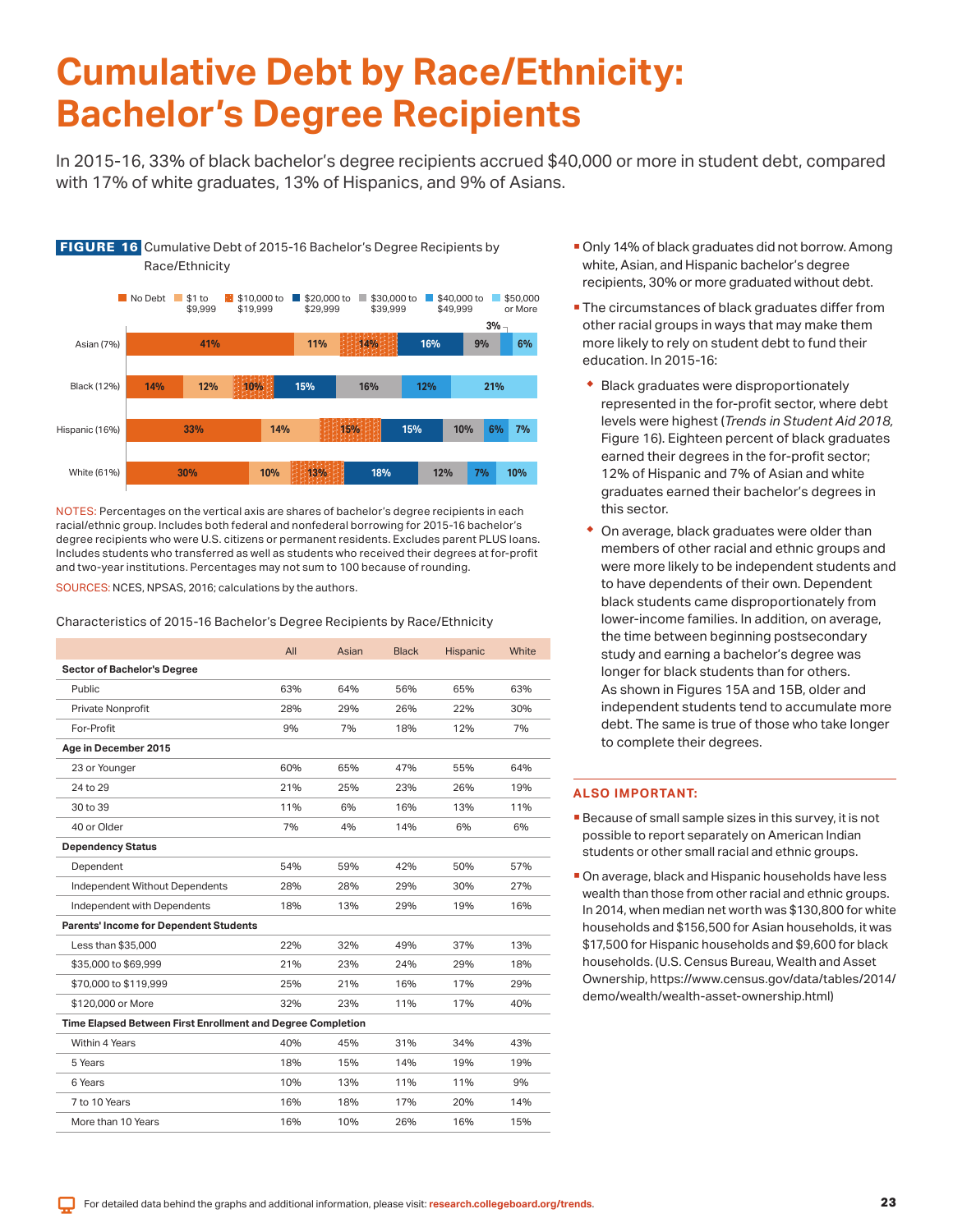# Cumulative Debt by Race/Ethnicity: Bachelor's Degree Recipients

In 2015-16, 33% of black bachelor's degree recipients accrued $40,000 or more in student debt, compared with 17% of white graduates, 13% of Hispanics, and 9% of Asians.

**FIGURE 16** Cumulative Debt of 2015-16 Bachelor's Degree Recipients by Race/Ethnicity

| | No Debt | $1 to $9,999 | $10,000 to $19,999 | $20,000 to $29,999 | $30,000 to $39,999 | $40,000 to $49,999 | $50,000 or More |
|---|---|---|---|---|---|---|---|
| Asian (7%) | 41% | 11% | 14% | 16% | 9% | 3% | 6% |
| Black (12%) | 14% | 12% | 10% | 15% | 16% | 12% | 21% |
| Hispanic (16%) | 33% | 14% | 15% | 15% | 10% | 6% | 7% |
| White (61%) | 30% | 10% | 13% | 18% | 12% | 7% | 10% |

NOTES: Percentages on the vertical axis are shares of bachelor's degree recipients in each racial/ethnic group. Includes both federal and nonfederal borrowing for 2015-16 bachelor's degree recipients who were U.S. citizens or permanent residents. Excludes parent PLUS loans. Includes students who transferred as well as students who received their degrees at for-profit and two-year institutions. Percentages may not sum to 100 because of rounding.

SOURCES: NCES, NPSAS, 2016; calculations by the authors.

Characteristics of 2015-16 Bachelor's Degree Recipients by Race/Ethnicity

| | All | Asian | Black | Hispanic | White |
|---|---|---|---|---|---|
| **Sector of Bachelor's Degree** | | | | | |
| Public | 63% | 64% | 56% | 65% | 63% |
| Private Nonprofit | 28% | 29% | 26% | 22% | 30% |
| For-Profit | 9% | 7% | 18% | 12% | 7% |
| **Age in December 2015** | | | | | |
| 23 or Younger | 60% | 65% | 47% | 55% | 64% |
| 24 to 29 | 21% | 25% | 23% | 26% | 19% |
| 30 to 39 | 11% | 6% | 16% | 13% | 11% |
| 40 or Older | 7% | 4% | 14% | 6% | 6% |
| **Dependency Status** | | | | | |
| Dependent | 54% | 59% | 42% | 50% | 57% |
| Independent Without Dependents | 28% | 28% | 29% | 30% | 27% |
| Independent with Dependents | 18% | 13% | 29% | 19% | 16% |
| **Parents' Income for Dependent Students** | | | | | |
| Less than $35,000 | 22% | 32% | 49% | 37% | 13% |
| $35,000 to $69,999 | 21% | 23% | 24% | 29% | 18% |
| $70,000 to $119,999 | 25% | 21% | 16% | 17% | 29% |
| $120,000 or More | 32% | 23% | 11% | 17% | 40% |
| **Time Elapsed Between First Enrollment and Degree Completion** | | | | | |
| Within 4 Years | 40% | 45% | 31% | 34% | 43% |
| 5 Years | 18% | 15% | 14% | 19% | 19% |
| 6 Years | 10% | 13% | 11% | 11% | 9% |
| 7 to 10 Years | 16% | 18% | 17% | 20% | 14% |
| More than 10 Years | 16% | 10% | 26% | 16% | 15% |

- Only 14% of black graduates did not borrow. Among white, Asian, and Hispanic bachelor's degree recipients, 30% or more graduated without debt.
- The circumstances of black graduates differ from other racial groups in ways that may make them more likely to rely on student debt to fund their education. In 2015-16:
  - Black graduates were disproportionately represented in the for-profit sector, where debt levels were highest (*Trends in Student Aid 2018,* Figure 16). Eighteen percent of black graduates earned their degrees in the for-profit sector; 12% of Hispanic and 7% of Asian and white graduates earned their bachelor's degrees in this sector.
  - On average, black graduates were older than members of other racial and ethnic groups and were more likely to be independent students and to have dependents of their own. Dependent black students came disproportionately from lower-income families. In addition, on average, the time between beginning postsecondary study and earning a bachelor's degree was longer for black students than for others. As shown in Figures 15A and 15B, older and independent students tend to accumulate more debt. The same is true of those who take longer to complete their degrees.

## ALSO IMPORTANT:

- Because of small sample sizes in this survey, it is not possible to report separately on American Indian students or other small racial and ethnic groups.
- On average, black and Hispanic households have less wealth than those from other racial and ethnic groups. In 2014, when median net worth was $130,800 for white households and $156,500 for Asian households, it was $17,500 for Hispanic households and $9,600 for black households. (U.S. Census Bureau, Wealth and Asset Ownership, https://www.census.gov/data/tables/2014/demo/wealth/wealth-asset-ownership.html)

For detailed data behind the graphs and additional information, please visit: research.collegeboard.org/trends.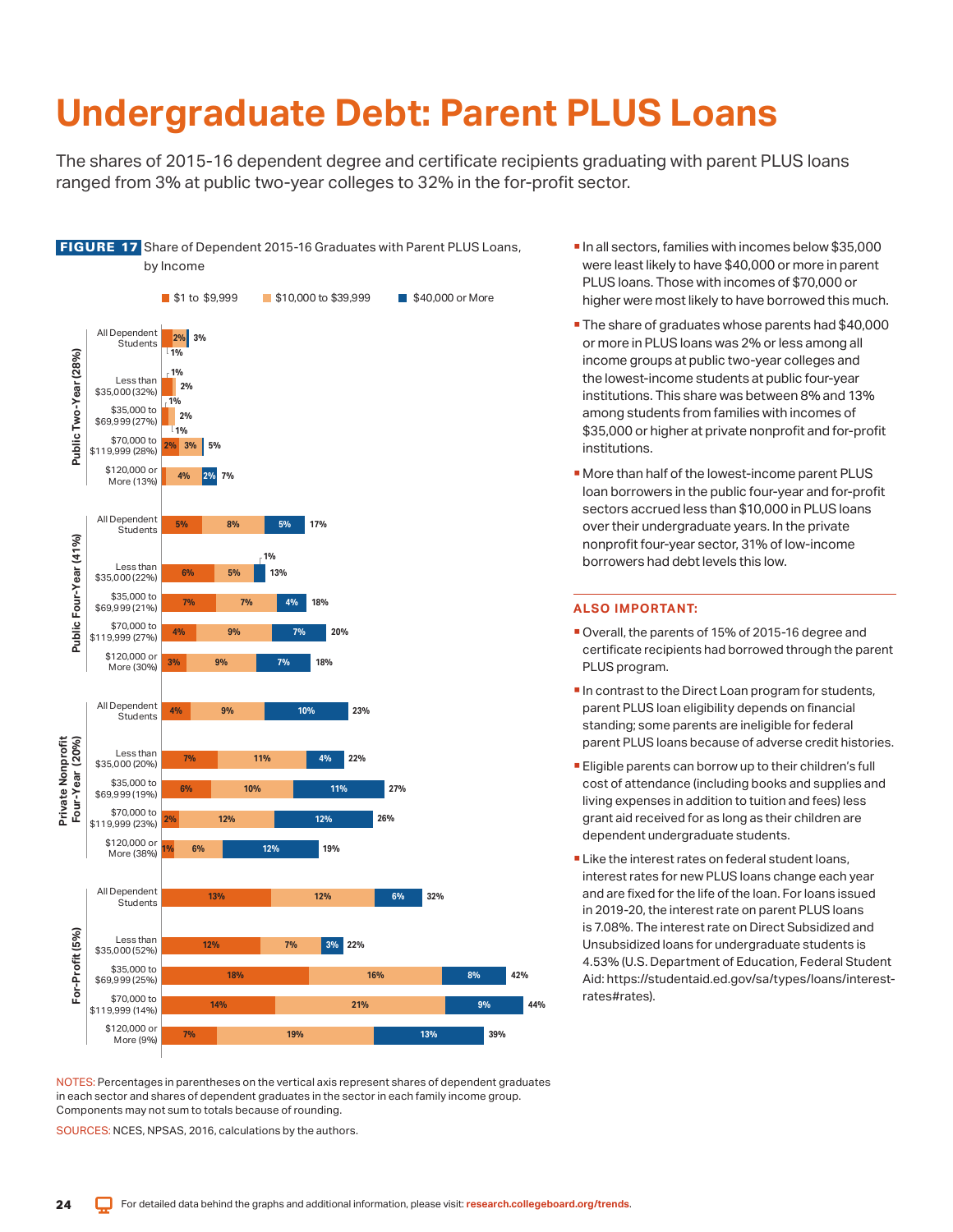# Undergraduate Debt: Parent PLUS Loans

The shares of 2015-16 dependent degree and certificate recipients graduating with parent PLUS loans ranged from 3% at public two-year colleges to 32% in the for-profit sector.

**FIGURE 17** Share of Dependent 2015-16 Graduates with Parent PLUS Loans, by Income

| Sector | Income Group | $1 to $9,999 | $10,000 to $39,999 | $40,000 or More | Total |
|---|---|---|---|---|---|
| Public Two-Year (28%) | All Dependent Students | 1% | 2% | | 3% |
| | Less than $35,000 (32%) | 1% | 2% | | |
| | $35,000 to $69,999 (27%) | 1% | 2% | 1% | |
| | $70,000 to $119,999 (28%) | 2% | 3% | | 5% |
| | $120,000 or More (13%) | | 4% | 2% | 7% |
| Public Four-Year (41%) | All Dependent Students | 5% | 8% | 5% | 17% |
| | Less than $35,000 (22%) | 6% | 5% | 1% | 13% |
| | $35,000 to $69,999 (21%) | 7% | 7% | 4% | 18% |
| | $70,000 to $119,999 (27%) | 4% | 9% | 7% | 20% |
| | $120,000 or More (30%) | 3% | 9% | 7% | 18% |
| Private Nonprofit Four-Year (20%) | All Dependent Students | 4% | 9% | 10% | 23% |
| | Less than $35,000 (20%) | 7% | 11% | 4% | 22% |
| | $35,000 to $69,999 (19%) | 6% | 10% | 11% | 27% |
| | $70,000 to $119,999 (23%) | 2% | 12% | 12% | 26% |
| | $120,000 or More (38%) | 1% | 6% | 12% | 19% |
| For-Profit (5%) | All Dependent Students | 13% | 12% | 6% | 32% |
| | Less than $35,000 (52%) | 12% | 7% | 3% | 22% |
| | $35,000 to $69,999 (25%) | 18% | 16% | 8% | 42% |
| | $70,000 to $119,999 (14%) | 14% | 21% | 9% | 44% |
| | $120,000 or More (9%) | 7% | 19% | 13% | 39% |

NOTES: Percentages in parentheses on the vertical axis represent shares of dependent graduates in each sector and shares of dependent graduates in the sector in each family income group. Components may not sum to totals because of rounding.

SOURCES: NCES, NPSAS, 2016, calculations by the authors.

- In all sectors, families with incomes below $35,000 were least likely to have $40,000 or more in parent PLUS loans. Those with incomes of $70,000 or higher were most likely to have borrowed this much.
- The share of graduates whose parents had $40,000 or more in PLUS loans was 2% or less among all income groups at public two-year colleges and the lowest-income students at public four-year institutions. This share was between 8% and 13% among students from families with incomes of $35,000 or higher at private nonprofit and for-profit institutions.
- More than half of the lowest-income parent PLUS loan borrowers in the public four-year and for-profit sectors accrued less than $10,000 in PLUS loans over their undergraduate years. In the private nonprofit four-year sector, 31% of low-income borrowers had debt levels this low.

### ALSO IMPORTANT:

- Overall, the parents of 15% of 2015-16 degree and certificate recipients had borrowed through the parent PLUS program.
- In contrast to the Direct Loan program for students, parent PLUS loan eligibility depends on financial standing; some parents are ineligible for federal parent PLUS loans because of adverse credit histories.
- Eligible parents can borrow up to their children's full cost of attendance (including books and supplies and living expenses in addition to tuition and fees) less grant aid received for as long as their children are dependent undergraduate students.
- Like the interest rates on federal student loans, interest rates for new PLUS loans change each year and are fixed for the life of the loan. For loans issued in 2019-20, the interest rate on parent PLUS loans is 7.08%. The interest rate on Direct Subsidized and Unsubsidized loans for undergraduate students is 4.53% (U.S. Department of Education, Federal Student Aid: https://studentaid.ed.gov/sa/types/loans/interest-rates#rates).

For detailed data behind the graphs and additional information, please visit: research.collegeboard.org/trends.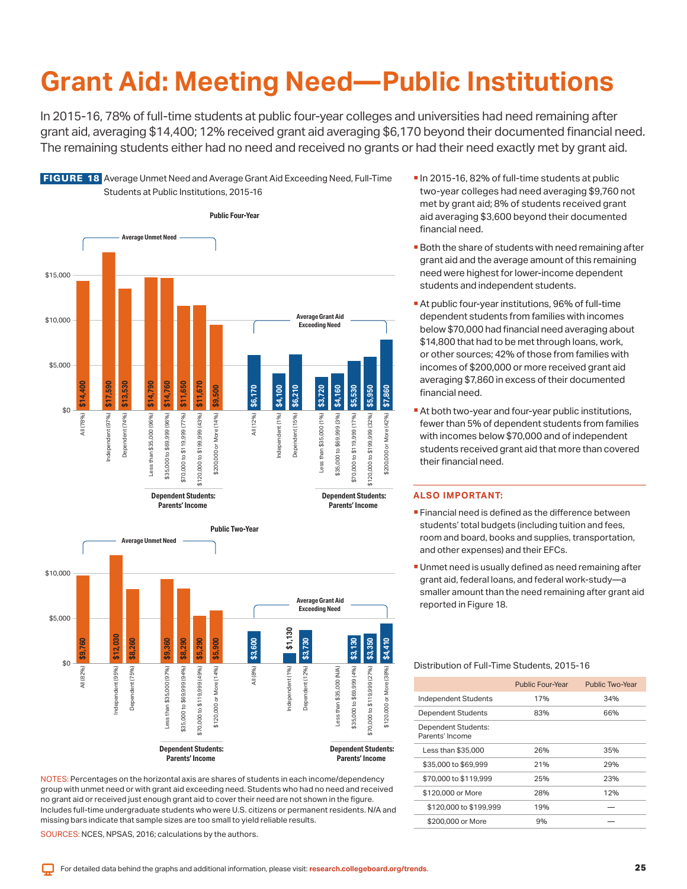# Grant Aid: Meeting Need—Public Institutions

In 2015-16, 78% of full-time students at public four-year colleges and universities had need remaining after grant aid, averaging $14,400; 12% received grant aid averaging $6,170 beyond their documented financial need. The remaining students either had no need and received no grants or had their need exactly met by grant aid.

**FIGURE 18** Average Unmet Need and Average Grant Aid Exceeding Need, Full-Time Students at Public Institutions, 2015-16

**Public Four-Year**

Average Unmet Need

| Group | Average Unmet Need |
|---|---|
| All (78%) | $14,400 |
| Independent (97%) | $17,590 |
| Dependent (74%) | $13,530 |
| Dependent Students: Parents' Income — Less than $35,000 (96%) | $14,790 |
| $35,000 to $69,999 (96%) | $14,760 |
| $70,000 to $119,999 (77%) | $11,650 |
| $120,000 to $199,999 (43%) | $11,670 |
| $200,000 or More (14%) | $9,500 |

Average Grant Aid Exceeding Need

| Group | Average Grant Aid Exceeding Need |
|---|---|
| All (12%) | $6,170 |
| Independent (1%) | $4,100 |
| Dependent (15%) | $6,210 |
| Dependent Students: Parents' Income — Less than $35,000 (1%) | $3,720 |
| $35,000 to $69,999 (3%) | $4,160 |
| $70,000 to $119,999 (17%) | $5,530 |
| $120,000 to $199,999 (32%) | $5,950 |
| $200,000 or More (42%) | $7,860 |

**Public Two-Year**

Average Unmet Need

| Group | Average Unmet Need |
|---|---|
| All (82%) | $9,760 |
| Independent (95%) | $12,030 |
| Dependent (75%) | $8,260 |
| Dependent Students: Parents' Income — Less than $35,000 (97%) | $9,360 |
| $35,000 to $69,999 (94%) | $8,290 |
| $70,000 to $119,999 (49%) | $5,290 |
| $120,000 or More (14%) | $5,900 |

Average Grant Aid Exceeding Need

| Group | Average Grant Aid Exceeding Need |
|---|---|
| All (8%) | $3,600 |
| Independent (1%) | $1,130 |
| Dependent (12%) | $3,730 |
| Dependent Students: Parents' Income — Less than $35,000 (N/A) | |
| $35,000 to $69,999 (4%) | $3,130 |
| $70,000 to $119,999 (27%) | $3,350 |
| $120,000 or More (38%) | $4,410 |

NOTES: Percentages on the horizontal axis are shares of students in each income/dependency group with unmet need or with grant aid exceeding need. Students who had no need and received no grant aid or received just enough grant aid to cover their need are not shown in the figure. Includes full-time undergraduate students who were U.S. citizens or permanent residents. N/A and missing bars indicate that sample sizes are too small to yield reliable results.

SOURCES: NCES, NPSAS, 2016; calculations by the authors.

- In 2015-16, 82% of full-time students at public two-year colleges had need averaging $9,760 not met by grant aid; 8% of students received grant aid averaging $3,600 beyond their documented financial need.
- Both the share of students with need remaining after grant aid and the average amount of this remaining need were highest for lower-income dependent students and independent students.
- At public four-year institutions, 96% of full-time dependent students from families with incomes below $70,000 had financial need averaging about $14,800 that had to be met through loans, work, or other sources; 42% of those from families with incomes of $200,000 or more received grant aid averaging $7,860 in excess of their documented financial need.
- At both two-year and four-year public institutions, fewer than 5% of dependent students from families with incomes below $70,000 and of independent students received grant aid that more than covered their financial need.

**ALSO IMPORTANT:**

- Financial need is defined as the difference between students' total budgets (including tuition and fees, room and board, books and supplies, transportation, and other expenses) and their EFCs.
- Unmet need is usually defined as need remaining after grant aid, federal loans, and federal work-study—a smaller amount than the need remaining after grant aid reported in Figure 18.

Distribution of Full-Time Students, 2015-16

| | Public Four-Year | Public Two-Year |
|---|---|---|
| Independent Students | 17% | 34% |
| Dependent Students | 83% | 66% |
| Dependent Students: Parents' Income | | |
| Less than $35,000 | 26% | 35% |
| $35,000 to $69,999 | 21% | 29% |
| $70,000 to $119,999 | 25% | 23% |
| $120,000 or More | 28% | 12% |
| $120,000 to $199,999 | 19% | — |
| $200,000 or More | 9% | — |

For detailed data behind the graphs and additional information, please visit: research.collegeboard.org/trends.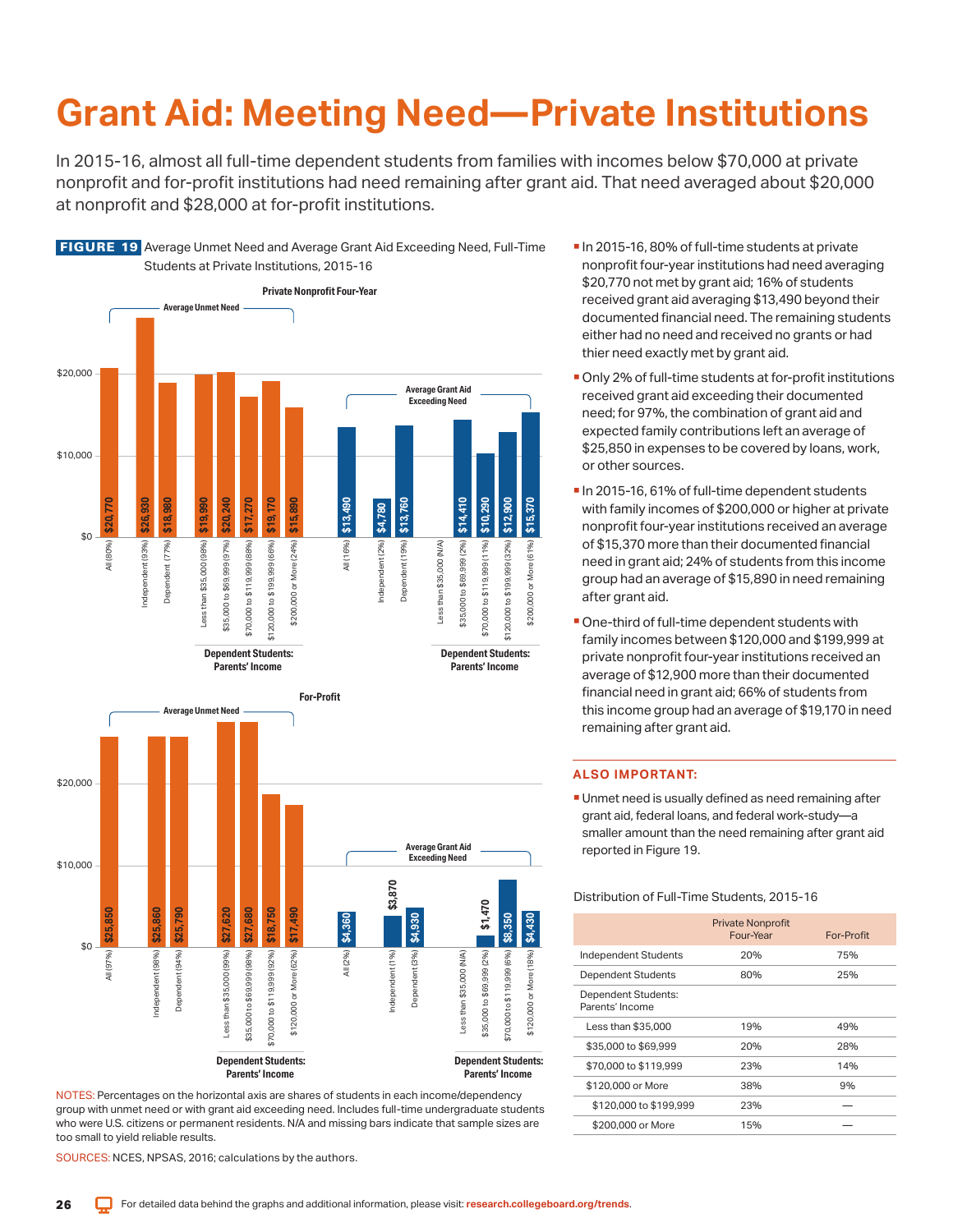# Grant Aid: Meeting Need—Private Institutions

In 2015-16, almost all full-time dependent students from families with incomes below $70,000 at private nonprofit and for-profit institutions had need remaining after grant aid. That need averaged about $20,000 at nonprofit and $28,000 at for-profit institutions.

**FIGURE 19** Average Unmet Need and Average Grant Aid Exceeding Need, Full-Time Students at Private Institutions, 2015-16

**Private Nonprofit Four-Year**

Average Unmet Need

| Group | Average Unmet Need |
|---|---|
| All (80%) | $20,770 |
| Independent (93%) | $26,930 |
| Dependent (77%) | $18,980 |
| Dependent Students: Parents' Income — Less than $35,000 (98%) | $19,990 |
| $35,000 to $69,999 (97%) | $20,240 |
| $70,000 to $119,999 (88%) | $17,270 |
| $120,000 to $199,999 (66%) | $19,170 |
| $200,000 or More (24%) | $15,890 |

Average Grant Aid Exceeding Need

| Group | Average Grant Aid Exceeding Need |
|---|---|
| All (16%) | $13,490 |
| Independent (2%) | $4,780 |
| Dependent (19%) | $13,760 |
| Dependent Students: Parents' Income — Less than $35,000 (N/A) | |
| $35,000 to $69,999 (2%) | $14,410 |
| $70,000 to $119,999 (11%) | $10,290 |
| $120,000 to $199,999 (32%) | $12,900 |
| $200,000 or More (61%) | $15,370 |

**For-Profit**

Average Unmet Need

| Group | Average Unmet Need |
|---|---|
| All (97%) | $25,850 |
| Independent (98%) | $25,860 |
| Dependent (94%) | $25,790 |
| Dependent Students: Parents' Income — Less than $35,000 (99%) | $27,620 |
| $35,000 to $69,999 (98%) | $27,680 |
| $70,000 to $119,999 (92%) | $18,750 |
| $120,000 or More (62%) | $17,490 |

Average Grant Aid Exceeding Need

| Group | Average Grant Aid Exceeding Need |
|---|---|
| All (2%) | $4,360 |
| Independent (1%) | $3,870 |
| Dependent (3%) | $4,930 |
| Dependent Students: Parents' Income — Less than $35,000 (N/A) | |
| $35,000 to $69,999 (2%) | $1,470 |
| $70,000 to $119,999 (6%) | $8,350 |
| $120,000 or More (18%) | $4,430 |

NOTES: Percentages on the horizontal axis are shares of students in each income/dependency group with unmet need or with grant aid exceeding need. Includes full-time undergraduate students who were U.S. citizens or permanent residents. N/A and missing bars indicate that sample sizes are too small to yield reliable results.

SOURCES: NCES, NPSAS, 2016; calculations by the authors.

- In 2015-16, 80% of full-time students at private nonprofit four-year institutions had need averaging $20,770 not met by grant aid; 16% of students received grant aid averaging $13,490 beyond their documented financial need. The remaining students either had no need and received no grants or had thier need exactly met by grant aid.
- Only 2% of full-time students at for-profit institutions received grant aid exceeding their documented need; for 97%, the combination of grant aid and expected family contributions left an average of $25,850 in expenses to be covered by loans, work, or other sources.
- In 2015-16, 61% of full-time dependent students with family incomes of $200,000 or higher at private nonprofit four-year institutions received an average of $15,370 more than their documented financial need in grant aid; 24% of students from this income group had an average of $15,890 in need remaining after grant aid.
- One-third of full-time dependent students with family incomes between $120,000 and $199,999 at private nonprofit four-year institutions received an average of $12,900 more than their documented financial need in grant aid; 66% of students from this income group had an average of $19,170 in need remaining after grant aid.

## ALSO IMPORTANT:

- Unmet need is usually defined as need remaining after grant aid, federal loans, and federal work-study—a smaller amount than the need remaining after grant aid reported in Figure 19.

Distribution of Full-Time Students, 2015-16

| | Private Nonprofit Four-Year | For-Profit |
|---|---|---|
| Independent Students | 20% | 75% |
| Dependent Students | 80% | 25% |
| Dependent Students: Parents' Income | | |
| Less than $35,000 | 19% | 49% |
| $35,000 to $69,999 | 20% | 28% |
| $70,000 to $119,999 | 23% | 14% |
| $120,000 or More | 38% | 9% |
| $120,000 to $199,999 | 23% | — |
| $200,000 or More | 15% | — |

For detailed data behind the graphs and additional information, please visit: research.collegeboard.org/trends.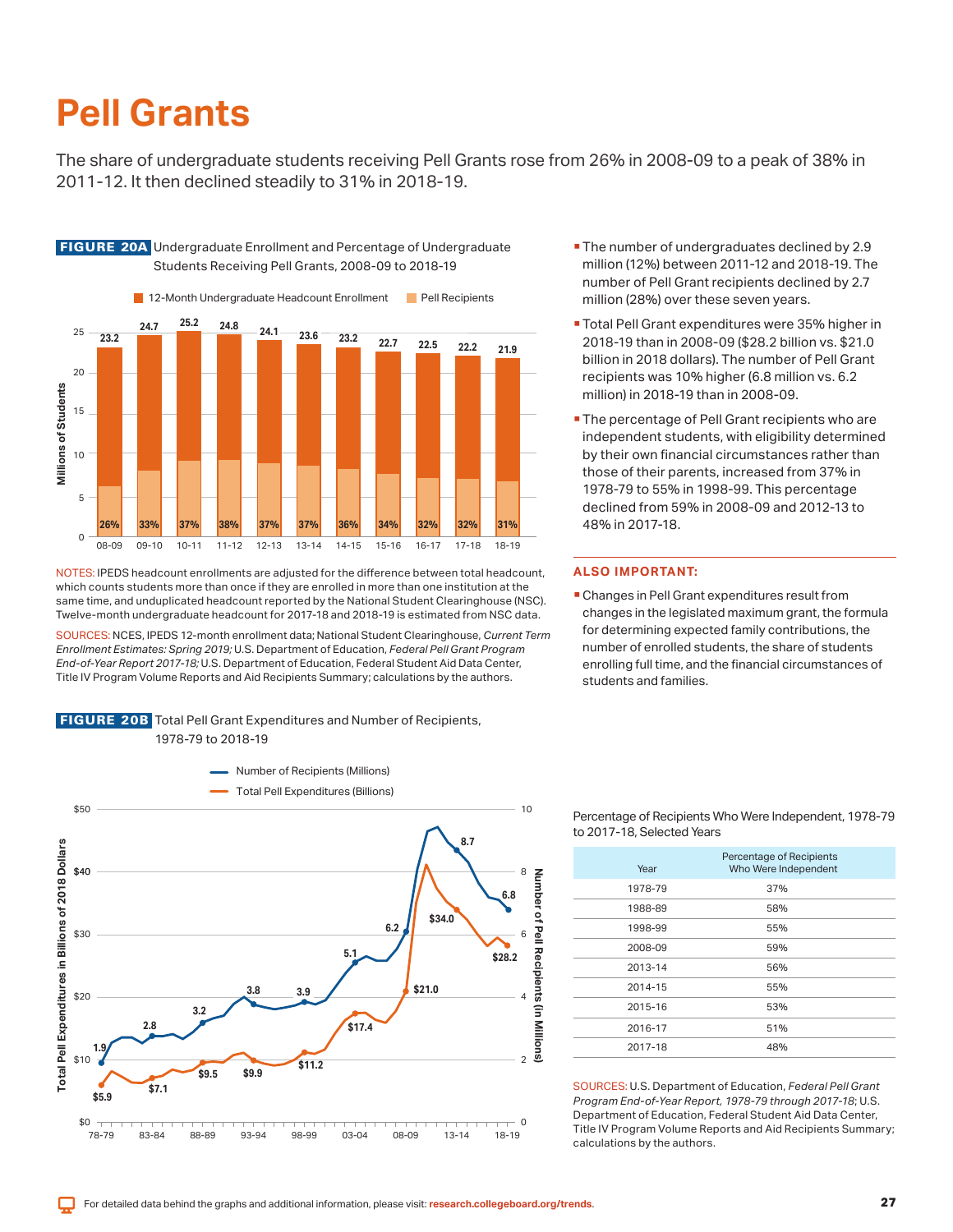# Pell Grants

The share of undergraduate students receiving Pell Grants rose from 26% in 2008-09 to a peak of 38% in 2011-12. It then declined steadily to 31% in 2018-19.

**FIGURE 20A** Undergraduate Enrollment and Percentage of Undergraduate Students Receiving Pell Grants, 2008-09 to 2018-19

| Year | 12-Month Undergraduate Headcount Enrollment (Millions) | Pell Recipients (%) |
|---|---|---|
| 08-09 | 23.2 | 26% |
| 09-10 | 24.7 | 33% |
| 10-11 | 25.2 | 37% |
| 11-12 | 24.8 | 38% |
| 12-13 | 24.1 | 37% |
| 13-14 | 23.6 | 37% |
| 14-15 | 23.2 | 36% |
| 15-16 | 22.7 | 34% |
| 16-17 | 22.5 | 32% |
| 17-18 | 22.2 | 32% |
| 18-19 | 21.9 | 31% |

NOTES: IPEDS headcount enrollments are adjusted for the difference between total headcount, which counts students more than once if they are enrolled in more than one institution at the same time, and unduplicated headcount reported by the National Student Clearinghouse (NSC). Twelve-month undergraduate headcount for 2017-18 and 2018-19 is estimated from NSC data.

SOURCES: NCES, IPEDS 12-month enrollment data; National Student Clearinghouse, *Current Term Enrollment Estimates: Spring 2019;* U.S. Department of Education, *Federal Pell Grant Program End-of-Year Report 2017-18;* U.S. Department of Education, Federal Student Aid Data Center, Title IV Program Volume Reports and Aid Recipients Summary; calculations by the authors.

- The number of undergraduates declined by 2.9 million (12%) between 2011-12 and 2018-19. The number of Pell Grant recipients declined by 2.7 million (28%) over these seven years.
- Total Pell Grant expenditures were 35% higher in 2018-19 than in 2008-09 ($28.2 billion vs. $21.0 billion in 2018 dollars). The number of Pell Grant recipients was 10% higher (6.8 million vs. 6.2 million) in 2018-19 than in 2008-09.
- The percentage of Pell Grant recipients who are independent students, with eligibility determined by their own financial circumstances rather than those of their parents, increased from 37% in 1978-79 to 55% in 1998-99. This percentage declined from 59% in 2008-09 and 2012-13 to 48% in 2017-18.

**ALSO IMPORTANT:**

- Changes in Pell Grant expenditures result from changes in the legislated maximum grant, the formula for determining expected family contributions, the number of enrolled students, the share of students enrolling full time, and the financial circumstances of students and families.

**FIGURE 20B** Total Pell Grant Expenditures and Number of Recipients, 1978-79 to 2018-19

| Year | Number of Recipients (Millions) | Total Pell Expenditures (Billions, 2018 Dollars) |
|---|---|---|
| 78-79 | 1.9 | $5.9 |
| 83-84 | 2.8 | $7.1 |
| 88-89 | 3.2 | $9.5 |
| 93-94 | 3.8 | $9.9 |
| 98-99 | 3.9 | $11.2 |
| 03-04 | 5.1 | $17.4 |
| 08-09 | 6.2 | $21.0 |
| 13-14 | 8.7 | $34.0 |
| 18-19 | 6.8 | $28.2 |

Percentage of Recipients Who Were Independent, 1978-79 to 2017-18, Selected Years

| Year | Percentage of Recipients Who Were Independent |
|---|---|
| 1978-79 | 37% |
| 1988-89 | 58% |
| 1998-99 | 55% |
| 2008-09 | 59% |
| 2013-14 | 56% |
| 2014-15 | 55% |
| 2015-16 | 53% |
| 2016-17 | 51% |
| 2017-18 | 48% |

SOURCES: U.S. Department of Education, *Federal Pell Grant Program End-of-Year Report, 1978-79 through 2017-18*; U.S. Department of Education, Federal Student Aid Data Center, Title IV Program Volume Reports and Aid Recipients Summary; calculations by the authors.

For detailed data behind the graphs and additional information, please visit: research.collegeboard.org/trends.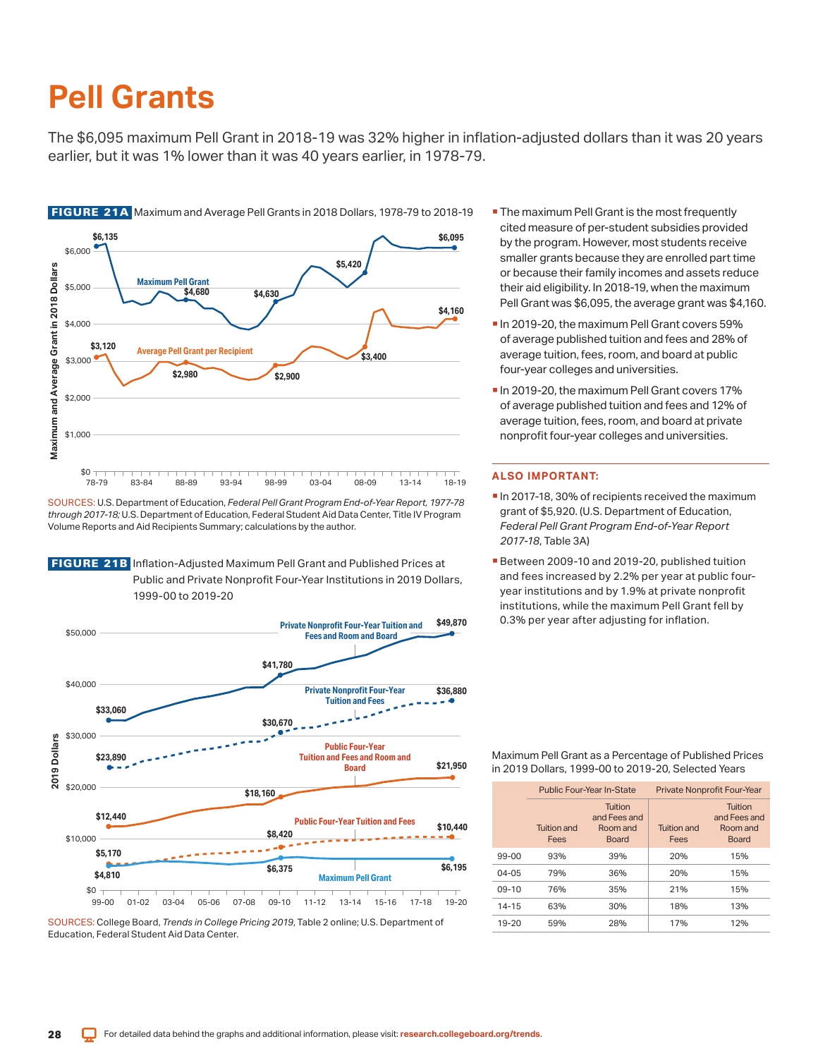# Pell Grants

The $6,095 maximum Pell Grant in 2018-19 was 32% higher in inflation-adjusted dollars than it was 20 years earlier, but it was 1% lower than it was 40 years earlier, in 1978-79.

**FIGURE 21A** Maximum and Average Pell Grants in 2018 Dollars, 1978-79 to 2018-19

SOURCES: U.S. Department of Education, *Federal Pell Grant Program End-of-Year Report, 1977-78 through 2017-18;* U.S. Department of Education, Federal Student Aid Data Center, Title IV Program Volume Reports and Aid Recipients Summary; calculations by the author.

**FIGURE 21B** Inflation-Adjusted Maximum Pell Grant and Published Prices at Public and Private Nonprofit Four-Year Institutions in 2019 Dollars, 1999-00 to 2019-20

SOURCES: College Board, *Trends in College Pricing 2019*, Table 2 online; U.S. Department of Education, Federal Student Aid Data Center.

- The maximum Pell Grant is the most frequently cited measure of per-student subsidies provided by the program. However, most students receive smaller grants because they are enrolled part time or because their family incomes and assets reduce their aid eligibility. In 2018-19, when the maximum Pell Grant was $6,095, the average grant was $4,160.
- In 2019-20, the maximum Pell Grant covers 59% of average published tuition and fees and 28% of average tuition, fees, room, and board at public four-year colleges and universities.
- In 2019-20, the maximum Pell Grant covers 17% of average published tuition and fees and 12% of average tuition, fees, room, and board at private nonprofit four-year colleges and universities.

### ALSO IMPORTANT:

- In 2017-18, 30% of recipients received the maximum grant of $5,920. (U.S. Department of Education, *Federal Pell Grant Program End-of-Year Report 2017-18*, Table 3A)
- Between 2009-10 and 2019-20, published tuition and fees increased by 2.2% per year at public four-year institutions and by 1.9% at private nonprofit institutions, while the maximum Pell Grant fell by 0.3% per year after adjusting for inflation.

Maximum Pell Grant as a Percentage of Published Prices in 2019 Dollars, 1999-00 to 2019-20, Selected Years

| | Public Four-Year In-State | | Private Nonprofit Four-Year | |
|---|---|---|---|---|
| | Tuition and Fees | Tuition and Fees and Room and Board | Tuition and Fees | Tuition and Fees and Room and Board |
| 99-00 | 93% | 39% | 20% | 15% |
| 04-05 | 79% | 36% | 20% | 15% |
| 09-10 | 76% | 35% | 21% | 15% |
| 14-15 | 63% | 30% | 18% | 13% |
| 19-20 | 59% | 28% | 17% | 12% |

For detailed data behind the graphs and additional information, please visit: research.collegeboard.org/trends.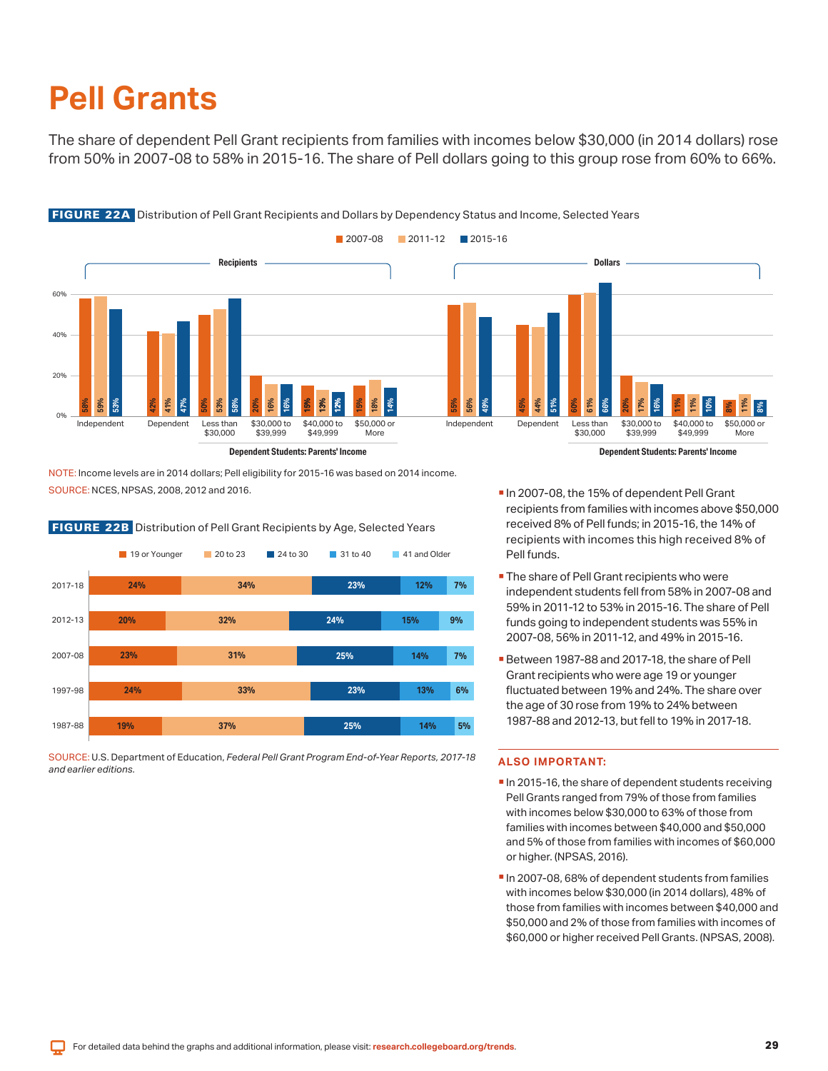# Pell Grants

The share of dependent Pell Grant recipients from families with incomes below $30,000 (in 2014 dollars) rose from 50% in 2007-08 to 58% in 2015-16. The share of Pell dollars going to this group rose from 60% to 66%.

**FIGURE 22A** Distribution of Pell Grant Recipients and Dollars by Dependency Status and Income, Selected Years

Recipients

| | 2007-08 | 2011-12 | 2015-16 |
|---|---|---|---|
| Independent | 58% | 59% | 53% |
| Dependent | 42% | 41% | 47% |
| Dependent Students: Parents' Income — Less than $30,000 | 50% | 53% | 58% |
| Dependent Students: Parents' Income — $30,000 to $39,999 | 20% | 16% | 16% |
| Dependent Students: Parents' Income — $40,000 to $49,999 | 15% | 13% | 12% |
| Dependent Students: Parents' Income — $50,000 or More | 15% | 18% | 14% |

Dollars

| | 2007-08 | 2011-12 | 2015-16 |
|---|---|---|---|
| Independent | 55% | 56% | 49% |
| Dependent | 45% | 44% | 51% |
| Dependent Students: Parents' Income — Less than $30,000 | 60% | 61% | 66% |
| Dependent Students: Parents' Income — $30,000 to $39,999 | 20% | 17% | 16% |
| Dependent Students: Parents' Income — $40,000 to $49,999 | 11% | 11% | 10% |
| Dependent Students: Parents' Income — $50,000 or More | 8% | 11% | 8% |

NOTE: Income levels are in 2014 dollars; Pell eligibility for 2015-16 was based on 2014 income.
SOURCE: NCES, NPSAS, 2008, 2012 and 2016.

**FIGURE 22B** Distribution of Pell Grant Recipients by Age, Selected Years

| | 19 or Younger | 20 to 23 | 24 to 30 | 31 to 40 | 41 and Older |
|---|---|---|---|---|---|
| 2017-18 | 24% | 34% | 23% | 12% | 7% |
| 2012-13 | 20% | 32% | 24% | 15% | 9% |
| 2007-08 | 23% | 31% | 25% | 14% | 7% |
| 1997-98 | 24% | 33% | 23% | 13% | 6% |
| 1987-88 | 19% | 37% | 25% | 14% | 5% |

SOURCE: U.S. Department of Education, *Federal Pell Grant Program End-of-Year Reports, 2017-18 and earlier editions.*

- In 2007-08, the 15% of dependent Pell Grant recipients from families with incomes above $50,000 received 8% of Pell funds; in 2015-16, the 14% of recipients with incomes this high received 8% of Pell funds.
- The share of Pell Grant recipients who were independent students fell from 58% in 2007-08 and 59% in 2011-12 to 53% in 2015-16. The share of Pell funds going to independent students was 55% in 2007-08, 56% in 2011-12, and 49% in 2015-16.
- Between 1987-88 and 2017-18, the share of Pell Grant recipients who were age 19 or younger fluctuated between 19% and 24%. The share over the age of 30 rose from 19% to 24% between 1987-88 and 2012-13, but fell to 19% in 2017-18.

### ALSO IMPORTANT:

- In 2015-16, the share of dependent students receiving Pell Grants ranged from 79% of those from families with incomes below $30,000 to 63% of those from families with incomes between $40,000 and $50,000 and 5% of those from families with incomes of $60,000 or higher. (NPSAS, 2016).
- In 2007-08, 68% of dependent students from families with incomes below $30,000 (in 2014 dollars), 48% of those from families with incomes between $40,000 and $50,000 and 2% of those from families with incomes of $60,000 or higher received Pell Grants. (NPSAS, 2008).

For detailed data behind the graphs and additional information, please visit: research.collegeboard.org/trends.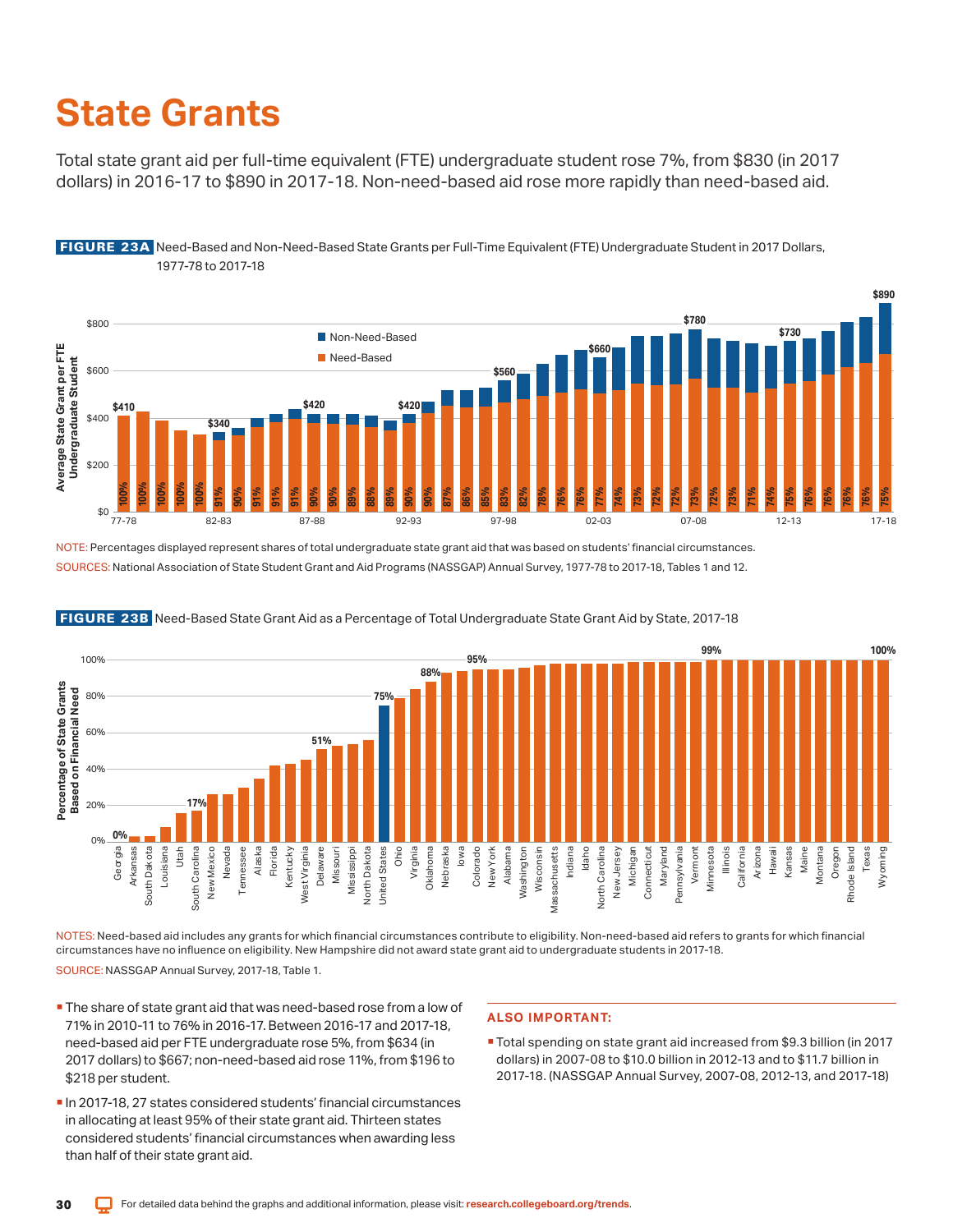# State Grants

Total state grant aid per full-time equivalent (FTE) undergraduate student rose 7%, from $830 (in 2017 dollars) in 2016-17 to $890 in 2017-18. Non-need-based aid rose more rapidly than need-based aid.

**FIGURE 23A** Need-Based and Non-Need-Based State Grants per Full-Time Equivalent (FTE) Undergraduate Student in 2017 Dollars, 1977-78 to 2017-18

NOTE: Percentages displayed represent shares of total undergraduate state grant aid that was based on students' financial circumstances.

SOURCES: National Association of State Student Grant and Aid Programs (NASSGAP) Annual Survey, 1977-78 to 2017-18, Tables 1 and 12.

**FIGURE 23B** Need-Based State Grant Aid as a Percentage of Total Undergraduate State Grant Aid by State, 2017-18

NOTES: Need-based aid includes any grants for which financial circumstances contribute to eligibility. Non-need-based aid refers to grants for which financial circumstances have no influence on eligibility. New Hampshire did not award state grant aid to undergraduate students in 2017-18.

SOURCE: NASSGAP Annual Survey, 2017-18, Table 1.

- The share of state grant aid that was need-based rose from a low of 71% in 2010-11 to 76% in 2016-17. Between 2016-17 and 2017-18, need-based aid per FTE undergraduate rose 5%, from $634 (in 2017 dollars) to $667; non-need-based aid rose 11%, from $196 to $218 per student.
- In 2017-18, 27 states considered students' financial circumstances in allocating at least 95% of their state grant aid. Thirteen states considered students' financial circumstances when awarding less than half of their state grant aid.

**ALSO IMPORTANT:**

- Total spending on state grant aid increased from $9.3 billion (in 2017 dollars) in 2007-08 to $10.0 billion in 2012-13 and to $11.7 billion in 2017-18. (NASSGAP Annual Survey, 2007-08, 2012-13, and 2017-18)

For detailed data behind the graphs and additional information, please visit: research.collegeboard.org/trends.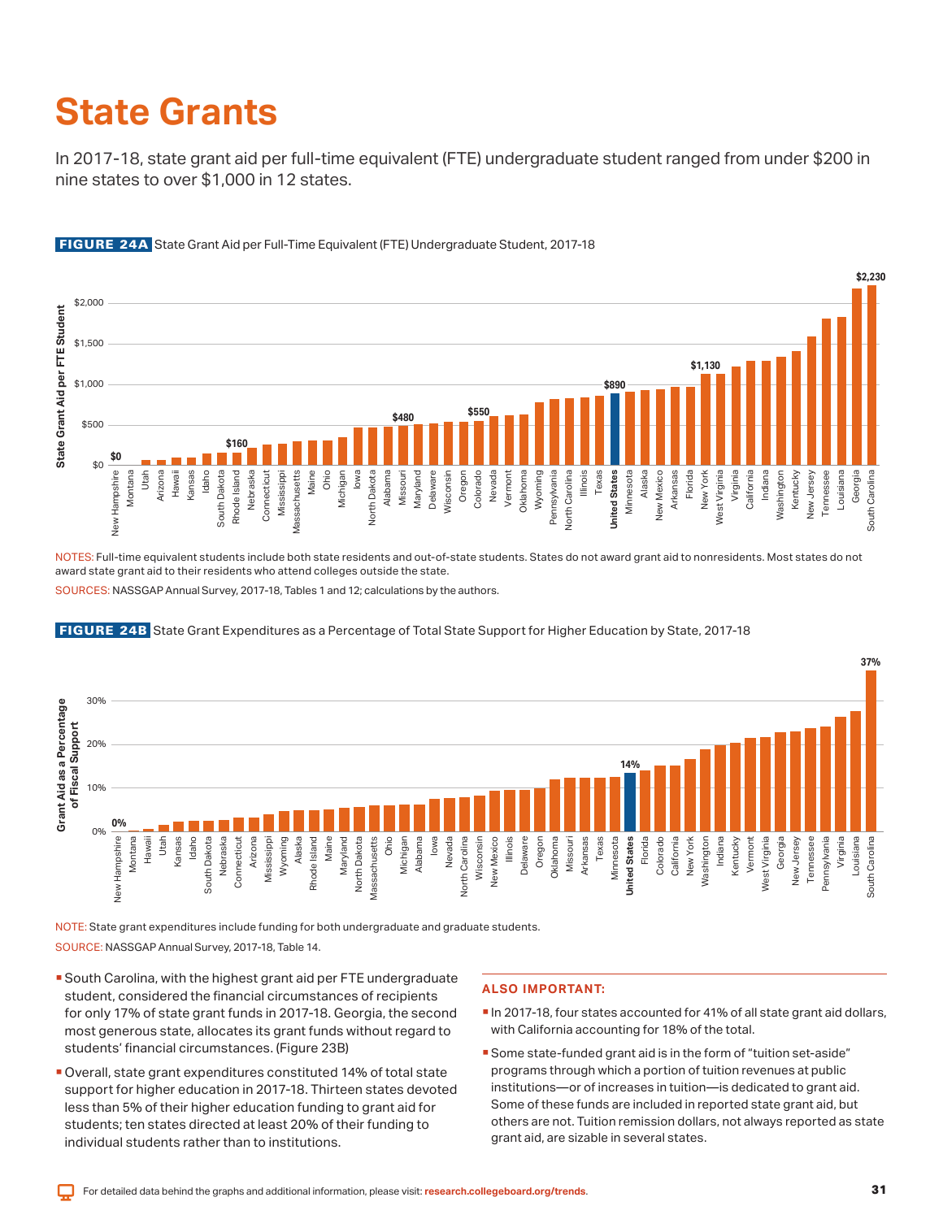# State Grants

In 2017-18, state grant aid per full-time equivalent (FTE) undergraduate student ranged from under $200 in nine states to over $1,000 in 12 states.

**FIGURE 24A** State Grant Aid per Full-Time Equivalent (FTE) Undergraduate Student, 2017-18

NOTES: Full-time equivalent students include both state residents and out-of-state students. States do not award grant aid to nonresidents. Most states do not award state grant aid to their residents who attend colleges outside the state.

SOURCES: NASSGAP Annual Survey, 2017-18, Tables 1 and 12; calculations by the authors.

**FIGURE 24B** State Grant Expenditures as a Percentage of Total State Support for Higher Education by State, 2017-18

NOTE: State grant expenditures include funding for both undergraduate and graduate students.

SOURCE: NASSGAP Annual Survey, 2017-18, Table 14.

- South Carolina, with the highest grant aid per FTE undergraduate student, considered the financial circumstances of recipients for only 17% of state grant funds in 2017-18. Georgia, the second most generous state, allocates its grant funds without regard to students' financial circumstances. (Figure 23B)
- Overall, state grant expenditures constituted 14% of total state support for higher education in 2017-18. Thirteen states devoted less than 5% of their higher education funding to grant aid for students; ten states directed at least 20% of their funding to individual students rather than to institutions.

**ALSO IMPORTANT:**

- In 2017-18, four states accounted for 41% of all state grant aid dollars, with California accounting for 18% of the total.
- Some state-funded grant aid is in the form of "tuition set-aside" programs through which a portion of tuition revenues at public institutions—or of increases in tuition—is dedicated to grant aid. Some of these funds are included in reported state grant aid, but others are not. Tuition remission dollars, not always reported as state grant aid, are sizable in several states.

For detailed data behind the graphs and additional information, please visit: research.collegeboard.org/trends.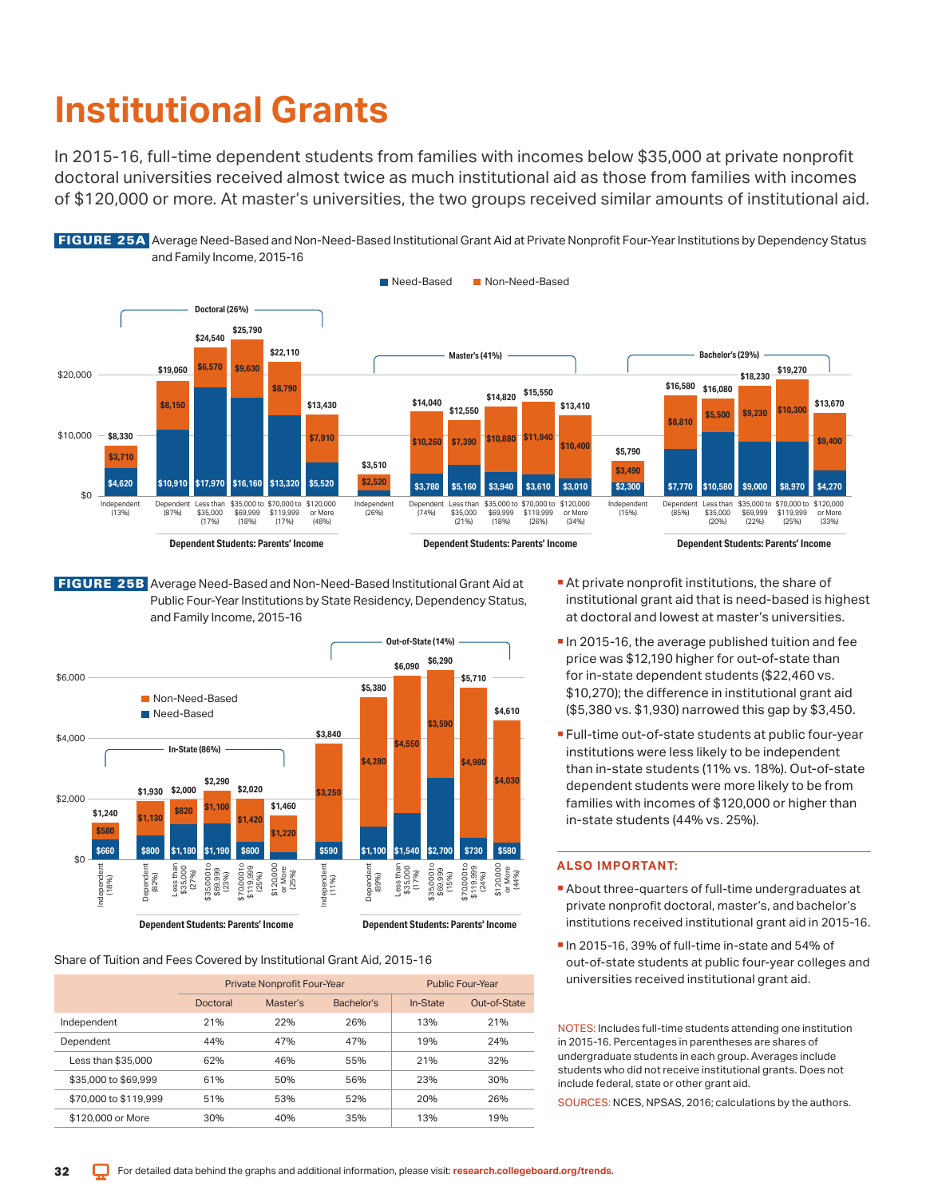# Institutional Grants

In 2015-16, full-time dependent students from families with incomes below $35,000 at private nonprofit doctoral universities received almost twice as much institutional aid as those from families with incomes of $120,000 or more. At master's universities, the two groups received similar amounts of institutional aid.

**FIGURE 25A** Average Need-Based and Non-Need-Based Institutional Grant Aid at Private Nonprofit Four-Year Institutions by Dependency Status and Family Income, 2015-16

| Sector | Group | Need-Based | Non-Need-Based | Total |
|---|---|---|---|---|
| Doctoral (26%) | Independent (13%) | $4,620 | $3,710 | $8,330 |
| | Dependent (87%) | $10,910 | $8,150 | $19,060 |
| | Less than $35,000 (17%) | $17,970 | $6,570 | $24,540 |
| | $35,000 to $69,999 (18%) | $16,160 | $9,630 | $25,790 |
| | $70,000 to $119,999 (17%) | $13,320 | $8,790 | $22,110 |
| | $120,000 or More (48%) | $5,520 | $7,910 | $13,430 |
| Master's (41%) | Independent (26%) | | $2,520 | $3,510 |
| | Dependent (74%) | $3,780 | $10,260 | $14,040 |
| | Less than $35,000 (21%) | $5,160 | $7,390 | $12,550 |
| | $35,000 to $69,999 (18%) | $3,940 | $10,880 | $14,820 |
| | $70,000 to $119,999 (26%) | $3,610 | $11,940 | $15,550 |
| | $120,000 or More (34%) | $3,010 | $10,400 | $13,410 |
| Bachelor's (29%) | Independent (15%) | $2,300 | $3,490 | $5,790 |
| | Dependent (85%) | $7,770 | $8,810 | $16,580 |
| | Less than $35,000 (20%) | $10,580 | $5,500 | $16,080 |
| | $35,000 to $69,999 (22%) | $9,000 | $9,230 | $18,230 |
| | $70,000 to $119,999 (25%) | $8,970 | $10,300 | $19,270 |
| | $120,000 or More (33%) | $4,270 | $9,400 | $13,670 |

Dependent Students: Parents' Income

**FIGURE 25B** Average Need-Based and Non-Need-Based Institutional Grant Aid at Public Four-Year Institutions by State Residency, Dependency Status, and Family Income, 2015-16

| Residency | Group | Need-Based | Non-Need-Based | Total |
|---|---|---|---|---|
| In-State (86%) | Independent (18%) | $660 | $580 | $1,240 |
| | Dependent (82%) | $800 | $1,130 | $1,930 |
| | Less than $35,000 (27%) | $1,180 | $820 | $2,000 |
| | $35,000 to $69,999 (23%) | $1,190 | $1,100 | $2,290 |
| | $70,000 to $119,999 (25%) | $600 | $1,420 | $2,020 |
| | $120,000 or More (25%) | | $1,220 | $1,460 |
| Out-of-State (14%) | Independent (11%) | $590 | $3,250 | $3,840 |
| | Dependent (89%) | $1,100 | $4,280 | $5,380 |
| | Less than $35,000 (17%) | $1,540 | $4,550 | $6,090 |
| | $35,000 to $69,999 (15%) | $2,700 | $3,590 | $6,290 |
| | $70,000 to $119,999 (24%) | $730 | $4,980 | $5,710 |
| | $120,000 or More (44%) | $580 | $4,030 | $4,610 |

Dependent Students: Parents' Income

Share of Tuition and Fees Covered by Institutional Grant Aid, 2015-16

| | Private Nonprofit Four-Year | | | Public Four-Year | |
|---|---|---|---|---|---|
| | Doctoral | Master's | Bachelor's | In-State | Out-of-State |
| Independent | 21% | 22% | 26% | 13% | 21% |
| Dependent | 44% | 47% | 47% | 19% | 24% |
| Less than $35,000 | 62% | 46% | 55% | 21% | 32% |
| $35,000 to $69,999 | 61% | 50% | 56% | 23% | 30% |
| $70,000 to $119,999 | 51% | 53% | 52% | 20% | 26% |
| $120,000 or More | 30% | 40% | 35% | 13% | 19% |

- At private nonprofit institutions, the share of institutional grant aid that is need-based is highest at doctoral and lowest at master's universities.
- In 2015-16, the average published tuition and fee price was $12,190 higher for out-of-state than for in-state dependent students ($22,460 vs. $10,270); the difference in institutional grant aid ($5,380 vs. $1,930) narrowed this gap by $3,450.
- Full-time out-of-state students at public four-year institutions were less likely to be independent than in-state students (11% vs. 18%). Out-of-state dependent students were more likely to be from families with incomes of $120,000 or higher than in-state students (44% vs. 25%).

### ALSO IMPORTANT:

- About three-quarters of full-time undergraduates at private nonprofit doctoral, master's, and bachelor's institutions received institutional grant aid in 2015-16.
- In 2015-16, 39% of full-time in-state and 54% of out-of-state students at public four-year colleges and universities received institutional grant aid.

NOTES: Includes full-time students attending one institution in 2015-16. Percentages in parentheses are shares of undergraduate students in each group. Averages include students who did not receive institutional grants. Does not include federal, state or other grant aid.

SOURCES: NCES, NPSAS, 2016; calculations by the authors.

For detailed data behind the graphs and additional information, please visit: research.collegeboard.org/trends.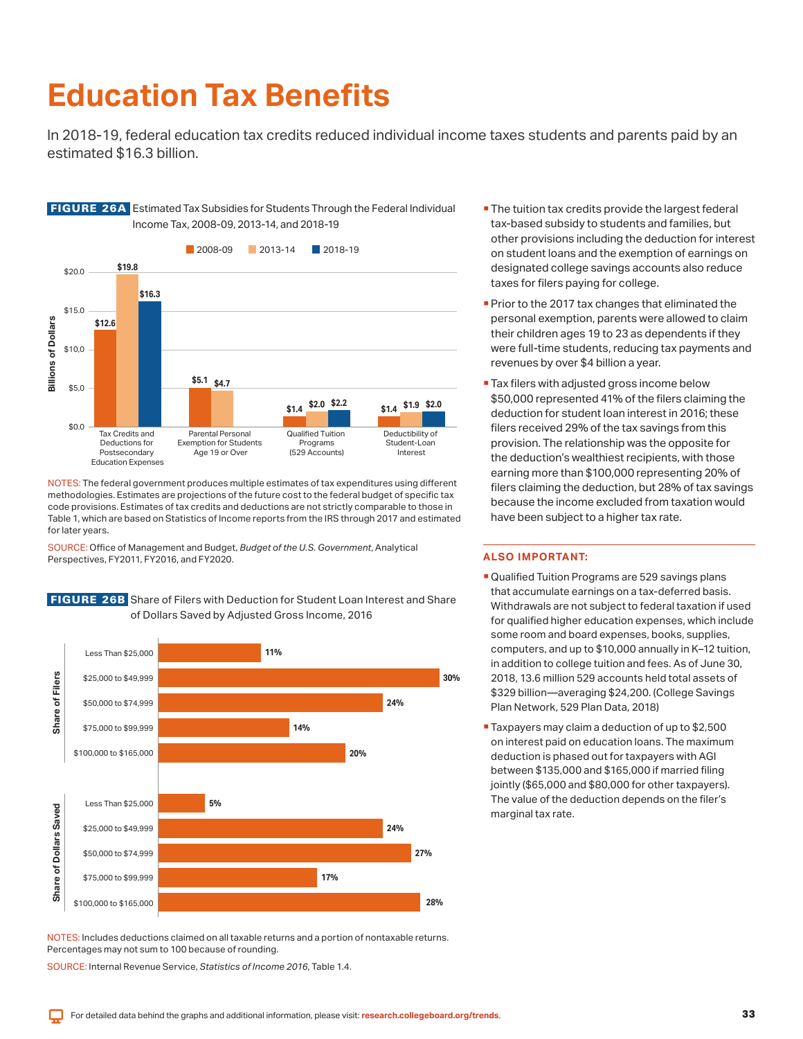# Education Tax Benefits

In 2018-19, federal education tax credits reduced individual income taxes students and parents paid by an estimated $16.3 billion.

**FIGURE 26A** Estimated Tax Subsidies for Students Through the Federal Individual Income Tax, 2008-09, 2013-14, and 2018-19

| Billions of Dollars | 2008-09 | 2013-14 | 2018-19 |
|---|---|---|---|
| Tax Credits and Deductions for Postsecondary Education Expenses | $12.6 | $19.8 | $16.3 |
| Parental Personal Exemption for Students Age 19 or Over | $5.1 | $4.7 | |
| Qualified Tuition Programs (529 Accounts) | $1.4 | $2.0 | $2.2 |
| Deductibility of Student-Loan Interest | $1.4 | $1.9 | $2.0 |

NOTES: The federal government produces multiple estimates of tax expenditures using different methodologies. Estimates are projections of the future cost to the federal budget of specific tax code provisions. Estimates of tax credits and deductions are not strictly comparable to those in Table 1, which are based on Statistics of Income reports from the IRS through 2017 and estimated for later years.

SOURCE: Office of Management and Budget, *Budget of the U.S. Government*, Analytical Perspectives, FY2011, FY2016, and FY2020.

**FIGURE 26B** Share of Filers with Deduction for Student Loan Interest and Share of Dollars Saved by Adjusted Gross Income, 2016

| Adjusted Gross Income | Share of Filers | Share of Dollars Saved |
|---|---|---|
| Less Than $25,000 | 11% | 5% |
| $25,000 to $49,999 | 30% | 24% |
| $50,000 to $74,999 | 24% | 27% |
| $75,000 to $99,999 | 14% | 17% |
| $100,000 to $165,000 | 20% | 28% |

NOTES: Includes deductions claimed on all taxable returns and a portion of nontaxable returns. Percentages may not sum to 100 because of rounding.

SOURCE: Internal Revenue Service, *Statistics of Income 2016*, Table 1.4.

- The tuition tax credits provide the largest federal tax-based subsidy to students and families, but other provisions including the deduction for interest on student loans and the exemption of earnings on designated college savings accounts also reduce taxes for filers paying for college.
- Prior to the 2017 tax changes that eliminated the personal exemption, parents were allowed to claim their children ages 19 to 23 as dependents if they were full-time students, reducing tax payments and revenues by over $4 billion a year.
- Tax filers with adjusted gross income below $50,000 represented 41% of the filers claiming the deduction for student loan interest in 2016; these filers received 29% of the tax savings from this provision. The relationship was the opposite for the deduction's wealthiest recipients, with those earning more than $100,000 representing 20% of filers claiming the deduction, but 28% of tax savings because the income excluded from taxation would have been subject to a higher tax rate.

**ALSO IMPORTANT:**

- Qualified Tuition Programs are 529 savings plans that accumulate earnings on a tax-deferred basis. Withdrawals are not subject to federal taxation if used for qualified higher education expenses, which include some room and board expenses, books, supplies, computers, and up to $10,000 annually in K–12 tuition, in addition to college tuition and fees. As of June 30, 2018, 13.6 million 529 accounts held total assets of $329 billion—averaging $24,200. (College Savings Plan Network, 529 Plan Data, 2018)
- Taxpayers may claim a deduction of up to $2,500 on interest paid on education loans. The maximum deduction is phased out for taxpayers with AGI between $135,000 and $165,000 if married filing jointly ($65,000 and $80,000 for other taxpayers). The value of the deduction depends on the filer's marginal tax rate.

For detailed data behind the graphs and additional information, please visit: research.collegeboard.org/trends.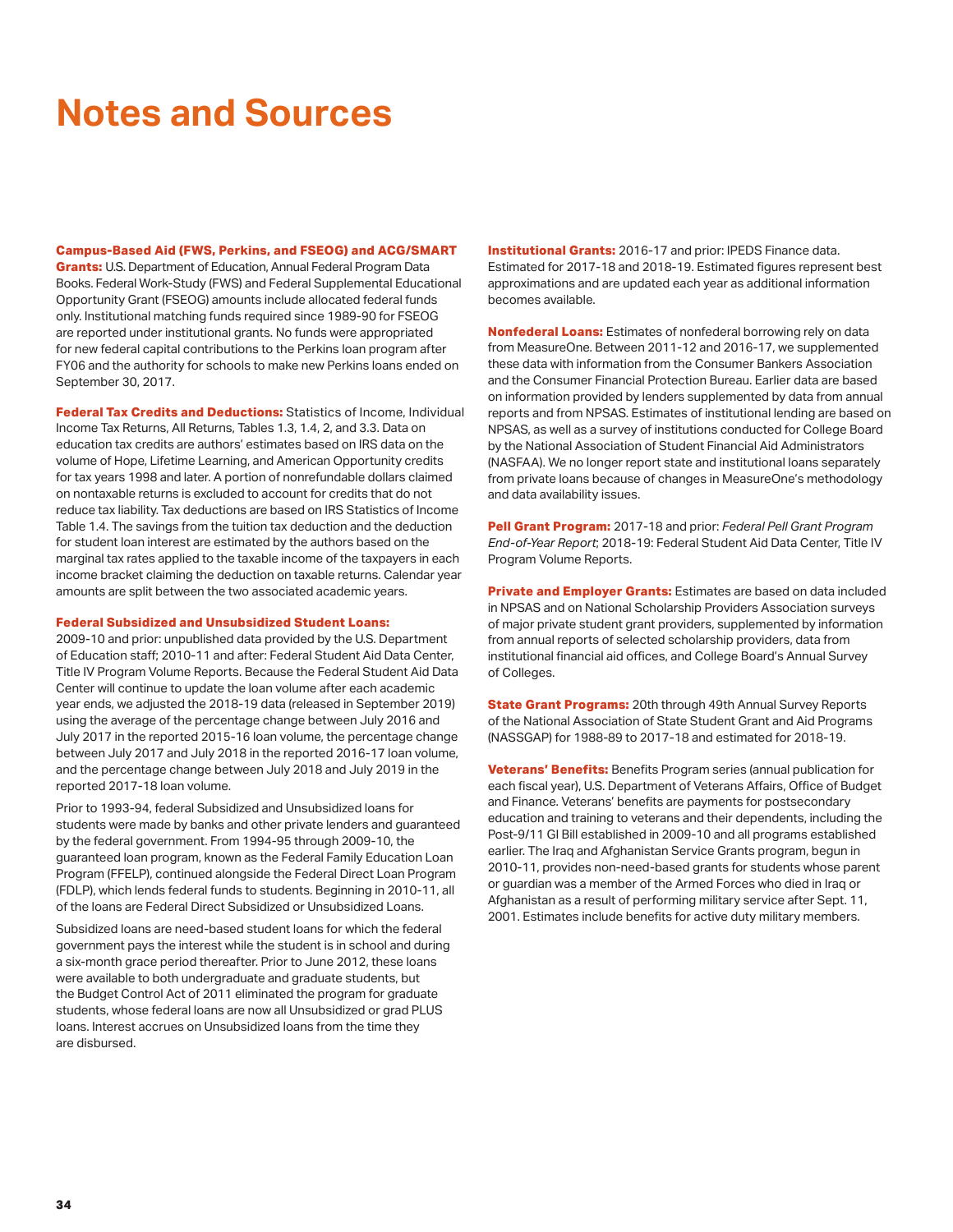# Notes and Sources

**Campus-Based Aid (FWS, Perkins, and FSEOG) and ACG/SMART Grants:** U.S. Department of Education, Annual Federal Program Data Books. Federal Work-Study (FWS) and Federal Supplemental Educational Opportunity Grant (FSEOG) amounts include allocated federal funds only. Institutional matching funds required since 1989-90 for FSEOG are reported under institutional grants. No funds were appropriated for new federal capital contributions to the Perkins loan program after FY06 and the authority for schools to make new Perkins loans ended on September 30, 2017.

**Federal Tax Credits and Deductions:** Statistics of Income, Individual Income Tax Returns, All Returns, Tables 1.3, 1.4, 2, and 3.3. Data on education tax credits are authors' estimates based on IRS data on the volume of Hope, Lifetime Learning, and American Opportunity credits for tax years 1998 and later. A portion of nonrefundable dollars claimed on nontaxable returns is excluded to account for credits that do not reduce tax liability. Tax deductions are based on IRS Statistics of Income Table 1.4. The savings from the tuition tax deduction and the deduction for student loan interest are estimated by the authors based on the marginal tax rates applied to the taxable income of the taxpayers in each income bracket claiming the deduction on taxable returns. Calendar year amounts are split between the two associated academic years.

**Federal Subsidized and Unsubsidized Student Loans:** 2009-10 and prior: unpublished data provided by the U.S. Department of Education staff; 2010-11 and after: Federal Student Aid Data Center, Title IV Program Volume Reports. Because the Federal Student Aid Data Center will continue to update the loan volume after each academic year ends, we adjusted the 2018-19 data (released in September 2019) using the average of the percentage change between July 2016 and July 2017 in the reported 2015-16 loan volume, the percentage change between July 2017 and July 2018 in the reported 2016-17 loan volume, and the percentage change between July 2018 and July 2019 in the reported 2017-18 loan volume.

Prior to 1993-94, federal Subsidized and Unsubsidized loans for students were made by banks and other private lenders and guaranteed by the federal government. From 1994-95 through 2009-10, the guaranteed loan program, known as the Federal Family Education Loan Program (FFELP), continued alongside the Federal Direct Loan Program (FDLP), which lends federal funds to students. Beginning in 2010-11, all of the loans are Federal Direct Subsidized or Unsubsidized Loans.

Subsidized loans are need-based student loans for which the federal government pays the interest while the student is in school and during a six-month grace period thereafter. Prior to June 2012, these loans were available to both undergraduate and graduate students, but the Budget Control Act of 2011 eliminated the program for graduate students, whose federal loans are now all Unsubsidized or grad PLUS loans. Interest accrues on Unsubsidized loans from the time they are disbursed.

**Institutional Grants:** 2016-17 and prior: IPEDS Finance data. Estimated for 2017-18 and 2018-19. Estimated figures represent best approximations and are updated each year as additional information becomes available.

**Nonfederal Loans:** Estimates of nonfederal borrowing rely on data from MeasureOne. Between 2011-12 and 2016-17, we supplemented these data with information from the Consumer Bankers Association and the Consumer Financial Protection Bureau. Earlier data are based on information provided by lenders supplemented by data from annual reports and from NPSAS. Estimates of institutional lending are based on NPSAS, as well as a survey of institutions conducted for College Board by the National Association of Student Financial Aid Administrators (NASFAA). We no longer report state and institutional loans separately from private loans because of changes in MeasureOne's methodology and data availability issues.

**Pell Grant Program:** 2017-18 and prior: *Federal Pell Grant Program End-of-Year Report*; 2018-19: Federal Student Aid Data Center, Title IV Program Volume Reports.

**Private and Employer Grants:** Estimates are based on data included in NPSAS and on National Scholarship Providers Association surveys of major private student grant providers, supplemented by information from annual reports of selected scholarship providers, data from institutional financial aid offices, and College Board's Annual Survey of Colleges.

**State Grant Programs:** 20th through 49th Annual Survey Reports of the National Association of State Student Grant and Aid Programs (NASSGAP) for 1988-89 to 2017-18 and estimated for 2018-19.

**Veterans' Benefits:** Benefits Program series (annual publication for each fiscal year), U.S. Department of Veterans Affairs, Office of Budget and Finance. Veterans' benefits are payments for postsecondary education and training to veterans and their dependents, including the Post-9/11 GI Bill established in 2009-10 and all programs established earlier. The Iraq and Afghanistan Service Grants program, begun in 2010-11, provides non-need-based grants for students whose parent or guardian was a member of the Armed Forces who died in Iraq or Afghanistan as a result of performing military service after Sept. 11, 2001. Estimates include benefits for active duty military members.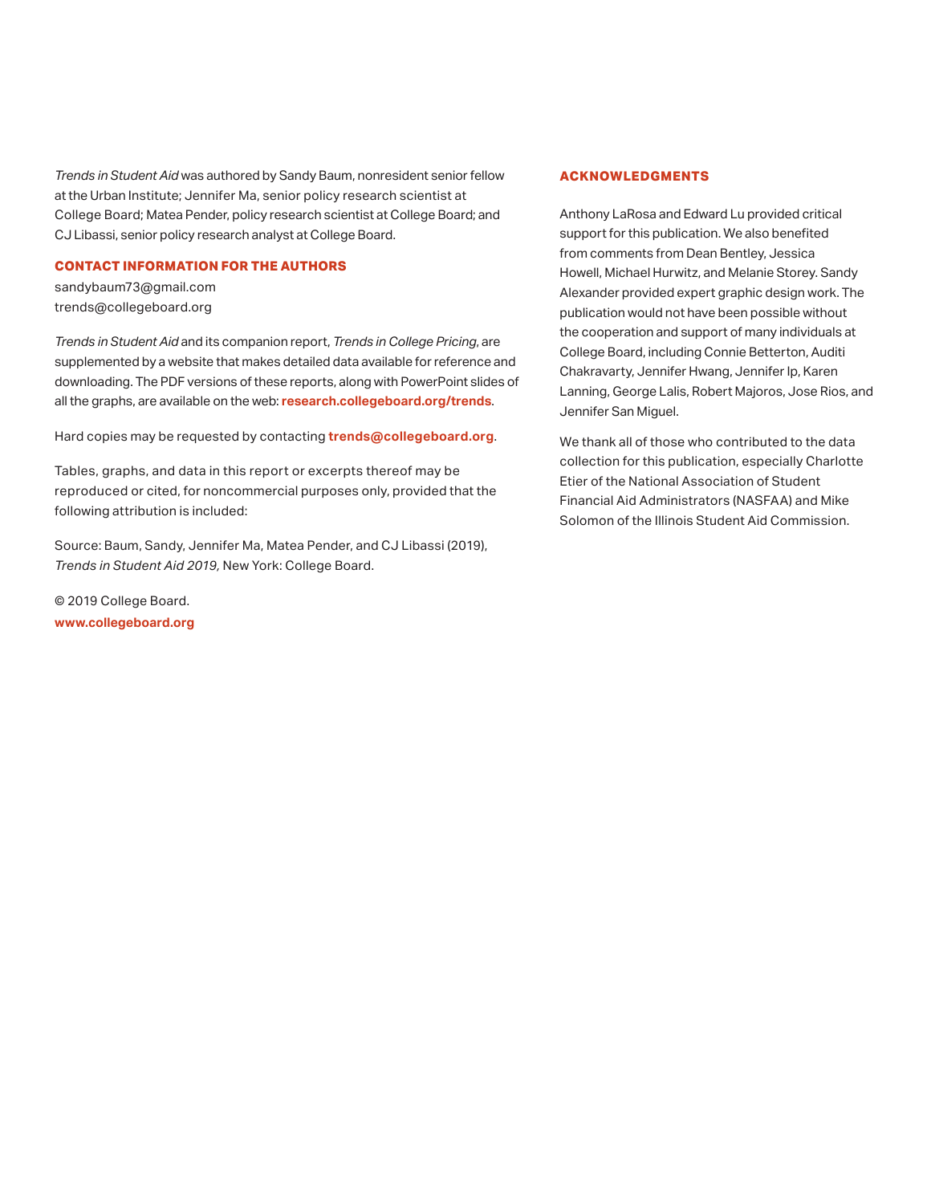*Trends in Student Aid* was authored by Sandy Baum, nonresident senior fellow at the Urban Institute; Jennifer Ma, senior policy research scientist at College Board; Matea Pender, policy research scientist at College Board; and CJ Libassi, senior policy research analyst at College Board.

## CONTACT INFORMATION FOR THE AUTHORS

sandybaum73@gmail.com
trends@collegeboard.org

*Trends in Student Aid* and its companion report, *Trends in College Pricing*, are supplemented by a website that makes detailed data available for reference and downloading. The PDF versions of these reports, along with PowerPoint slides of all the graphs, are available on the web: **research.collegeboard.org/trends**.

Hard copies may be requested by contacting **trends@collegeboard.org**.

Tables, graphs, and data in this report or excerpts thereof may be reproduced or cited, for noncommercial purposes only, provided that the following attribution is included:

Source: Baum, Sandy, Jennifer Ma, Matea Pender, and CJ Libassi (2019), *Trends in Student Aid 2019,* New York: College Board.

© 2019 College Board.
**www.collegeboard.org**

## ACKNOWLEDGMENTS

Anthony LaRosa and Edward Lu provided critical support for this publication. We also benefited from comments from Dean Bentley, Jessica Howell, Michael Hurwitz, and Melanie Storey. Sandy Alexander provided expert graphic design work. The publication would not have been possible without the cooperation and support of many individuals at College Board, including Connie Betterton, Auditi Chakravarty, Jennifer Hwang, Jennifer Ip, Karen Lanning, George Lalis, Robert Majoros, Jose Rios, and Jennifer San Miguel.

We thank all of those who contributed to the data collection for this publication, especially Charlotte Etier of the National Association of Student Financial Aid Administrators (NASFAA) and Mike Solomon of the Illinois Student Aid Commission.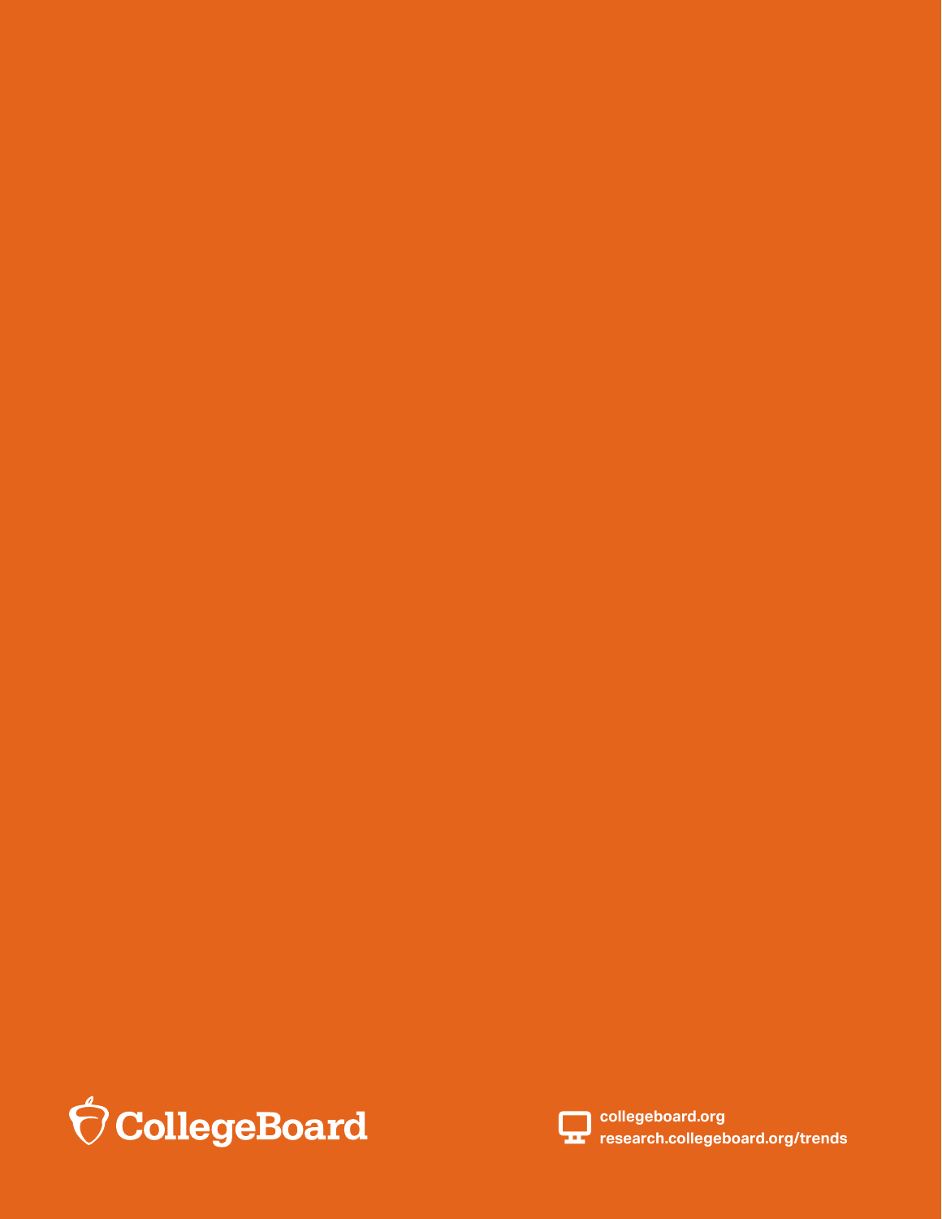CollegeBoard

collegeboard.org
research.collegeboard.org/trends